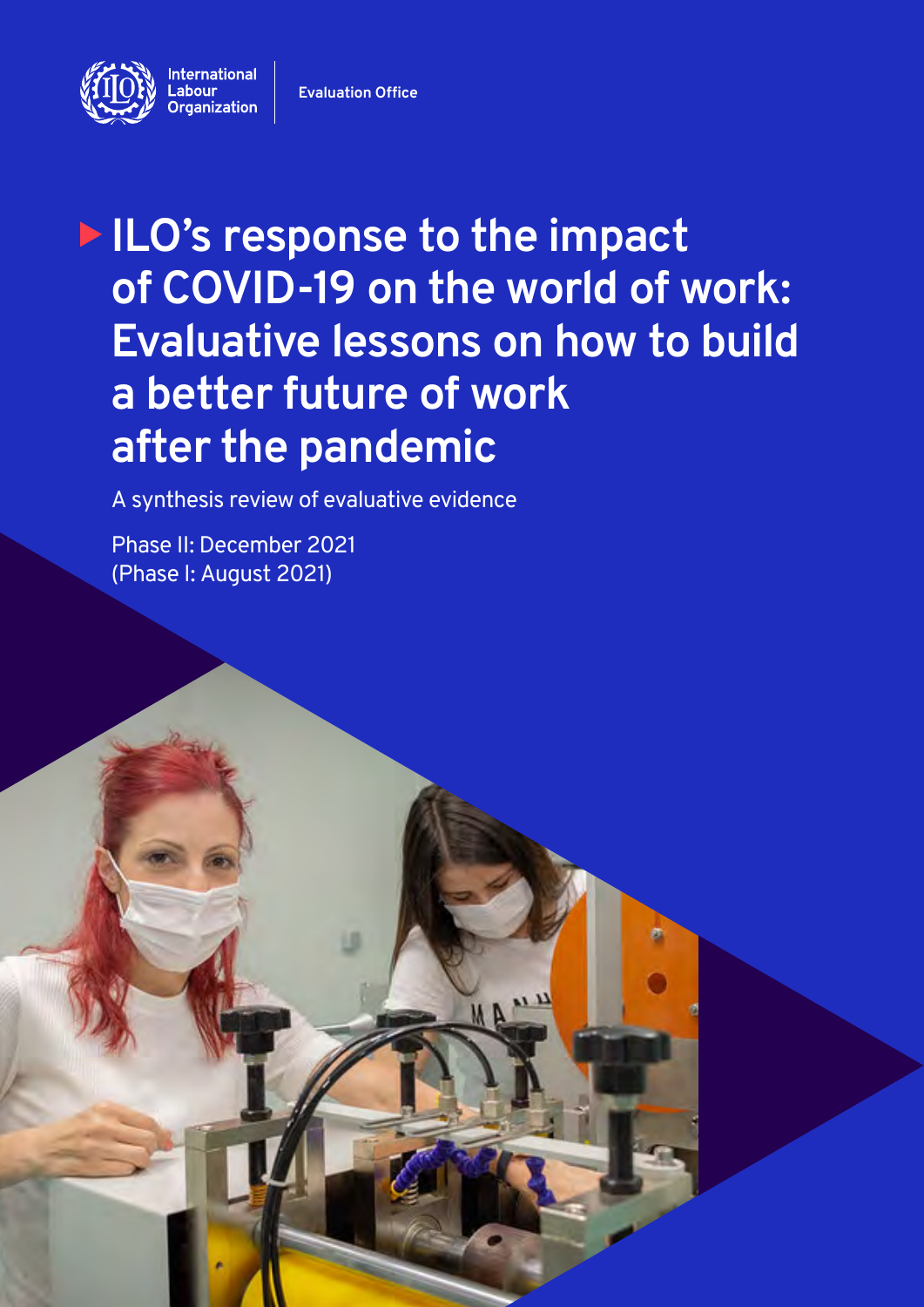International Labour Organization | Evaluation Office

# ILO's response to the impact of COVID-19 on the world of work: Evaluative lessons on how to build a better future of work after the pandemic

A synthesis review of evaluative evidence

Phase II: December 2021
(Phase I: August 2021)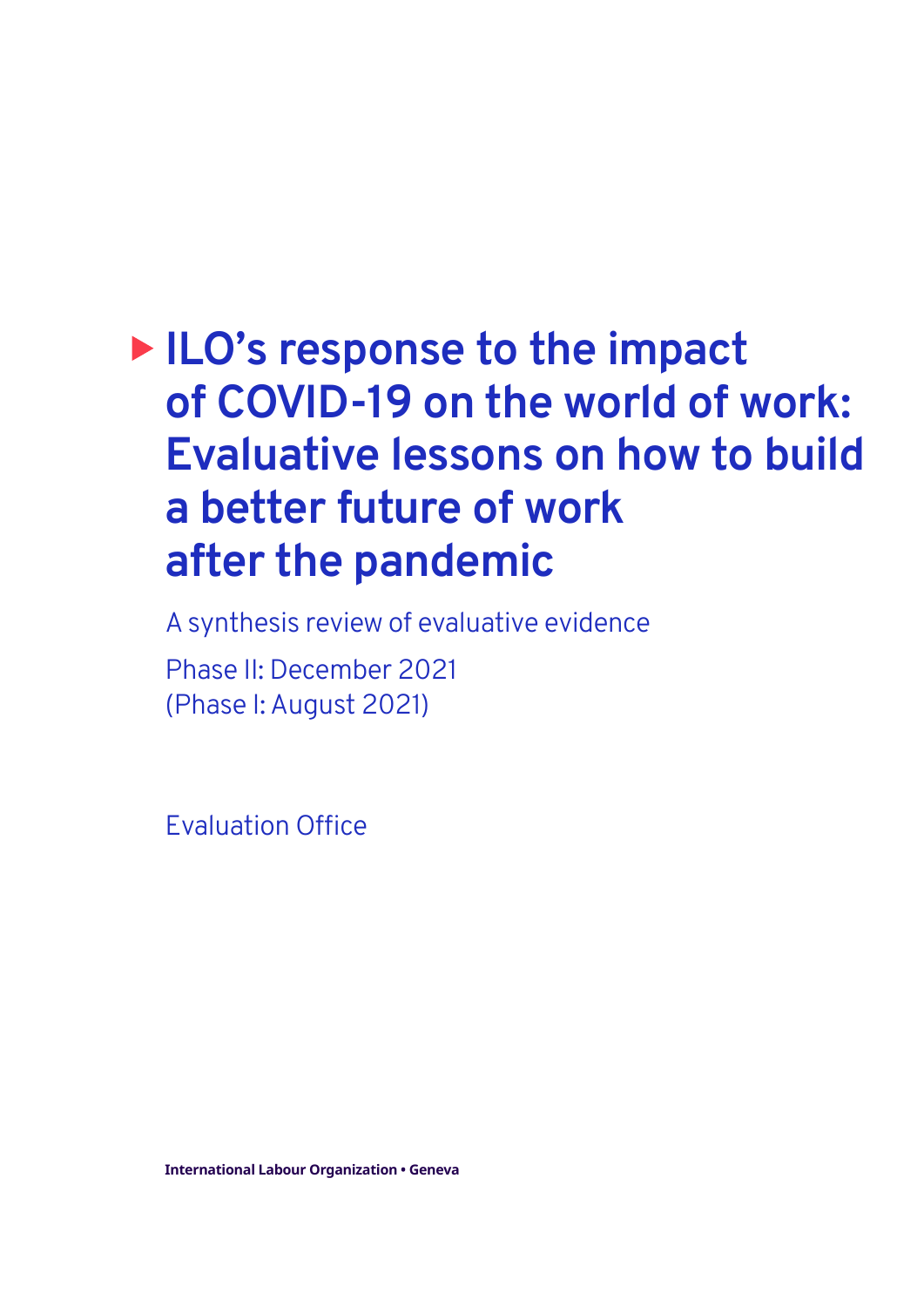# ILO's response to the impact of COVID-19 on the world of work: Evaluative lessons on how to build a better future of work after the pandemic

A synthesis review of evaluative evidence

Phase II: December 2021
(Phase I: August 2021)

Evaluation Office

**International Labour Organization • Geneva**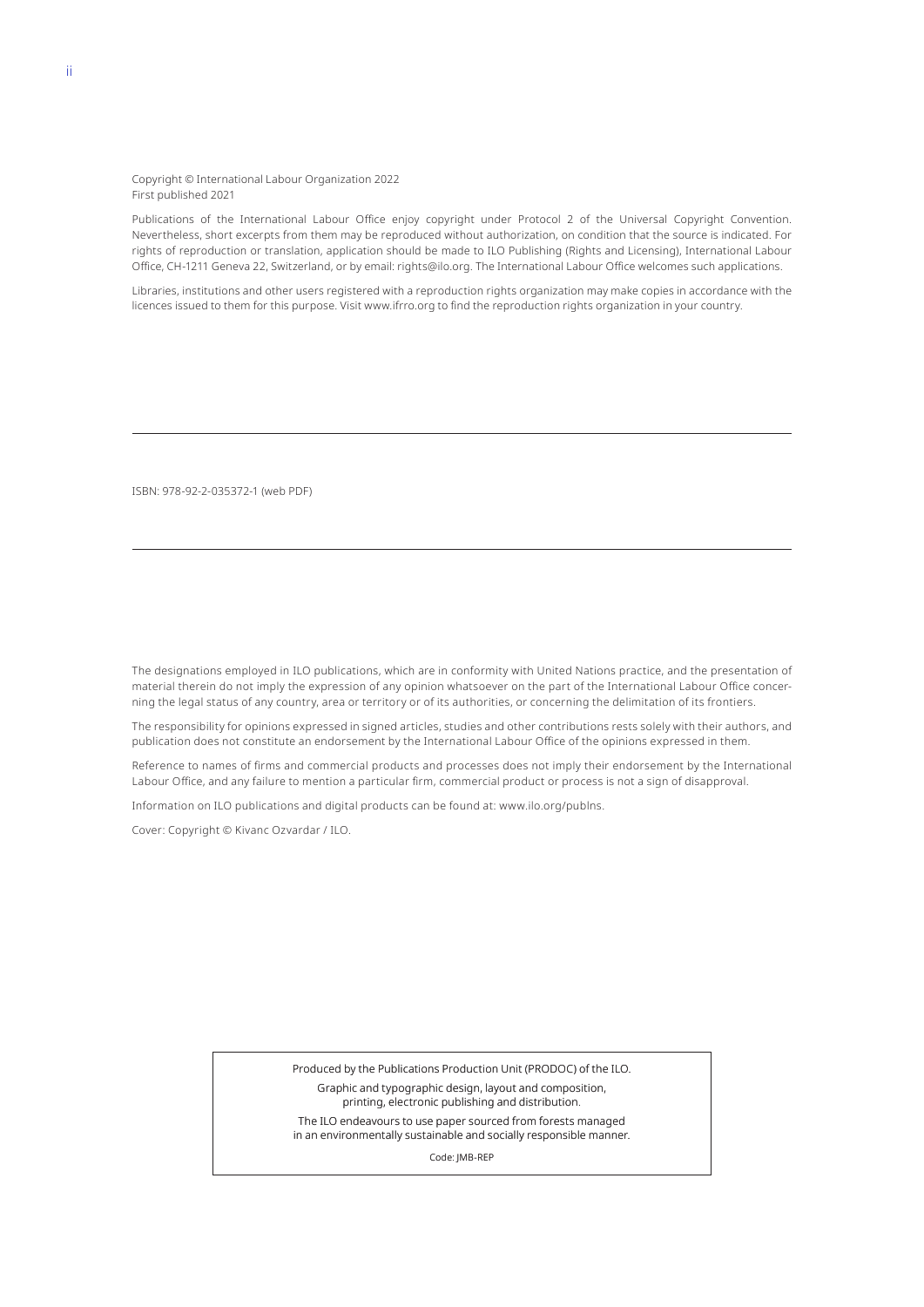Copyright © International Labour Organization 2022
First published 2021

Publications of the International Labour Office enjoy copyright under Protocol 2 of the Universal Copyright Convention. Nevertheless, short excerpts from them may be reproduced without authorization, on condition that the source is indicated. For rights of reproduction or translation, application should be made to ILO Publishing (Rights and Licensing), International Labour Office, CH-1211 Geneva 22, Switzerland, or by email: rights@ilo.org. The International Labour Office welcomes such applications.

Libraries, institutions and other users registered with a reproduction rights organization may make copies in accordance with the licences issued to them for this purpose. Visit www.ifrro.org to find the reproduction rights organization in your country.

---

ISBN: 978-92-2-035372-1 (web PDF)

---

The designations employed in ILO publications, which are in conformity with United Nations practice, and the presentation of material therein do not imply the expression of any opinion whatsoever on the part of the International Labour Office concerning the legal status of any country, area or territory or of its authorities, or concerning the delimitation of its frontiers.

The responsibility for opinions expressed in signed articles, studies and other contributions rests solely with their authors, and publication does not constitute an endorsement by the International Labour Office of the opinions expressed in them.

Reference to names of firms and commercial products and processes does not imply their endorsement by the International Labour Office, and any failure to mention a particular firm, commercial product or process is not a sign of disapproval.

Information on ILO publications and digital products can be found at: www.ilo.org/publns.

Cover: Copyright © Kivanc Ozvardar / ILO.

Produced by the Publications Production Unit (PRODOC) of the ILO.

Graphic and typographic design, layout and composition, printing, electronic publishing and distribution.

The ILO endeavours to use paper sourced from forests managed in an environmentally sustainable and socially responsible manner.

Code: JMB-REP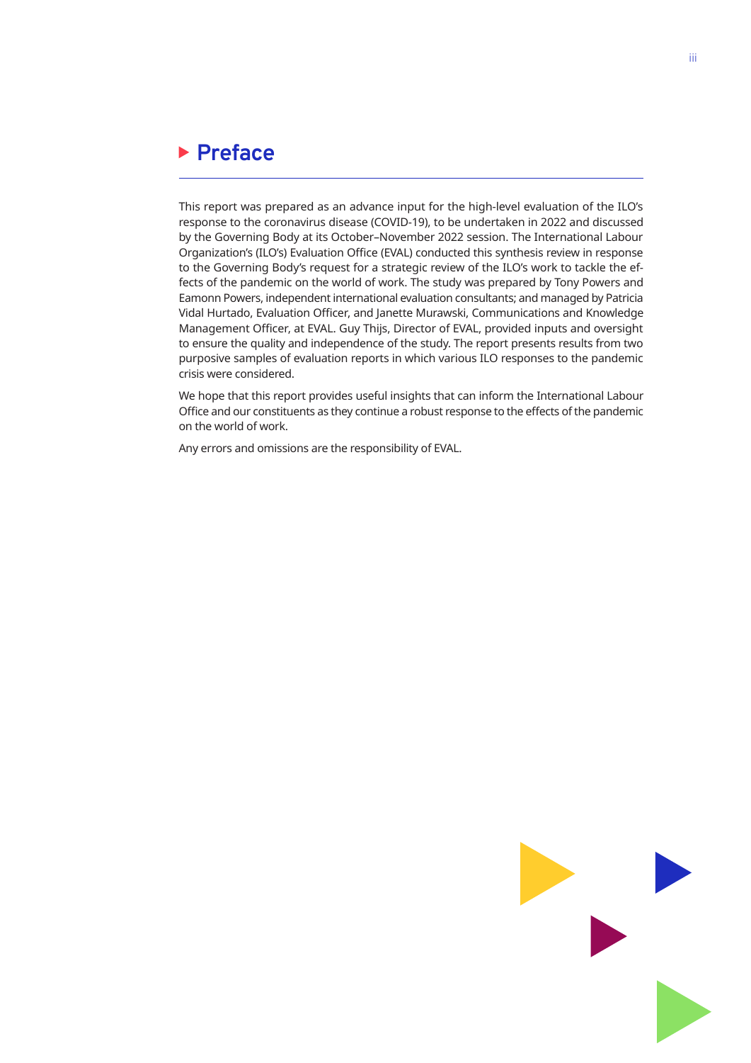# Preface

This report was prepared as an advance input for the high-level evaluation of the ILO's response to the coronavirus disease (COVID-19), to be undertaken in 2022 and discussed by the Governing Body at its October–November 2022 session. The International Labour Organization's (ILO's) Evaluation Office (EVAL) conducted this synthesis review in response to the Governing Body's request for a strategic review of the ILO's work to tackle the effects of the pandemic on the world of work. The study was prepared by Tony Powers and Eamonn Powers, independent international evaluation consultants; and managed by Patricia Vidal Hurtado, Evaluation Officer, and Janette Murawski, Communications and Knowledge Management Officer, at EVAL. Guy Thijs, Director of EVAL, provided inputs and oversight to ensure the quality and independence of the study. The report presents results from two purposive samples of evaluation reports in which various ILO responses to the pandemic crisis were considered.

We hope that this report provides useful insights that can inform the International Labour Office and our constituents as they continue a robust response to the effects of the pandemic on the world of work.

Any errors and omissions are the responsibility of EVAL.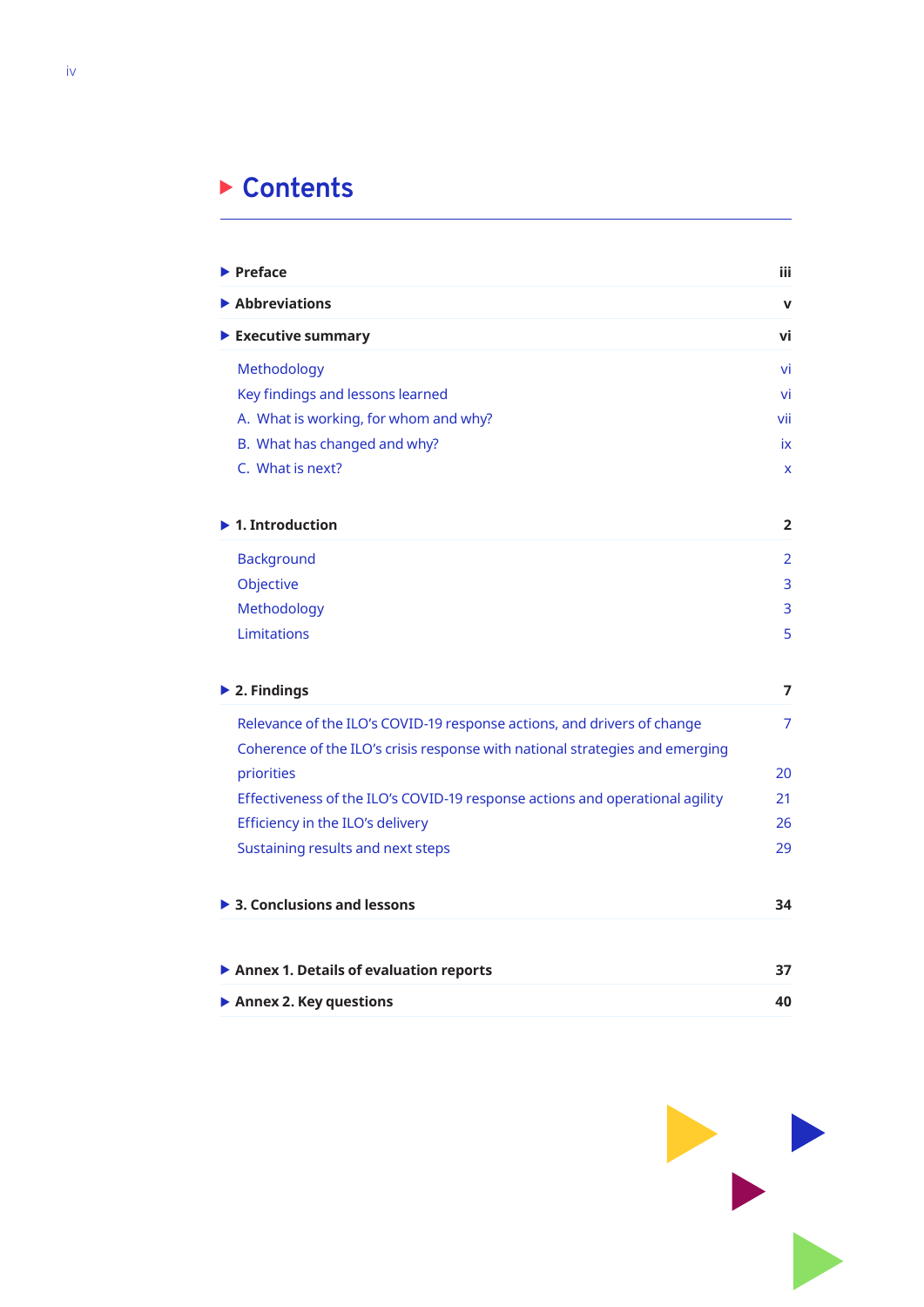# Contents

| | |
|---|---|
| **Preface** | **iii** |
| **Abbreviations** | **v** |
| **Executive summary** | **vi** |
| Methodology | vi |
| Key findings and lessons learned | vi |
| A. What is working, for whom and why? | vii |
| B. What has changed and why? | ix |
| C. What is next? | x |
| **1. Introduction** | **2** |
| Background | 2 |
| Objective | 3 |
| Methodology | 3 |
| Limitations | 5 |
| **2. Findings** | **7** |
| Relevance of the ILO’s COVID-19 response actions, and drivers of change | 7 |
| Coherence of the ILO’s crisis response with national strategies and emerging priorities | 20 |
| Effectiveness of the ILO’s COVID-19 response actions and operational agility | 21 |
| Efficiency in the ILO’s delivery | 26 |
| Sustaining results and next steps | 29 |
| **3. Conclusions and lessons** | **34** |
| **Annex 1. Details of evaluation reports** | **37** |
| **Annex 2. Key questions** | **40** |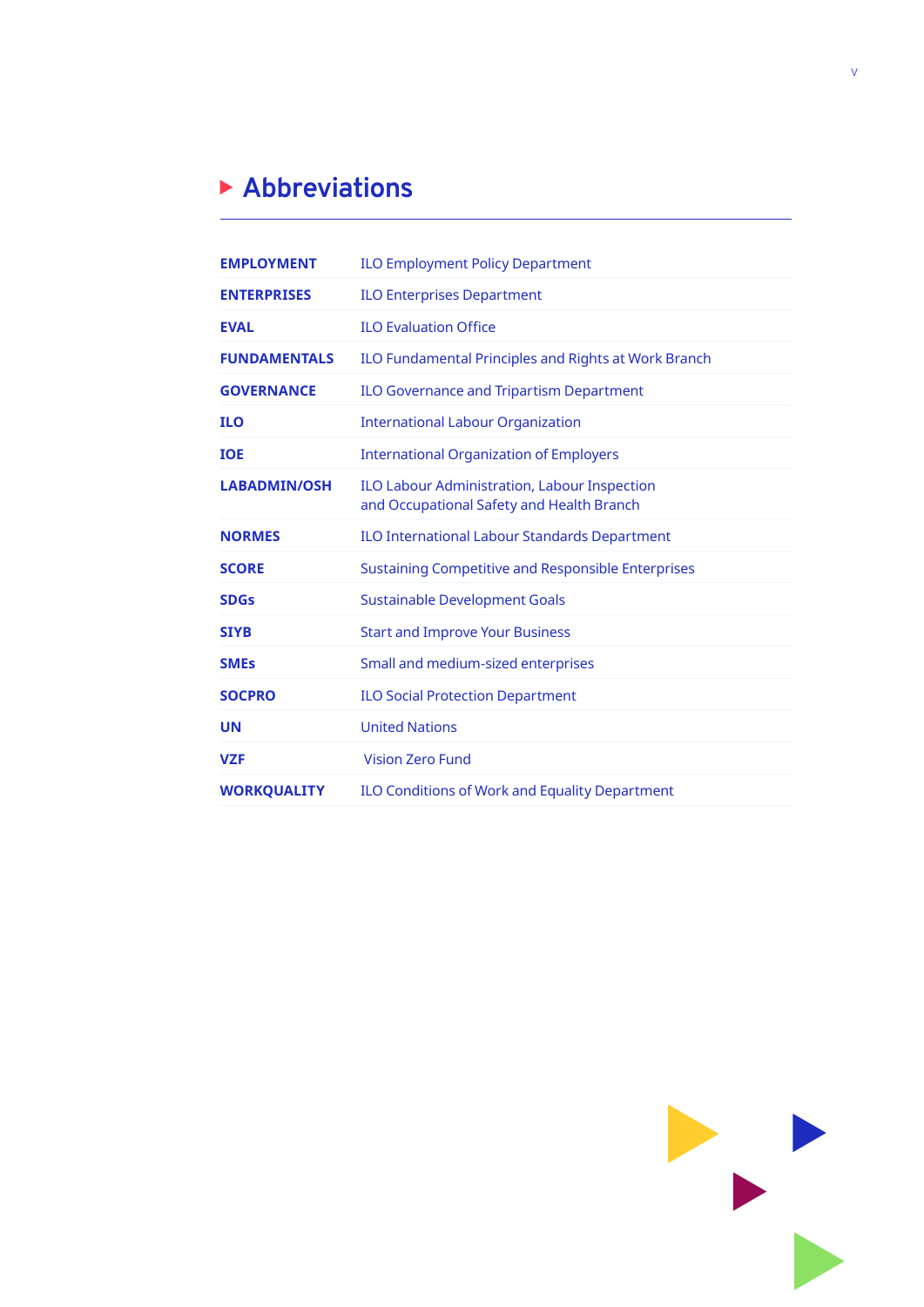# Abbreviations

| | |
|---|---|
| **EMPLOYMENT** | ILO Employment Policy Department |
| **ENTERPRISES** | ILO Enterprises Department |
| **EVAL** | ILO Evaluation Office |
| **FUNDAMENTALS** | ILO Fundamental Principles and Rights at Work Branch |
| **GOVERNANCE** | ILO Governance and Tripartism Department |
| **ILO** | International Labour Organization |
| **IOE** | International Organization of Employers |
| **LABADMIN/OSH** | ILO Labour Administration, Labour Inspection and Occupational Safety and Health Branch |
| **NORMES** | ILO International Labour Standards Department |
| **SCORE** | Sustaining Competitive and Responsible Enterprises |
| **SDGs** | Sustainable Development Goals |
| **SIYB** | Start and Improve Your Business |
| **SMEs** | Small and medium-sized enterprises |
| **SOCPRO** | ILO Social Protection Department |
| **UN** | United Nations |
| **VZF** | Vision Zero Fund |
| **WORKQUALITY** | ILO Conditions of Work and Equality Department |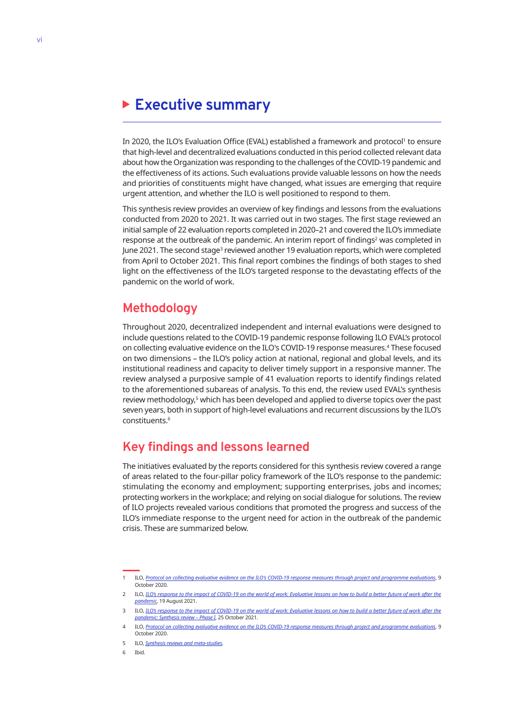# Executive summary

In 2020, the ILO's Evaluation Office (EVAL) established a framework and protocol[1] to ensure that high-level and decentralized evaluations conducted in this period collected relevant data about how the Organization was responding to the challenges of the COVID-19 pandemic and the effectiveness of its actions. Such evaluations provide valuable lessons on how the needs and priorities of constituents might have changed, what issues are emerging that require urgent attention, and whether the ILO is well positioned to respond to them.

This synthesis review provides an overview of key findings and lessons from the evaluations conducted from 2020 to 2021. It was carried out in two stages. The first stage reviewed an initial sample of 22 evaluation reports completed in 2020–21 and covered the ILO's immediate response at the outbreak of the pandemic. An interim report of findings[2] was completed in June 2021. The second stage[3] reviewed another 19 evaluation reports, which were completed from April to October 2021. This final report combines the findings of both stages to shed light on the effectiveness of the ILO's targeted response to the devastating effects of the pandemic on the world of work.

## Methodology

Throughout 2020, decentralized independent and internal evaluations were designed to include questions related to the COVID-19 pandemic response following ILO EVAL's protocol on collecting evaluative evidence on the ILO's COVID-19 response measures.[4] These focused on two dimensions – the ILO's policy action at national, regional and global levels, and its institutional readiness and capacity to deliver timely support in a responsive manner. The review analysed a purposive sample of 41 evaluation reports to identify findings related to the aforementioned subareas of analysis. To this end, the review used EVAL's synthesis review methodology,[5] which has been developed and applied to diverse topics over the past seven years, both in support of high-level evaluations and recurrent discussions by the ILO's constituents.[6]

## Key findings and lessons learned

The initiatives evaluated by the reports considered for this synthesis review covered a range of areas related to the four-pillar policy framework of the ILO's response to the pandemic: stimulating the economy and employment; supporting enterprises, jobs and incomes; protecting workers in the workplace; and relying on social dialogue for solutions. The review of ILO projects revealed various conditions that promoted the progress and success of the ILO's immediate response to the urgent need for action in the outbreak of the pandemic crisis. These are summarized below.

---

1 ILO, *Protocol on collecting evaluative evidence on the ILO's COVID-19 response measures through project and programme evaluations*, 9 October 2020.

2 ILO, *ILO's response to the impact of COVID-19 on the world of work: Evaluative lessons on how to build a better future of work after the pandemic*, 19 August 2021.

3 ILO, *ILO's response to the impact of COVID-19 on the world of work: Evaluative lessons on how to build a better future of work after the pandemic: Synthesis review – Phase I*, 25 October 2021.

4 ILO, *Protocol on collecting evaluative evidence on the ILO's COVID-19 response measures through project and programme evaluations*, 9 October 2020.

5 ILO, *Synthesis reviews and meta-studies*.

6 Ibid.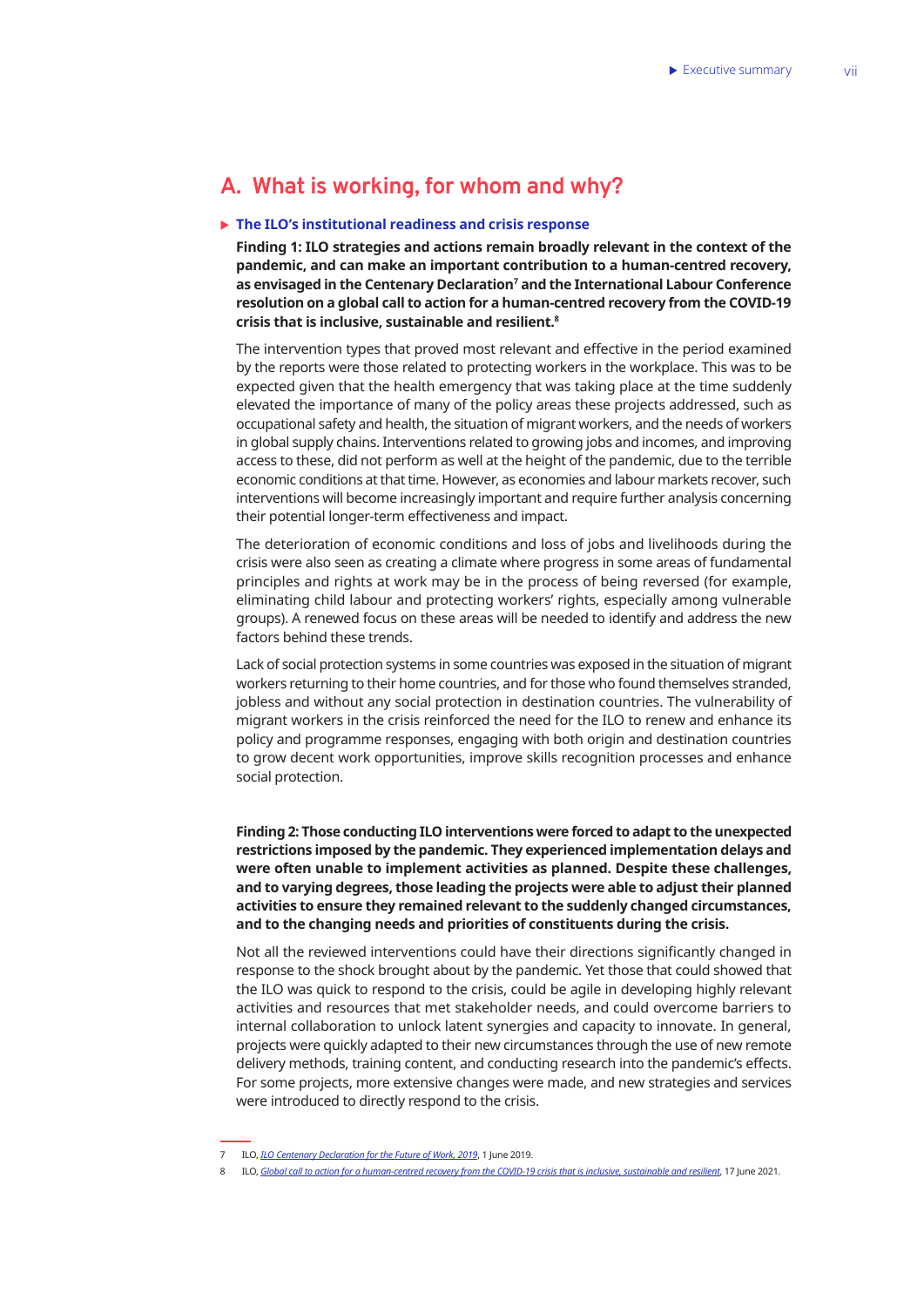## A. What is working, for whom and why?

### The ILO's institutional readiness and crisis response

**Finding 1: ILO strategies and actions remain broadly relevant in the context of the pandemic, and can make an important contribution to a human-centred recovery, as envisaged in the Centenary Declaration[7] and the International Labour Conference resolution on a global call to action for a human-centred recovery from the COVID-19 crisis that is inclusive, sustainable and resilient.[8]**

The intervention types that proved most relevant and effective in the period examined by the reports were those related to protecting workers in the workplace. This was to be expected given that the health emergency that was taking place at the time suddenly elevated the importance of many of the policy areas these projects addressed, such as occupational safety and health, the situation of migrant workers, and the needs of workers in global supply chains. Interventions related to growing jobs and incomes, and improving access to these, did not perform as well at the height of the pandemic, due to the terrible economic conditions at that time. However, as economies and labour markets recover, such interventions will become increasingly important and require further analysis concerning their potential longer-term effectiveness and impact.

The deterioration of economic conditions and loss of jobs and livelihoods during the crisis were also seen as creating a climate where progress in some areas of fundamental principles and rights at work may be in the process of being reversed (for example, eliminating child labour and protecting workers' rights, especially among vulnerable groups). A renewed focus on these areas will be needed to identify and address the new factors behind these trends.

Lack of social protection systems in some countries was exposed in the situation of migrant workers returning to their home countries, and for those who found themselves stranded, jobless and without any social protection in destination countries. The vulnerability of migrant workers in the crisis reinforced the need for the ILO to renew and enhance its policy and programme responses, engaging with both origin and destination countries to grow decent work opportunities, improve skills recognition processes and enhance social protection.

**Finding 2: Those conducting ILO interventions were forced to adapt to the unexpected restrictions imposed by the pandemic. They experienced implementation delays and were often unable to implement activities as planned. Despite these challenges, and to varying degrees, those leading the projects were able to adjust their planned activities to ensure they remained relevant to the suddenly changed circumstances, and to the changing needs and priorities of constituents during the crisis.**

Not all the reviewed interventions could have their directions significantly changed in response to the shock brought about by the pandemic. Yet those that could showed that the ILO was quick to respond to the crisis, could be agile in developing highly relevant activities and resources that met stakeholder needs, and could overcome barriers to internal collaboration to unlock latent synergies and capacity to innovate. In general, projects were quickly adapted to their new circumstances through the use of new remote delivery methods, training content, and conducting research into the pandemic's effects. For some projects, more extensive changes were made, and new strategies and services were introduced to directly respond to the crisis.

---

7 ILO, *ILO Centenary Declaration for the Future of Work, 2019*, 1 June 2019.

8 ILO, *Global call to action for a human-centred recovery from the COVID-19 crisis that is inclusive, sustainable and resilient*, 17 June 2021.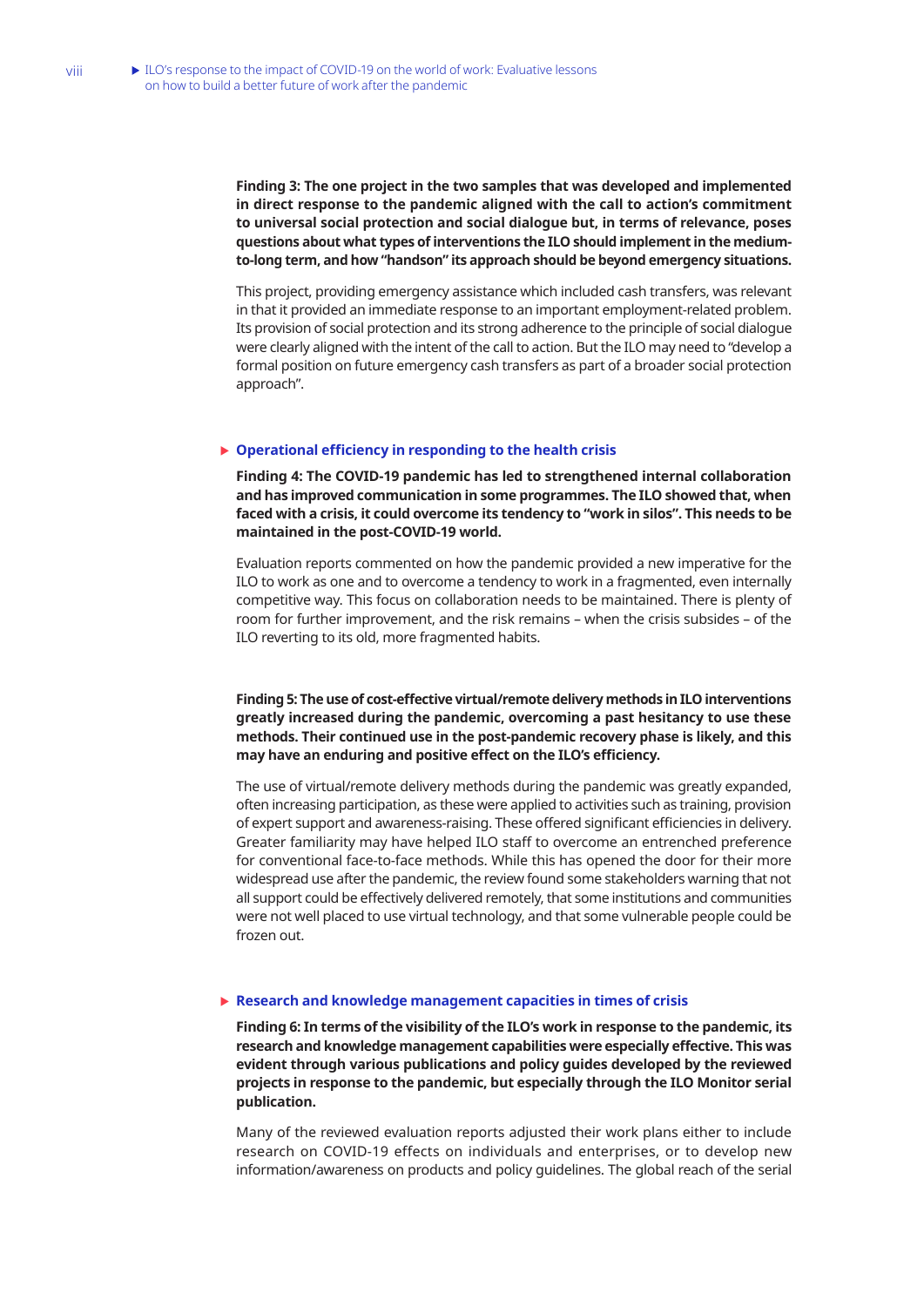**Finding 3: The one project in the two samples that was developed and implemented in direct response to the pandemic aligned with the call to action's commitment to universal social protection and social dialogue but, in terms of relevance, poses questions about what types of interventions the ILO should implement in the medium-to-long term, and how "handson" its approach should be beyond emergency situations.**

This project, providing emergency assistance which included cash transfers, was relevant in that it provided an immediate response to an important employment-related problem. Its provision of social protection and its strong adherence to the principle of social dialogue were clearly aligned with the intent of the call to action. But the ILO may need to "develop a formal position on future emergency cash transfers as part of a broader social protection approach".

## Operational efficiency in responding to the health crisis

**Finding 4: The COVID-19 pandemic has led to strengthened internal collaboration and has improved communication in some programmes. The ILO showed that, when faced with a crisis, it could overcome its tendency to "work in silos". This needs to be maintained in the post-COVID-19 world.**

Evaluation reports commented on how the pandemic provided a new imperative for the ILO to work as one and to overcome a tendency to work in a fragmented, even internally competitive way. This focus on collaboration needs to be maintained. There is plenty of room for further improvement, and the risk remains – when the crisis subsides – of the ILO reverting to its old, more fragmented habits.

**Finding 5: The use of cost-effective virtual/remote delivery methods in ILO interventions greatly increased during the pandemic, overcoming a past hesitancy to use these methods. Their continued use in the post-pandemic recovery phase is likely, and this may have an enduring and positive effect on the ILO's efficiency.**

The use of virtual/remote delivery methods during the pandemic was greatly expanded, often increasing participation, as these were applied to activities such as training, provision of expert support and awareness-raising. These offered significant efficiencies in delivery. Greater familiarity may have helped ILO staff to overcome an entrenched preference for conventional face-to-face methods. While this has opened the door for their more widespread use after the pandemic, the review found some stakeholders warning that not all support could be effectively delivered remotely, that some institutions and communities were not well placed to use virtual technology, and that some vulnerable people could be frozen out.

## Research and knowledge management capacities in times of crisis

**Finding 6: In terms of the visibility of the ILO's work in response to the pandemic, its research and knowledge management capabilities were especially effective. This was evident through various publications and policy guides developed by the reviewed projects in response to the pandemic, but especially through the ILO Monitor serial publication.**

Many of the reviewed evaluation reports adjusted their work plans either to include research on COVID-19 effects on individuals and enterprises, or to develop new information/awareness on products and policy guidelines. The global reach of the serial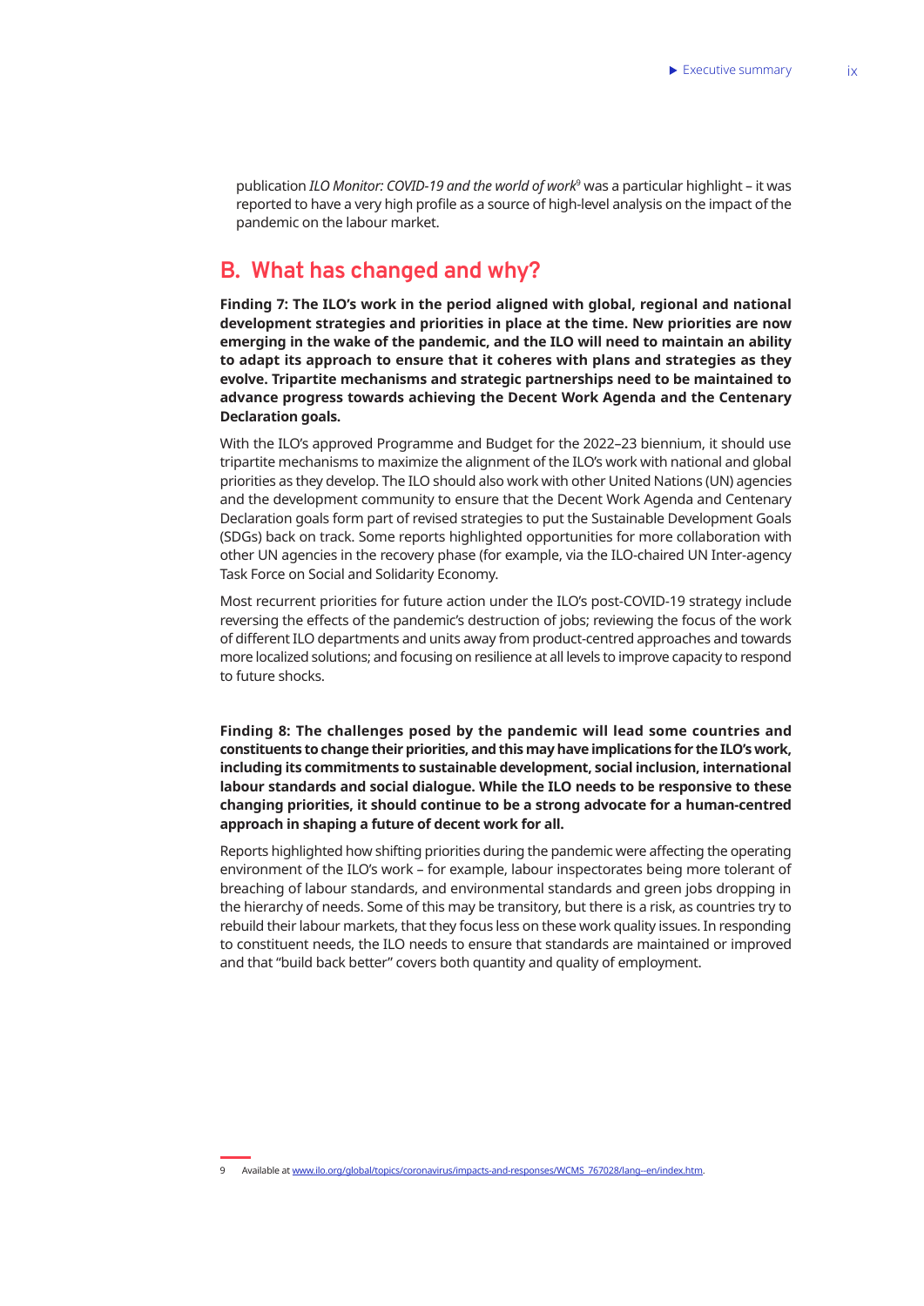publication *ILO Monitor: COVID-19 and the world of work*[9] was a particular highlight – it was reported to have a very high profile as a source of high-level analysis on the impact of the pandemic on the labour market.

## B. What has changed and why?

**Finding 7: The ILO's work in the period aligned with global, regional and national development strategies and priorities in place at the time. New priorities are now emerging in the wake of the pandemic, and the ILO will need to maintain an ability to adapt its approach to ensure that it coheres with plans and strategies as they evolve. Tripartite mechanisms and strategic partnerships need to be maintained to advance progress towards achieving the Decent Work Agenda and the Centenary Declaration goals.**

With the ILO's approved Programme and Budget for the 2022–23 biennium, it should use tripartite mechanisms to maximize the alignment of the ILO's work with national and global priorities as they develop. The ILO should also work with other United Nations (UN) agencies and the development community to ensure that the Decent Work Agenda and Centenary Declaration goals form part of revised strategies to put the Sustainable Development Goals (SDGs) back on track. Some reports highlighted opportunities for more collaboration with other UN agencies in the recovery phase (for example, via the ILO-chaired UN Inter-agency Task Force on Social and Solidarity Economy.

Most recurrent priorities for future action under the ILO's post-COVID-19 strategy include reversing the effects of the pandemic's destruction of jobs; reviewing the focus of the work of different ILO departments and units away from product-centred approaches and towards more localized solutions; and focusing on resilience at all levels to improve capacity to respond to future shocks.

**Finding 8: The challenges posed by the pandemic will lead some countries and constituents to change their priorities, and this may have implications for the ILO's work, including its commitments to sustainable development, social inclusion, international labour standards and social dialogue. While the ILO needs to be responsive to these changing priorities, it should continue to be a strong advocate for a human-centred approach in shaping a future of decent work for all.**

Reports highlighted how shifting priorities during the pandemic were affecting the operating environment of the ILO's work – for example, labour inspectorates being more tolerant of breaching of labour standards, and environmental standards and green jobs dropping in the hierarchy of needs. Some of this may be transitory, but there is a risk, as countries try to rebuild their labour markets, that they focus less on these work quality issues. In responding to constituent needs, the ILO needs to ensure that standards are maintained or improved and that "build back better" covers both quantity and quality of employment.

---

9 Available at www.ilo.org/global/topics/coronavirus/impacts-and-responses/WCMS_767028/lang--en/index.htm.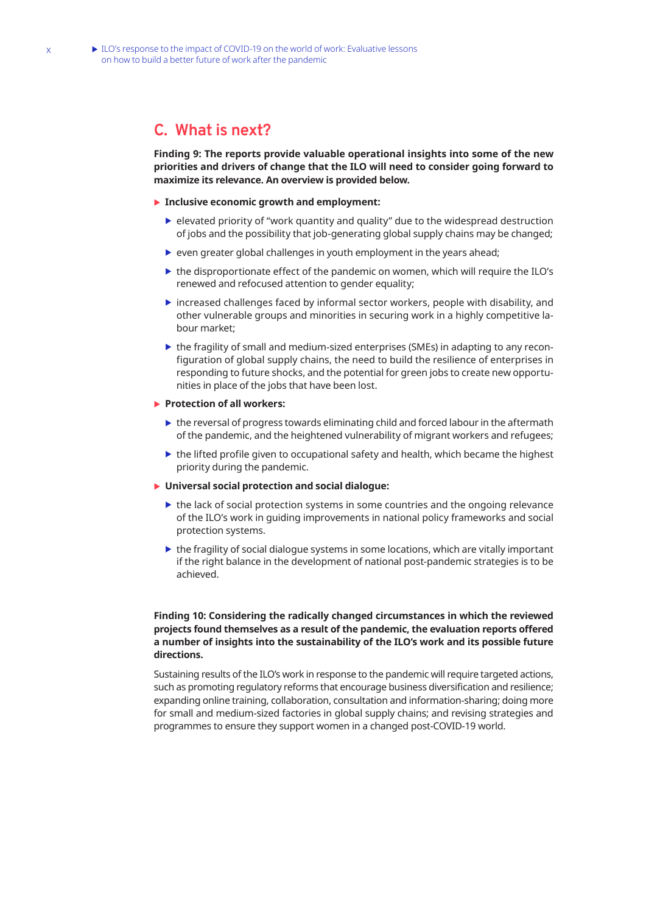## C. What is next?

**Finding 9: The reports provide valuable operational insights into some of the new priorities and drivers of change that the ILO will need to consider going forward to maximize its relevance. An overview is provided below.**

- **Inclusive economic growth and employment:**
  - elevated priority of "work quantity and quality" due to the widespread destruction of jobs and the possibility that job-generating global supply chains may be changed;
  - even greater global challenges in youth employment in the years ahead;
  - the disproportionate effect of the pandemic on women, which will require the ILO's renewed and refocused attention to gender equality;
  - increased challenges faced by informal sector workers, people with disability, and other vulnerable groups and minorities in securing work in a highly competitive labour market;
  - the fragility of small and medium-sized enterprises (SMEs) in adapting to any reconfiguration of global supply chains, the need to build the resilience of enterprises in responding to future shocks, and the potential for green jobs to create new opportunities in place of the jobs that have been lost.
- **Protection of all workers:**
  - the reversal of progress towards eliminating child and forced labour in the aftermath of the pandemic, and the heightened vulnerability of migrant workers and refugees;
  - the lifted profile given to occupational safety and health, which became the highest priority during the pandemic.
- **Universal social protection and social dialogue:**
  - the lack of social protection systems in some countries and the ongoing relevance of the ILO's work in guiding improvements in national policy frameworks and social protection systems.
  - the fragility of social dialogue systems in some locations, which are vitally important if the right balance in the development of national post-pandemic strategies is to be achieved.

**Finding 10: Considering the radically changed circumstances in which the reviewed projects found themselves as a result of the pandemic, the evaluation reports offered a number of insights into the sustainability of the ILO's work and its possible future directions.**

Sustaining results of the ILO's work in response to the pandemic will require targeted actions, such as promoting regulatory reforms that encourage business diversification and resilience; expanding online training, collaboration, consultation and information-sharing; doing more for small and medium-sized factories in global supply chains; and revising strategies and programmes to ensure they support women in a changed post-COVID-19 world.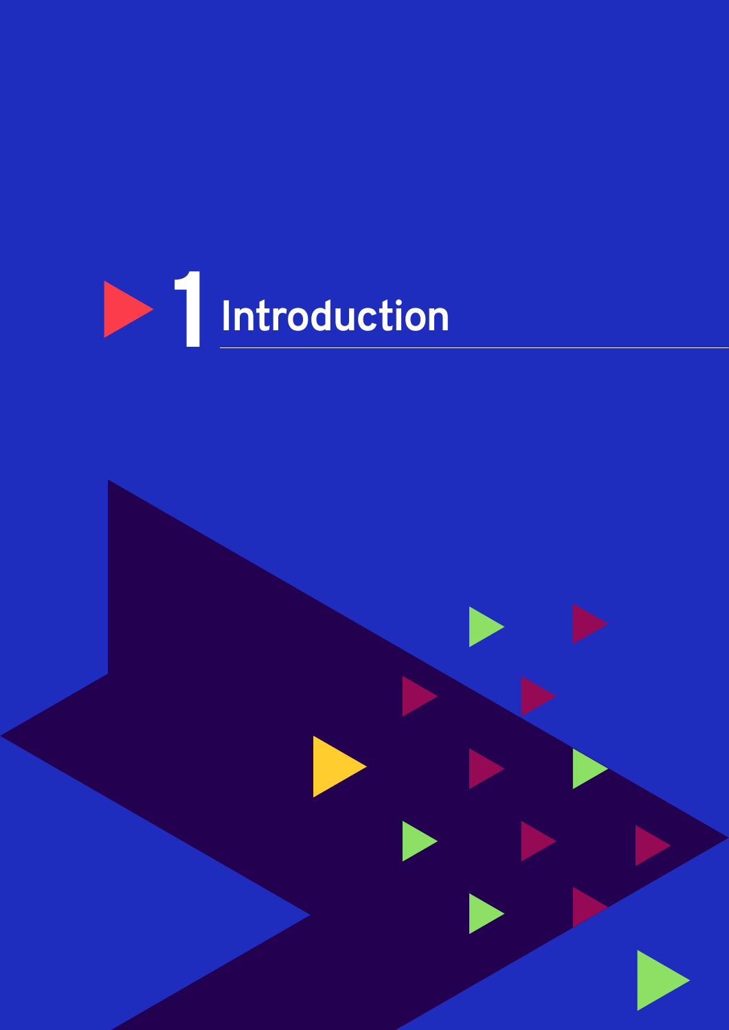# 1 Introduction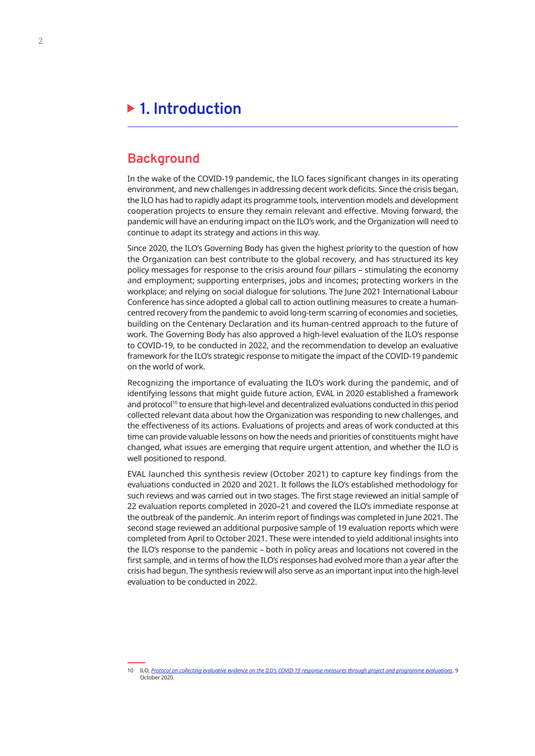# 1. Introduction

## Background

In the wake of the COVID-19 pandemic, the ILO faces significant changes in its operating environment, and new challenges in addressing decent work deficits. Since the crisis began, the ILO has had to rapidly adapt its programme tools, intervention models and development cooperation projects to ensure they remain relevant and effective. Moving forward, the pandemic will have an enduring impact on the ILO's work, and the Organization will need to continue to adapt its strategy and actions in this way.

Since 2020, the ILO's Governing Body has given the highest priority to the question of how the Organization can best contribute to the global recovery, and has structured its key policy messages for response to the crisis around four pillars – stimulating the economy and employment; supporting enterprises, jobs and incomes; protecting workers in the workplace; and relying on social dialogue for solutions. The June 2021 International Labour Conference has since adopted a global call to action outlining measures to create a human-centred recovery from the pandemic to avoid long-term scarring of economies and societies, building on the Centenary Declaration and its human-centred approach to the future of work. The Governing Body has also approved a high-level evaluation of the ILO's response to COVID-19, to be conducted in 2022, and the recommendation to develop an evaluative framework for the ILO's strategic response to mitigate the impact of the COVID-19 pandemic on the world of work.

Recognizing the importance of evaluating the ILO's work during the pandemic, and of identifying lessons that might guide future action, EVAL in 2020 established a framework and protocol[10] to ensure that high-level and decentralized evaluations conducted in this period collected relevant data about how the Organization was responding to new challenges, and the effectiveness of its actions. Evaluations of projects and areas of work conducted at this time can provide valuable lessons on how the needs and priorities of constituents might have changed, what issues are emerging that require urgent attention, and whether the ILO is well positioned to respond.

EVAL launched this synthesis review (October 2021) to capture key findings from the evaluations conducted in 2020 and 2021. It follows the ILO's established methodology for such reviews and was carried out in two stages. The first stage reviewed an initial sample of 22 evaluation reports completed in 2020–21 and covered the ILO's immediate response at the outbreak of the pandemic. An interim report of findings was completed in June 2021. The second stage reviewed an additional purposive sample of 19 evaluation reports which were completed from April to October 2021. These were intended to yield additional insights into the ILO's response to the pandemic – both in policy areas and locations not covered in the first sample, and in terms of how the ILO's responses had evolved more than a year after the crisis had begun. The synthesis review will also serve as an important input into the high-level evaluation to be conducted in 2022.

---

10 ILO, *Protocol on collecting evaluative evidence on the ILO's COVID-19 response measures through project and programme evaluations*, 9 October 2020.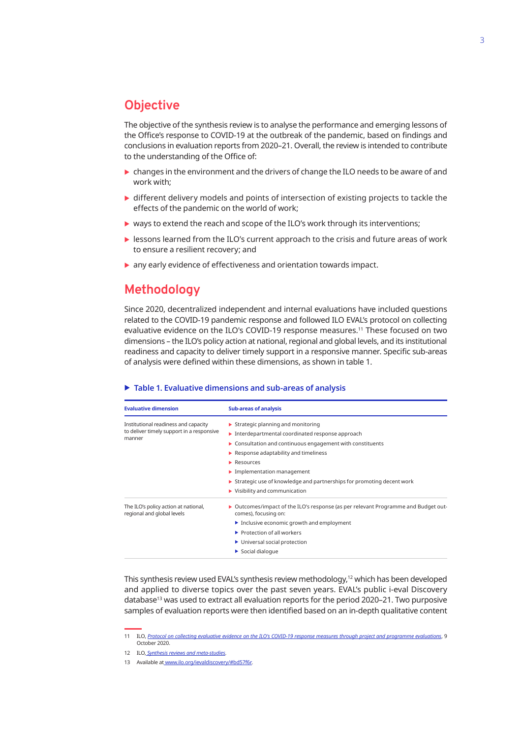## Objective

The objective of the synthesis review is to analyse the performance and emerging lessons of the Office's response to COVID-19 at the outbreak of the pandemic, based on findings and conclusions in evaluation reports from 2020–21. Overall, the review is intended to contribute to the understanding of the Office of:

- changes in the environment and the drivers of change the ILO needs to be aware of and work with;
- different delivery models and points of intersection of existing projects to tackle the effects of the pandemic on the world of work;
- ways to extend the reach and scope of the ILO's work through its interventions;
- lessons learned from the ILO's current approach to the crisis and future areas of work to ensure a resilient recovery; and
- any early evidence of effectiveness and orientation towards impact.

## Methodology

Since 2020, decentralized independent and internal evaluations have included questions related to the COVID-19 pandemic response and followed ILO EVAL's protocol on collecting evaluative evidence on the ILO's COVID-19 response measures.[11] These focused on two dimensions – the ILO's policy action at national, regional and global levels, and its institutional readiness and capacity to deliver timely support in a responsive manner. Specific sub-areas of analysis were defined within these dimensions, as shown in table 1.

**Table 1. Evaluative dimensions and sub-areas of analysis**

| Evaluative dimension | Sub-areas of analysis |
|---|---|
| Institutional readiness and capacity to deliver timely support in a responsive manner | - Strategic planning and monitoring<br>- Interdepartmental coordinated response approach<br>- Consultation and continuous engagement with constituents<br>- Response adaptability and timeliness<br>- Resources<br>- Implementation management<br>- Strategic use of knowledge and partnerships for promoting decent work<br>- Visibility and communication |
| The ILO's policy action at national, regional and global levels | - Outcomes/impact of the ILO's response (as per relevant Programme and Budget outcomes), focusing on:<br>  - Inclusive economic growth and employment<br>  - Protection of all workers<br>  - Universal social protection<br>  - Social dialogue |

This synthesis review used EVAL's synthesis review methodology,[12] which has been developed and applied to diverse topics over the past seven years. EVAL's public i-eval Discovery database[13] was used to extract all evaluation reports for the period 2020–21. Two purposive samples of evaluation reports were then identified based on an in-depth qualitative content

---

11 ILO, *Protocol on collecting evaluative evidence on the ILO's COVID-19 response measures through project and programme evaluations*, 9 October 2020.

12 ILO, *Synthesis reviews and meta-studies*.

13 Available at www.ilo.org/ievaldiscovery/#bd57f6r.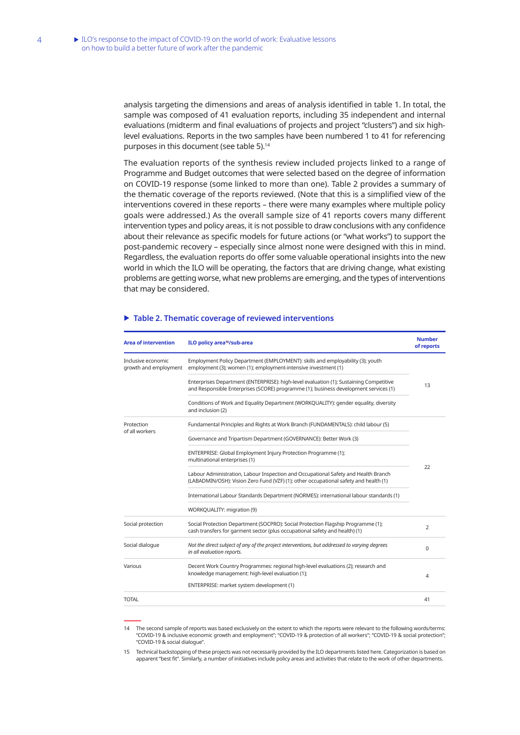analysis targeting the dimensions and areas of analysis identified in table 1. In total, the sample was composed of 41 evaluation reports, including 35 independent and internal evaluations (midterm and final evaluations of projects and project "clusters") and six high-level evaluations. Reports in the two samples have been numbered 1 to 41 for referencing purposes in this document (see table 5).[14]

The evaluation reports of the synthesis review included projects linked to a range of Programme and Budget outcomes that were selected based on the degree of information on COVID-19 response (some linked to more than one). Table 2 provides a summary of the thematic coverage of the reports reviewed. (Note that this is a simplified view of the interventions covered in these reports – there were many examples where multiple policy goals were addressed.) As the overall sample size of 41 reports covers many different intervention types and policy areas, it is not possible to draw conclusions with any confidence about their relevance as specific models for future actions (or "what works") to support the post-pandemic recovery – especially since almost none were designed with this in mind. Regardless, the evaluation reports do offer some valuable operational insights into the new world in which the ILO will be operating, the factors that are driving change, what existing problems are getting worse, what new problems are emerging, and the types of interventions that may be considered.

### ▶ Table 2. Thematic coverage of reviewed interventions

| Area of intervention | ILO policy area[15]/sub-area | Number of reports |
|---|---|---|
| Inclusive economic growth and employment | Employment Policy Department (EMPLOYMENT): skills and employability (3); youth employment (3); women (1); employment-intensive investment (1) | 13 |
| | Enterprises Department (ENTERPRISE): high-level evaluation (1); Sustaining Competitive and Responsible Enterprises (SCORE) programme (1); business development services (1) | |
| | Conditions of Work and Equality Department (WORKQUALITY): gender equality, diversity and inclusion (2) | |
| Protection of all workers | Fundamental Principles and Rights at Work Branch (FUNDAMENTALS): child labour (5) | 22 |
| | Governance and Tripartism Department (GOVERNANCE): Better Work (3) | |
| | ENTERPRISE: Global Employment Injury Protection Programme (1); multinational enterprises (1) | |
| | Labour Administration, Labour Inspection and Occupational Safety and Health Branch (LABADMIN/OSH): Vision Zero Fund (VZF) (1); other occupational safety and health (1) | |
| | International Labour Standards Department (NORMES): international labour standards (1) | |
| | WORKQUALITY: migration (9) | |
| Social protection | Social Protection Department (SOCPRO): Social Protection Flagship Programme (1); cash transfers for garment sector (plus occupational safety and health) (1) | 2 |
| Social dialogue | *Not the direct subject of any of the project interventions, but addressed to varying degrees in all evaluation reports.* | 0 |
| Various | Decent Work Country Programmes: regional high-level evaluations (2); research and knowledge management: high-level evaluation (1); | 4 |
| | ENTERPRISE: market system development (1) | |
| TOTAL | | 41 |

14 The second sample of reports was based exclusively on the extent to which the reports were relevant to the following words/terms: "COVID-19 & inclusive economic growth and employment"; "COVID-19 & protection of all workers"; "COVID-19 & social protection"; "COVID-19 & social dialogue".

15 Technical backstopping of these projects was not necessarily provided by the ILO departments listed here. Categorization is based on apparent "best fit". Similarly, a number of initiatives include policy areas and activities that relate to the work of other departments.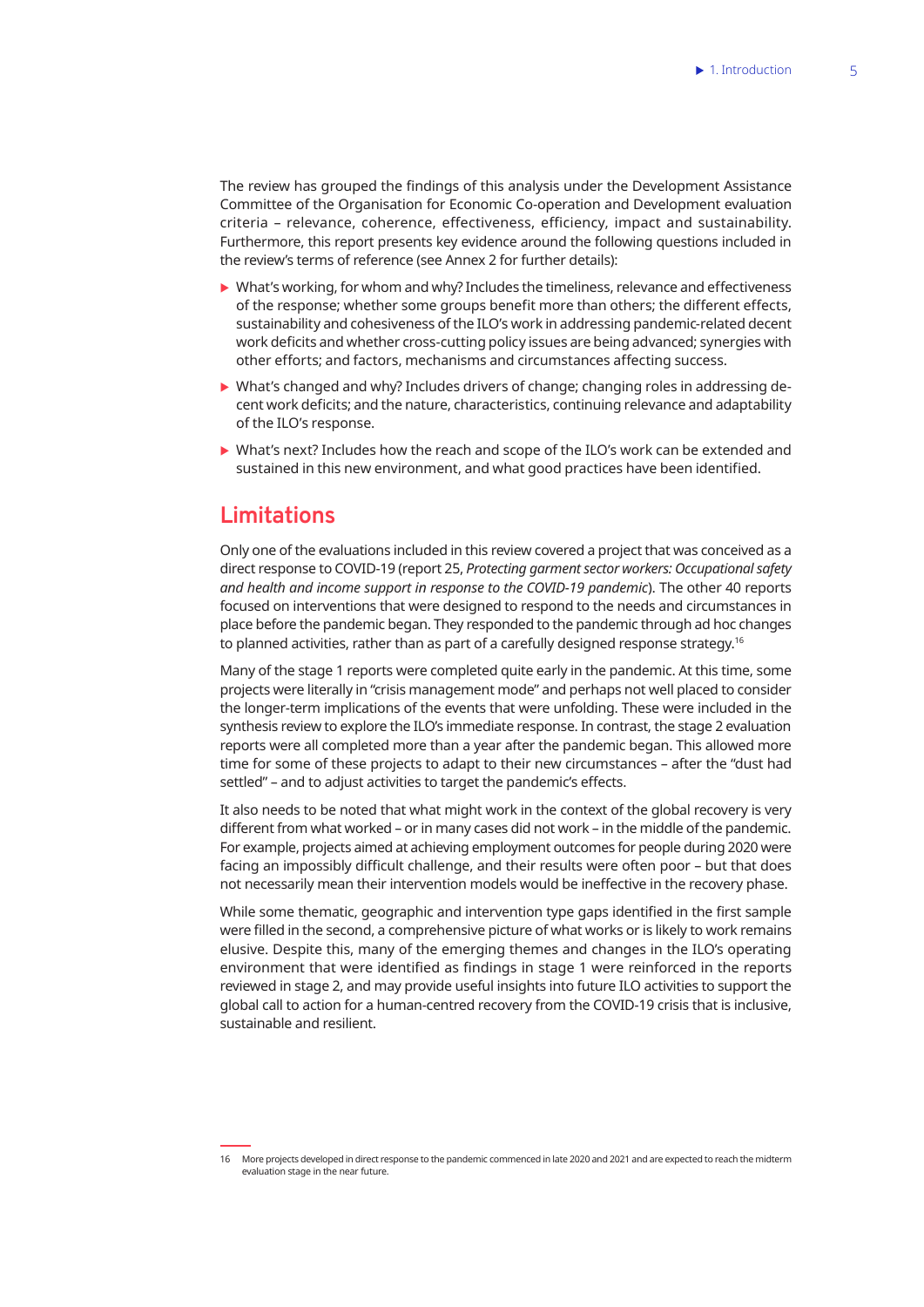The review has grouped the findings of this analysis under the Development Assistance Committee of the Organisation for Economic Co-operation and Development evaluation criteria – relevance, coherence, effectiveness, efficiency, impact and sustainability. Furthermore, this report presents key evidence around the following questions included in the review's terms of reference (see Annex 2 for further details):

- What's working, for whom and why? Includes the timeliness, relevance and effectiveness of the response; whether some groups benefit more than others; the different effects, sustainability and cohesiveness of the ILO's work in addressing pandemic-related decent work deficits and whether cross-cutting policy issues are being advanced; synergies with other efforts; and factors, mechanisms and circumstances affecting success.
- What's changed and why? Includes drivers of change; changing roles in addressing decent work deficits; and the nature, characteristics, continuing relevance and adaptability of the ILO's response.
- What's next? Includes how the reach and scope of the ILO's work can be extended and sustained in this new environment, and what good practices have been identified.

## Limitations

Only one of the evaluations included in this review covered a project that was conceived as a direct response to COVID-19 (report 25, *Protecting garment sector workers: Occupational safety and health and income support in response to the COVID-19 pandemic*). The other 40 reports focused on interventions that were designed to respond to the needs and circumstances in place before the pandemic began. They responded to the pandemic through ad hoc changes to planned activities, rather than as part of a carefully designed response strategy.[16]

Many of the stage 1 reports were completed quite early in the pandemic. At this time, some projects were literally in "crisis management mode" and perhaps not well placed to consider the longer-term implications of the events that were unfolding. These were included in the synthesis review to explore the ILO's immediate response. In contrast, the stage 2 evaluation reports were all completed more than a year after the pandemic began. This allowed more time for some of these projects to adapt to their new circumstances – after the "dust had settled" – and to adjust activities to target the pandemic's effects.

It also needs to be noted that what might work in the context of the global recovery is very different from what worked – or in many cases did not work – in the middle of the pandemic. For example, projects aimed at achieving employment outcomes for people during 2020 were facing an impossibly difficult challenge, and their results were often poor – but that does not necessarily mean their intervention models would be ineffective in the recovery phase.

While some thematic, geographic and intervention type gaps identified in the first sample were filled in the second, a comprehensive picture of what works or is likely to work remains elusive. Despite this, many of the emerging themes and changes in the ILO's operating environment that were identified as findings in stage 1 were reinforced in the reports reviewed in stage 2, and may provide useful insights into future ILO activities to support the global call to action for a human-centred recovery from the COVID-19 crisis that is inclusive, sustainable and resilient.

16 More projects developed in direct response to the pandemic commenced in late 2020 and 2021 and are expected to reach the midterm evaluation stage in the near future.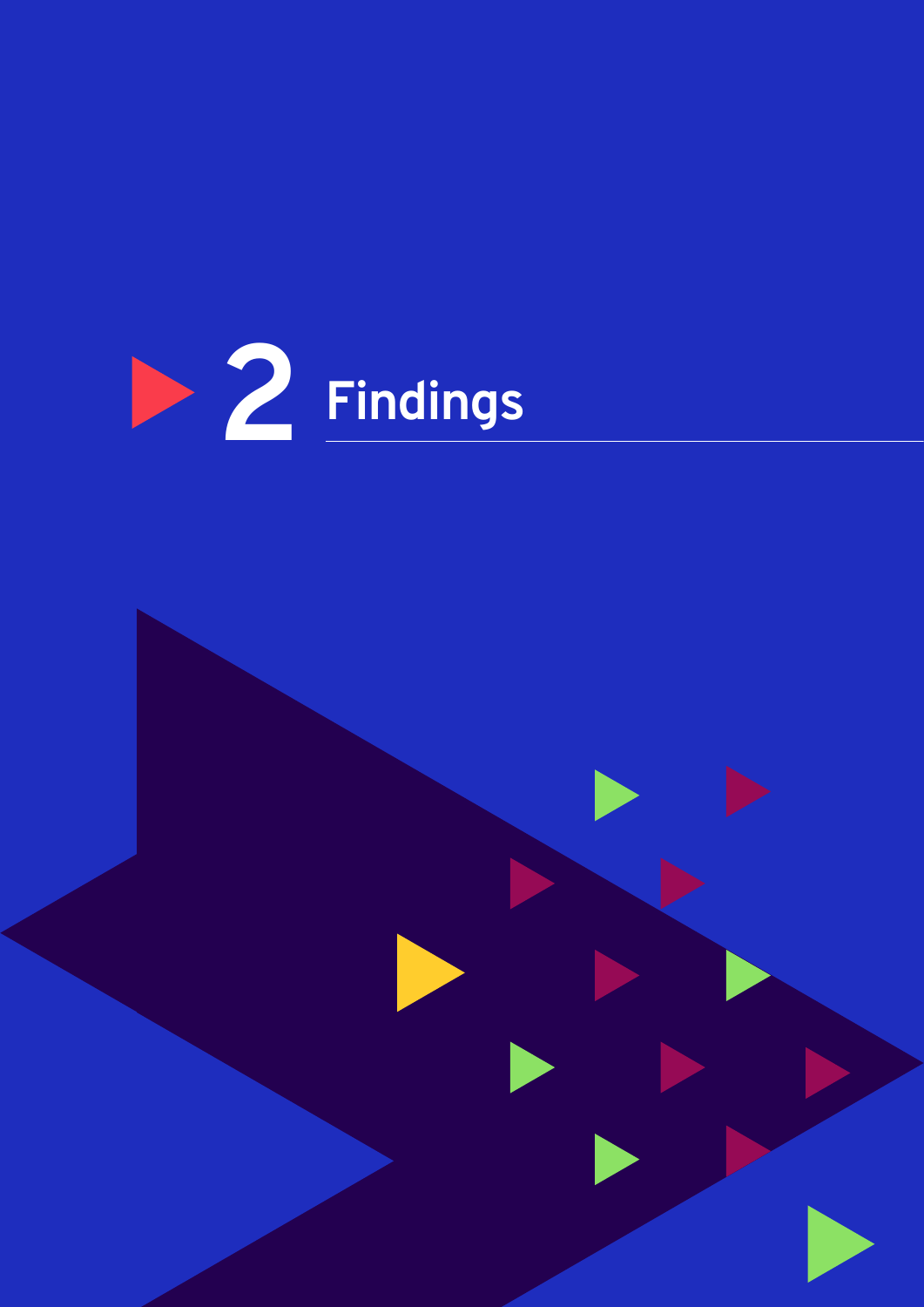# 2 Findings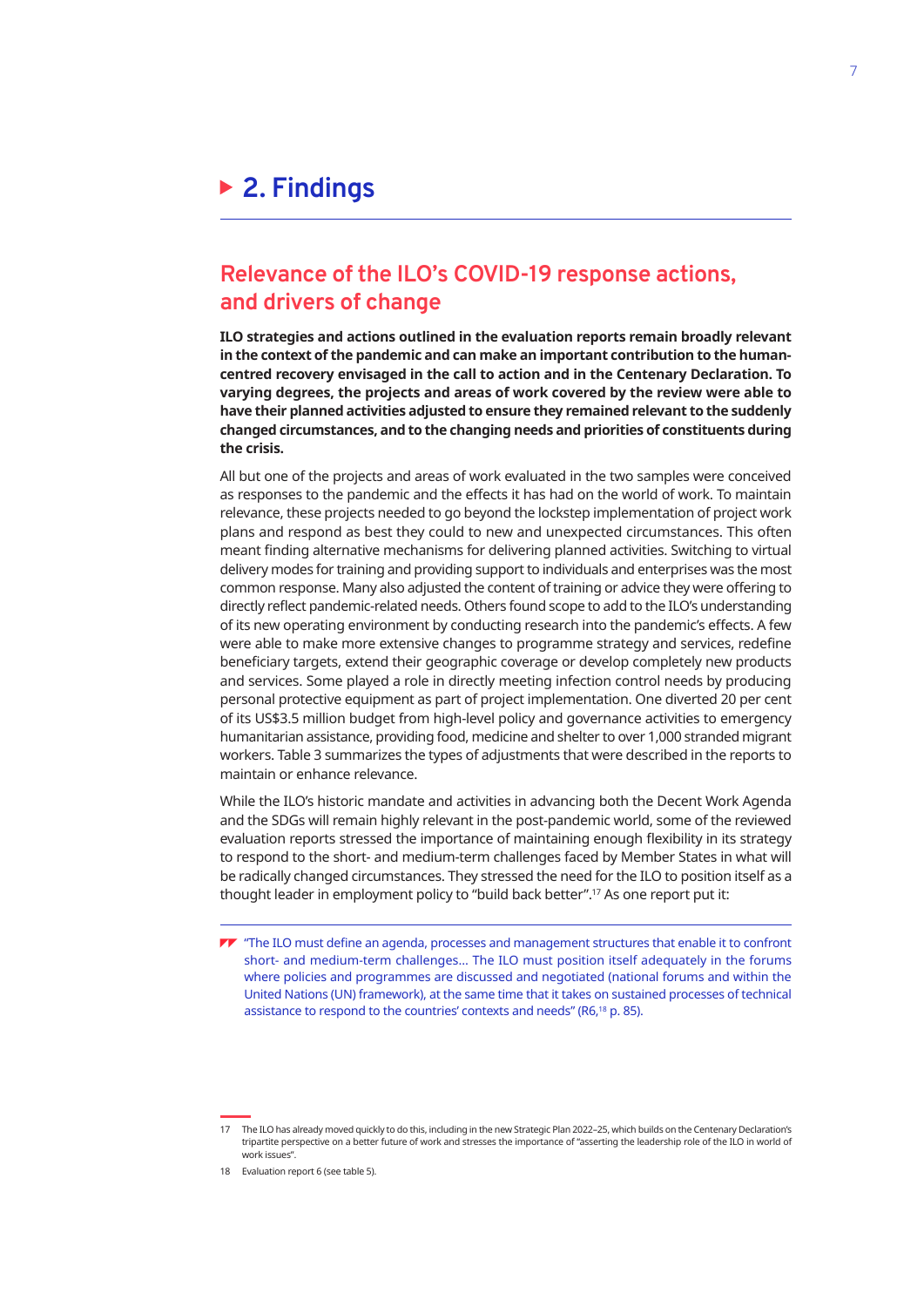# 2. Findings

## Relevance of the ILO's COVID-19 response actions, and drivers of change

**ILO strategies and actions outlined in the evaluation reports remain broadly relevant in the context of the pandemic and can make an important contribution to the human-centred recovery envisaged in the call to action and in the Centenary Declaration. To varying degrees, the projects and areas of work covered by the review were able to have their planned activities adjusted to ensure they remained relevant to the suddenly changed circumstances, and to the changing needs and priorities of constituents during the crisis.**

All but one of the projects and areas of work evaluated in the two samples were conceived as responses to the pandemic and the effects it has had on the world of work. To maintain relevance, these projects needed to go beyond the lockstep implementation of project work plans and respond as best they could to new and unexpected circumstances. This often meant finding alternative mechanisms for delivering planned activities. Switching to virtual delivery modes for training and providing support to individuals and enterprises was the most common response. Many also adjusted the content of training or advice they were offering to directly reflect pandemic-related needs. Others found scope to add to the ILO's understanding of its new operating environment by conducting research into the pandemic's effects. A few were able to make more extensive changes to programme strategy and services, redefine beneficiary targets, extend their geographic coverage or develop completely new products and services. Some played a role in directly meeting infection control needs by producing personal protective equipment as part of project implementation. One diverted 20 per cent of its US$3.5 million budget from high-level policy and governance activities to emergency humanitarian assistance, providing food, medicine and shelter to over 1,000 stranded migrant workers. Table 3 summarizes the types of adjustments that were described in the reports to maintain or enhance relevance.

While the ILO's historic mandate and activities in advancing both the Decent Work Agenda and the SDGs will remain highly relevant in the post-pandemic world, some of the reviewed evaluation reports stressed the importance of maintaining enough flexibility in its strategy to respond to the short- and medium-term challenges faced by Member States in what will be radically changed circumstances. They stressed the need for the ILO to position itself as a thought leader in employment policy to "build back better".[17] As one report put it:

> "The ILO must define an agenda, processes and management structures that enable it to confront short- and medium-term challenges... The ILO must position itself adequately in the forums where policies and programmes are discussed and negotiated (national forums and within the United Nations (UN) framework), at the same time that it takes on sustained processes of technical assistance to respond to the countries' contexts and needs" (R6,[18] p. 85).

---

17 The ILO has already moved quickly to do this, including in the new Strategic Plan 2022–25, which builds on the Centenary Declaration's tripartite perspective on a better future of work and stresses the importance of "asserting the leadership role of the ILO in world of work issues".

18 Evaluation report 6 (see table 5).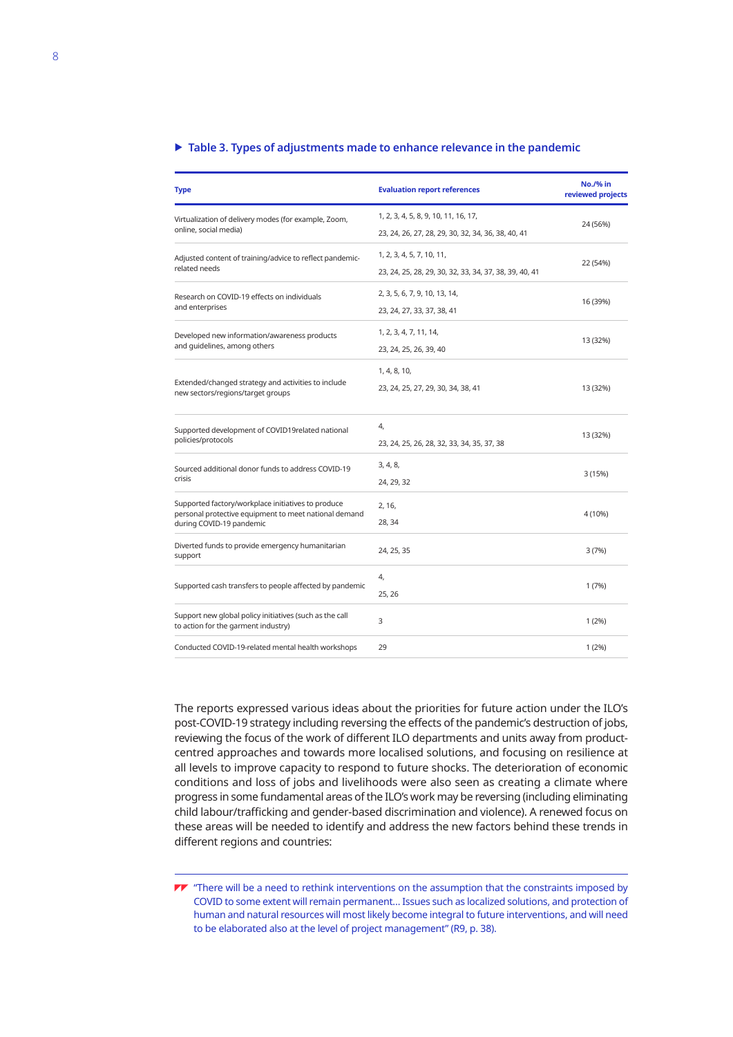**Table 3. Types of adjustments made to enhance relevance in the pandemic**

| Type | Evaluation report references | No./% in reviewed projects |
|---|---|---|
| Virtualization of delivery modes (for example, Zoom, online, social media) | 1, 2, 3, 4, 5, 8, 9, 10, 11, 16, 17, 23, 24, 26, 27, 28, 29, 30, 32, 34, 36, 38, 40, 41 | 24 (56%) |
| Adjusted content of training/advice to reflect pandemic-related needs | 1, 2, 3, 4, 5, 7, 10, 11, 23, 24, 25, 28, 29, 30, 32, 33, 34, 37, 38, 39, 40, 41 | 22 (54%) |
| Research on COVID-19 effects on individuals and enterprises | 2, 3, 5, 6, 7, 9, 10, 13, 14, 23, 24, 27, 33, 37, 38, 41 | 16 (39%) |
| Developed new information/awareness products and guidelines, among others | 1, 2, 3, 4, 7, 11, 14, 23, 24, 25, 26, 39, 40 | 13 (32%) |
| Extended/changed strategy and activities to include new sectors/regions/target groups | 1, 4, 8, 10, 23, 24, 25, 27, 29, 30, 34, 38, 41 | 13 (32%) |
| Supported development of COVID19related national policies/protocols | 4, 23, 24, 25, 26, 28, 32, 33, 34, 35, 37, 38 | 13 (32%) |
| Sourced additional donor funds to address COVID-19 crisis | 3, 4, 8, 24, 29, 32 | 3 (15%) |
| Supported factory/workplace initiatives to produce personal protective equipment to meet national demand during COVID-19 pandemic | 2, 16, 28, 34 | 4 (10%) |
| Diverted funds to provide emergency humanitarian support | 24, 25, 35 | 3 (7%) |
| Supported cash transfers to people affected by pandemic | 4, 25, 26 | 1 (7%) |
| Support new global policy initiatives (such as the call to action for the garment industry) | 3 | 1 (2%) |
| Conducted COVID-19-related mental health workshops | 29 | 1 (2%) |

The reports expressed various ideas about the priorities for future action under the ILO's post-COVID-19 strategy including reversing the effects of the pandemic's destruction of jobs, reviewing the focus of the work of different ILO departments and units away from product-centred approaches and towards more localised solutions, and focusing on resilience at all levels to improve capacity to respond to future shocks. The deterioration of economic conditions and loss of jobs and livelihoods were also seen as creating a climate where progress in some fundamental areas of the ILO's work may be reversing (including eliminating child labour/trafficking and gender-based discrimination and violence). A renewed focus on these areas will be needed to identify and address the new factors behind these trends in different regions and countries:

> "There will be a need to rethink interventions on the assumption that the constraints imposed by COVID to some extent will remain permanent… Issues such as localized solutions, and protection of human and natural resources will most likely become integral to future interventions, and will need to be elaborated also at the level of project management" (R9, p. 38).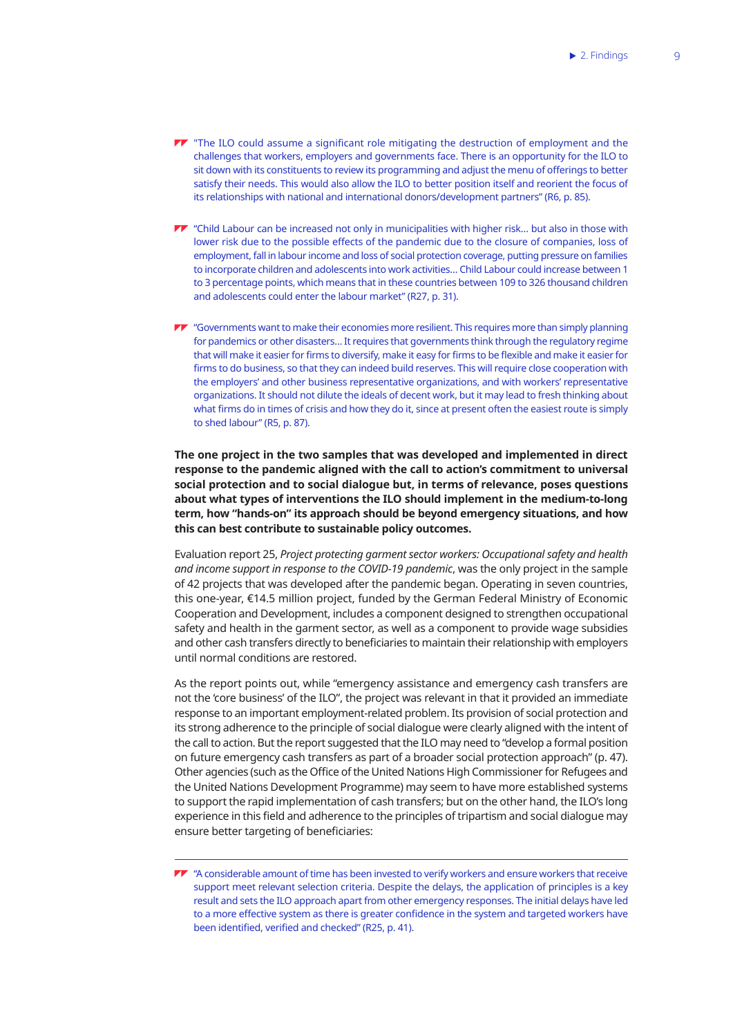> "The ILO could assume a significant role mitigating the destruction of employment and the challenges that workers, employers and governments face. There is an opportunity for the ILO to sit down with its constituents to review its programming and adjust the menu of offerings to better satisfy their needs. This would also allow the ILO to better position itself and reorient the focus of its relationships with national and international donors/development partners" (R6, p. 85).

> "Child Labour can be increased not only in municipalities with higher risk... but also in those with lower risk due to the possible effects of the pandemic due to the closure of companies, loss of employment, fall in labour income and loss of social protection coverage, putting pressure on families to incorporate children and adolescents into work activities... Child Labour could increase between 1 to 3 percentage points, which means that in these countries between 109 to 326 thousand children and adolescents could enter the labour market" (R27, p. 31).

> "Governments want to make their economies more resilient. This requires more than simply planning for pandemics or other disasters... It requires that governments think through the regulatory regime that will make it easier for firms to diversify, make it easy for firms to be flexible and make it easier for firms to do business, so that they can indeed build reserves. This will require close cooperation with the employers' and other business representative organizations, and with workers' representative organizations. It should not dilute the ideals of decent work, but it may lead to fresh thinking about what firms do in times of crisis and how they do it, since at present often the easiest route is simply to shed labour" (R5, p. 87).

**The one project in the two samples that was developed and implemented in direct response to the pandemic aligned with the call to action's commitment to universal social protection and to social dialogue but, in terms of relevance, poses questions about what types of interventions the ILO should implement in the medium-to-long term, how "hands-on" its approach should be beyond emergency situations, and how this can best contribute to sustainable policy outcomes.**

Evaluation report 25, *Project protecting garment sector workers: Occupational safety and health and income support in response to the COVID-19 pandemic*, was the only project in the sample of 42 projects that was developed after the pandemic began. Operating in seven countries, this one-year, €14.5 million project, funded by the German Federal Ministry of Economic Cooperation and Development, includes a component designed to strengthen occupational safety and health in the garment sector, as well as a component to provide wage subsidies and other cash transfers directly to beneficiaries to maintain their relationship with employers until normal conditions are restored.

As the report points out, while "emergency assistance and emergency cash transfers are not the 'core business' of the ILO", the project was relevant in that it provided an immediate response to an important employment-related problem. Its provision of social protection and its strong adherence to the principle of social dialogue were clearly aligned with the intent of the call to action. But the report suggested that the ILO may need to "develop a formal position on future emergency cash transfers as part of a broader social protection approach" (p. 47). Other agencies (such as the Office of the United Nations High Commissioner for Refugees and the United Nations Development Programme) may seem to have more established systems to support the rapid implementation of cash transfers; but on the other hand, the ILO's long experience in this field and adherence to the principles of tripartism and social dialogue may ensure better targeting of beneficiaries:

> "A considerable amount of time has been invested to verify workers and ensure workers that receive support meet relevant selection criteria. Despite the delays, the application of principles is a key result and sets the ILO approach apart from other emergency responses. The initial delays have led to a more effective system as there is greater confidence in the system and targeted workers have been identified, verified and checked" (R25, p. 41).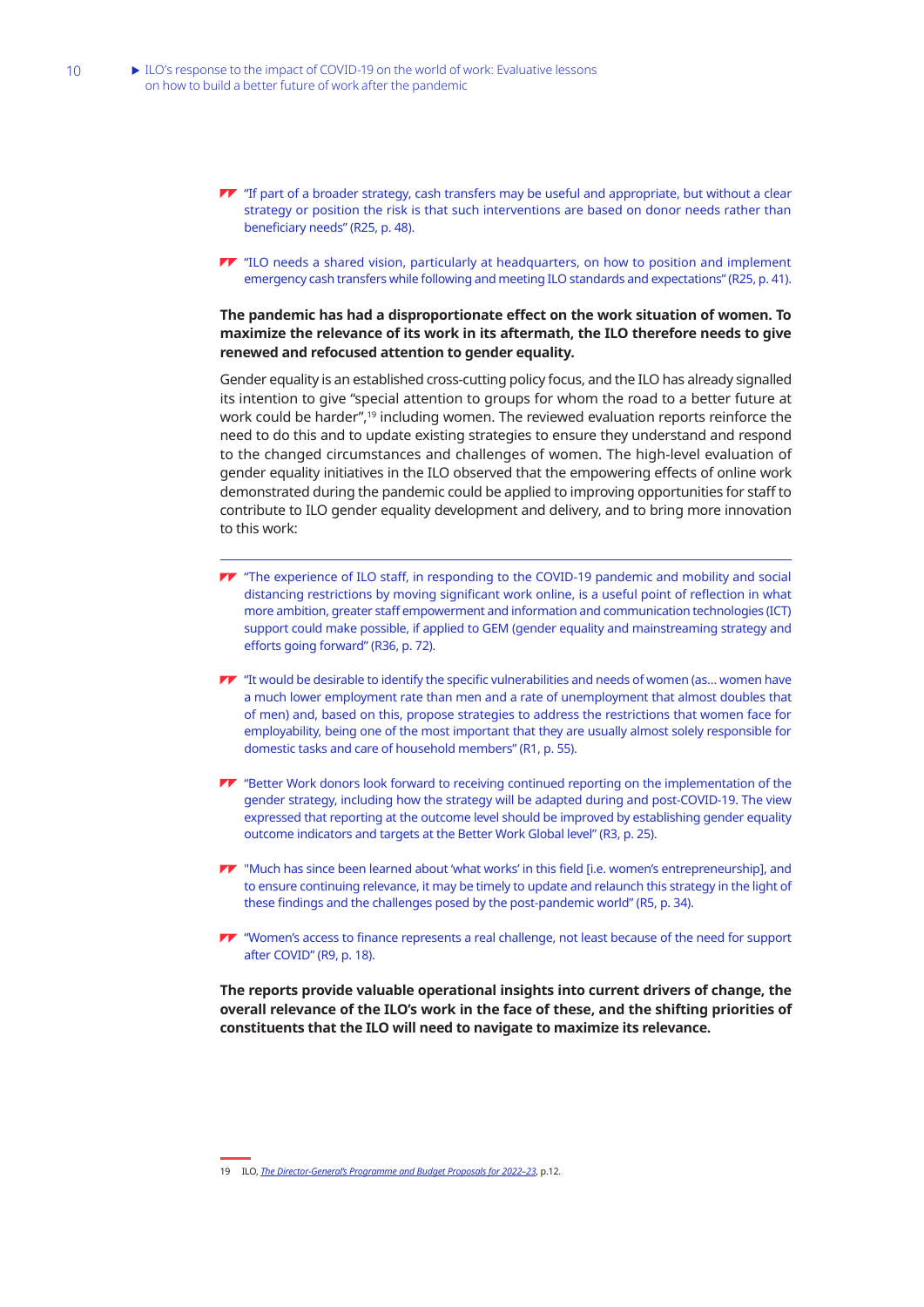- "If part of a broader strategy, cash transfers may be useful and appropriate, but without a clear strategy or position the risk is that such interventions are based on donor needs rather than beneficiary needs" (R25, p. 48).

- "ILO needs a shared vision, particularly at headquarters, on how to position and implement emergency cash transfers while following and meeting ILO standards and expectations" (R25, p. 41).

**The pandemic has had a disproportionate effect on the work situation of women. To maximize the relevance of its work in its aftermath, the ILO therefore needs to give renewed and refocused attention to gender equality.**

Gender equality is an established cross-cutting policy focus, and the ILO has already signalled its intention to give "special attention to groups for whom the road to a better future at work could be harder",[19] including women. The reviewed evaluation reports reinforce the need to do this and to update existing strategies to ensure they understand and respond to the changed circumstances and challenges of women. The high-level evaluation of gender equality initiatives in the ILO observed that the empowering effects of online work demonstrated during the pandemic could be applied to improving opportunities for staff to contribute to ILO gender equality development and delivery, and to bring more innovation to this work:

- "The experience of ILO staff, in responding to the COVID-19 pandemic and mobility and social distancing restrictions by moving significant work online, is a useful point of reflection in what more ambition, greater staff empowerment and information and communication technologies (ICT) support could make possible, if applied to GEM (gender equality and mainstreaming strategy and efforts going forward" (R36, p. 72).

- "It would be desirable to identify the specific vulnerabilities and needs of women (as... women have a much lower employment rate than men and a rate of unemployment that almost doubles that of men) and, based on this, propose strategies to address the restrictions that women face for employability, being one of the most important that they are usually almost solely responsible for domestic tasks and care of household members" (R1, p. 55).

- "Better Work donors look forward to receiving continued reporting on the implementation of the gender strategy, including how the strategy will be adapted during and post-COVID-19. The view expressed that reporting at the outcome level should be improved by establishing gender equality outcome indicators and targets at the Better Work Global level" (R3, p. 25).

- "Much has since been learned about 'what works' in this field [i.e. women's entrepreneurship], and to ensure continuing relevance, it may be timely to update and relaunch this strategy in the light of these findings and the challenges posed by the post-pandemic world" (R5, p. 34).

- "Women's access to finance represents a real challenge, not least because of the need for support after COVID" (R9, p. 18).

**The reports provide valuable operational insights into current drivers of change, the overall relevance of the ILO's work in the face of these, and the shifting priorities of constituents that the ILO will need to navigate to maximize its relevance.**

---

19 ILO, *The Director-General's Programme and Budget Proposals for 2022–23*, p.12.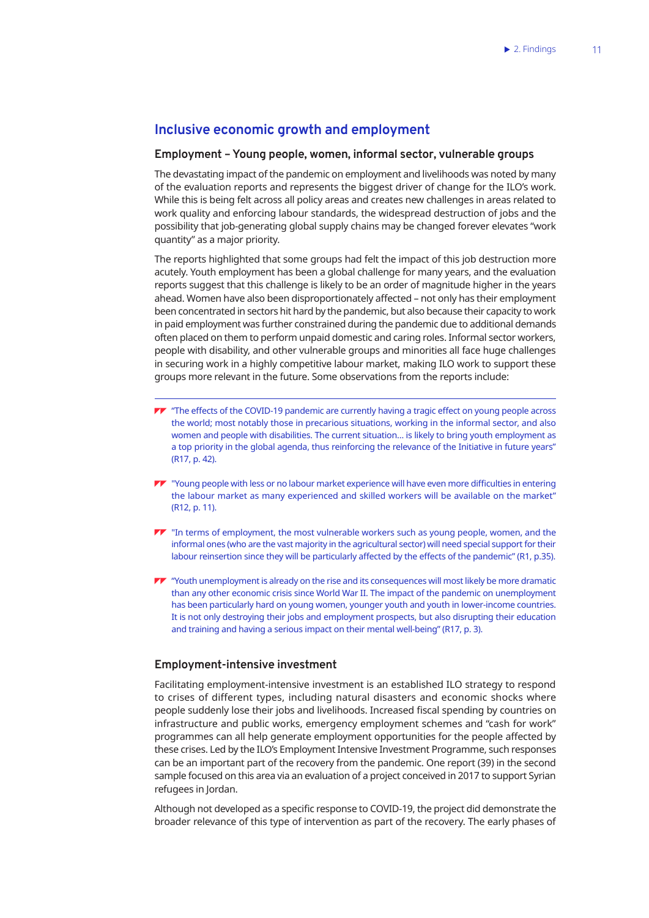## Inclusive economic growth and employment

### Employment – Young people, women, informal sector, vulnerable groups

The devastating impact of the pandemic on employment and livelihoods was noted by many of the evaluation reports and represents the biggest driver of change for the ILO's work. While this is being felt across all policy areas and creates new challenges in areas related to work quality and enforcing labour standards, the widespread destruction of jobs and the possibility that job-generating global supply chains may be changed forever elevates "work quantity" as a major priority.

The reports highlighted that some groups had felt the impact of this job destruction more acutely. Youth employment has been a global challenge for many years, and the evaluation reports suggest that this challenge is likely to be an order of magnitude higher in the years ahead. Women have also been disproportionately affected – not only has their employment been concentrated in sectors hit hard by the pandemic, but also because their capacity to work in paid employment was further constrained during the pandemic due to additional demands often placed on them to perform unpaid domestic and caring roles. Informal sector workers, people with disability, and other vulnerable groups and minorities all face huge challenges in securing work in a highly competitive labour market, making ILO work to support these groups more relevant in the future. Some observations from the reports include:

- "The effects of the COVID-19 pandemic are currently having a tragic effect on young people across the world; most notably those in precarious situations, working in the informal sector, and also women and people with disabilities. The current situation… is likely to bring youth employment as a top priority in the global agenda, thus reinforcing the relevance of the Initiative in future years" (R17, p. 42).
- "Young people with less or no labour market experience will have even more difficulties in entering the labour market as many experienced and skilled workers will be available on the market" (R12, p. 11).
- "In terms of employment, the most vulnerable workers such as young people, women, and the informal ones (who are the vast majority in the agricultural sector) will need special support for their labour reinsertion since they will be particularly affected by the effects of the pandemic" (R1, p.35).
- "Youth unemployment is already on the rise and its consequences will most likely be more dramatic than any other economic crisis since World War II. The impact of the pandemic on unemployment has been particularly hard on young women, younger youth and youth in lower-income countries. It is not only destroying their jobs and employment prospects, but also disrupting their education and training and having a serious impact on their mental well-being" (R17, p. 3).

### Employment-intensive investment

Facilitating employment-intensive investment is an established ILO strategy to respond to crises of different types, including natural disasters and economic shocks where people suddenly lose their jobs and livelihoods. Increased fiscal spending by countries on infrastructure and public works, emergency employment schemes and "cash for work" programmes can all help generate employment opportunities for the people affected by these crises. Led by the ILO's Employment Intensive Investment Programme, such responses can be an important part of the recovery from the pandemic. One report (39) in the second sample focused on this area via an evaluation of a project conceived in 2017 to support Syrian refugees in Jordan.

Although not developed as a specific response to COVID-19, the project did demonstrate the broader relevance of this type of intervention as part of the recovery. The early phases of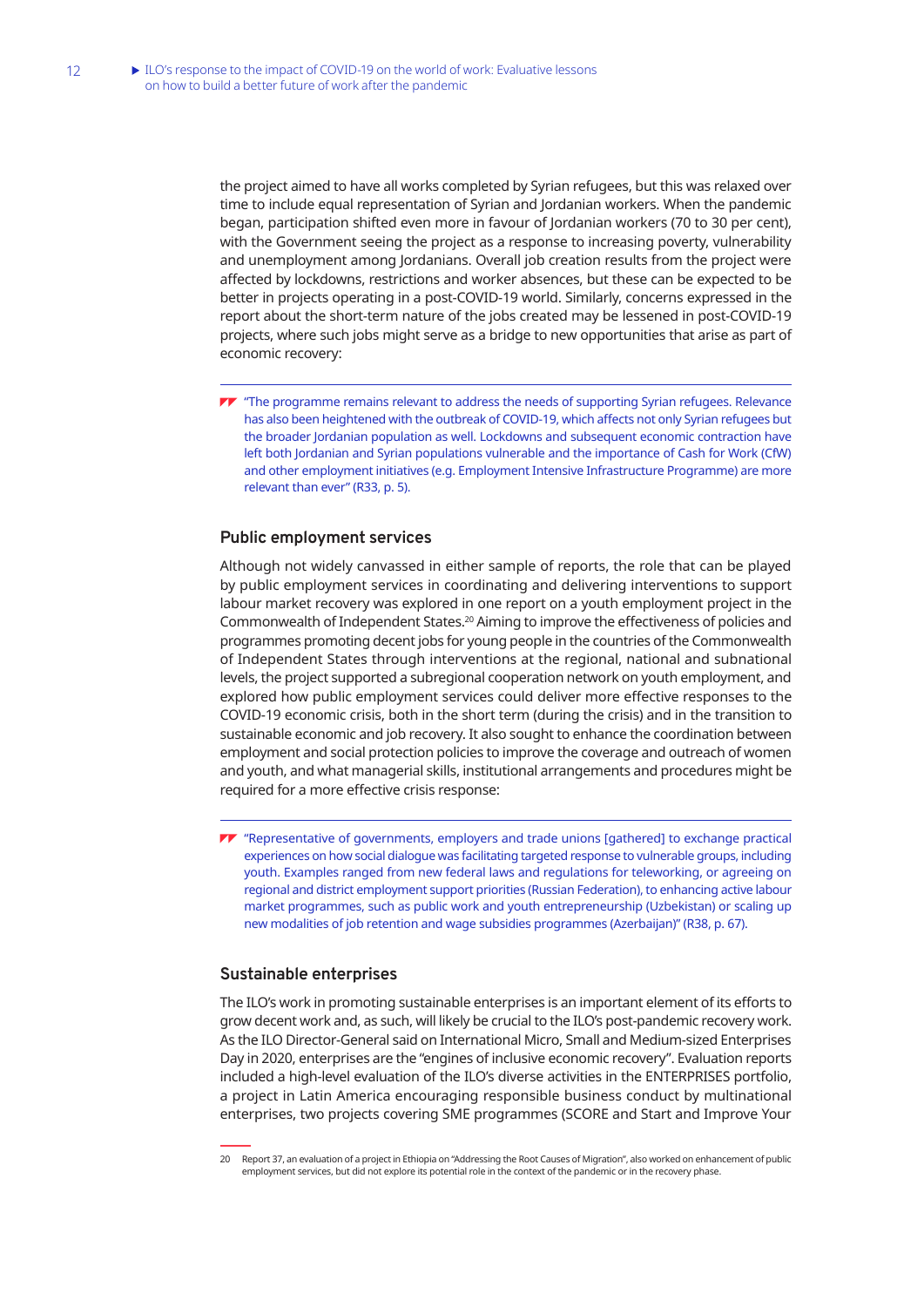the project aimed to have all works completed by Syrian refugees, but this was relaxed over time to include equal representation of Syrian and Jordanian workers. When the pandemic began, participation shifted even more in favour of Jordanian workers (70 to 30 per cent), with the Government seeing the project as a response to increasing poverty, vulnerability and unemployment among Jordanians. Overall job creation results from the project were affected by lockdowns, restrictions and worker absences, but these can be expected to be better in projects operating in a post-COVID-19 world. Similarly, concerns expressed in the report about the short-term nature of the jobs created may be lessened in post-COVID-19 projects, where such jobs might serve as a bridge to new opportunities that arise as part of economic recovery:

> "The programme remains relevant to address the needs of supporting Syrian refugees. Relevance has also been heightened with the outbreak of COVID-19, which affects not only Syrian refugees but the broader Jordanian population as well. Lockdowns and subsequent economic contraction have left both Jordanian and Syrian populations vulnerable and the importance of Cash for Work (CfW) and other employment initiatives (e.g. Employment Intensive Infrastructure Programme) are more relevant than ever" (R33, p. 5).

### Public employment services

Although not widely canvassed in either sample of reports, the role that can be played by public employment services in coordinating and delivering interventions to support labour market recovery was explored in one report on a youth employment project in the Commonwealth of Independent States.[20] Aiming to improve the effectiveness of policies and programmes promoting decent jobs for young people in the countries of the Commonwealth of Independent States through interventions at the regional, national and subnational levels, the project supported a subregional cooperation network on youth employment, and explored how public employment services could deliver more effective responses to the COVID-19 economic crisis, both in the short term (during the crisis) and in the transition to sustainable economic and job recovery. It also sought to enhance the coordination between employment and social protection policies to improve the coverage and outreach of women and youth, and what managerial skills, institutional arrangements and procedures might be required for a more effective crisis response:

> "Representative of governments, employers and trade unions [gathered] to exchange practical experiences on how social dialogue was facilitating targeted response to vulnerable groups, including youth. Examples ranged from new federal laws and regulations for teleworking, or agreeing on regional and district employment support priorities (Russian Federation), to enhancing active labour market programmes, such as public work and youth entrepreneurship (Uzbekistan) or scaling up new modalities of job retention and wage subsidies programmes (Azerbaijan)" (R38, p. 67).

### Sustainable enterprises

The ILO's work in promoting sustainable enterprises is an important element of its efforts to grow decent work and, as such, will likely be crucial to the ILO's post-pandemic recovery work. As the ILO Director-General said on International Micro, Small and Medium-sized Enterprises Day in 2020, enterprises are the "engines of inclusive economic recovery". Evaluation reports included a high-level evaluation of the ILO's diverse activities in the ENTERPRISES portfolio, a project in Latin America encouraging responsible business conduct by multinational enterprises, two projects covering SME programmes (SCORE and Start and Improve Your

---

20 Report 37, an evaluation of a project in Ethiopia on "Addressing the Root Causes of Migration", also worked on enhancement of public employment services, but did not explore its potential role in the context of the pandemic or in the recovery phase.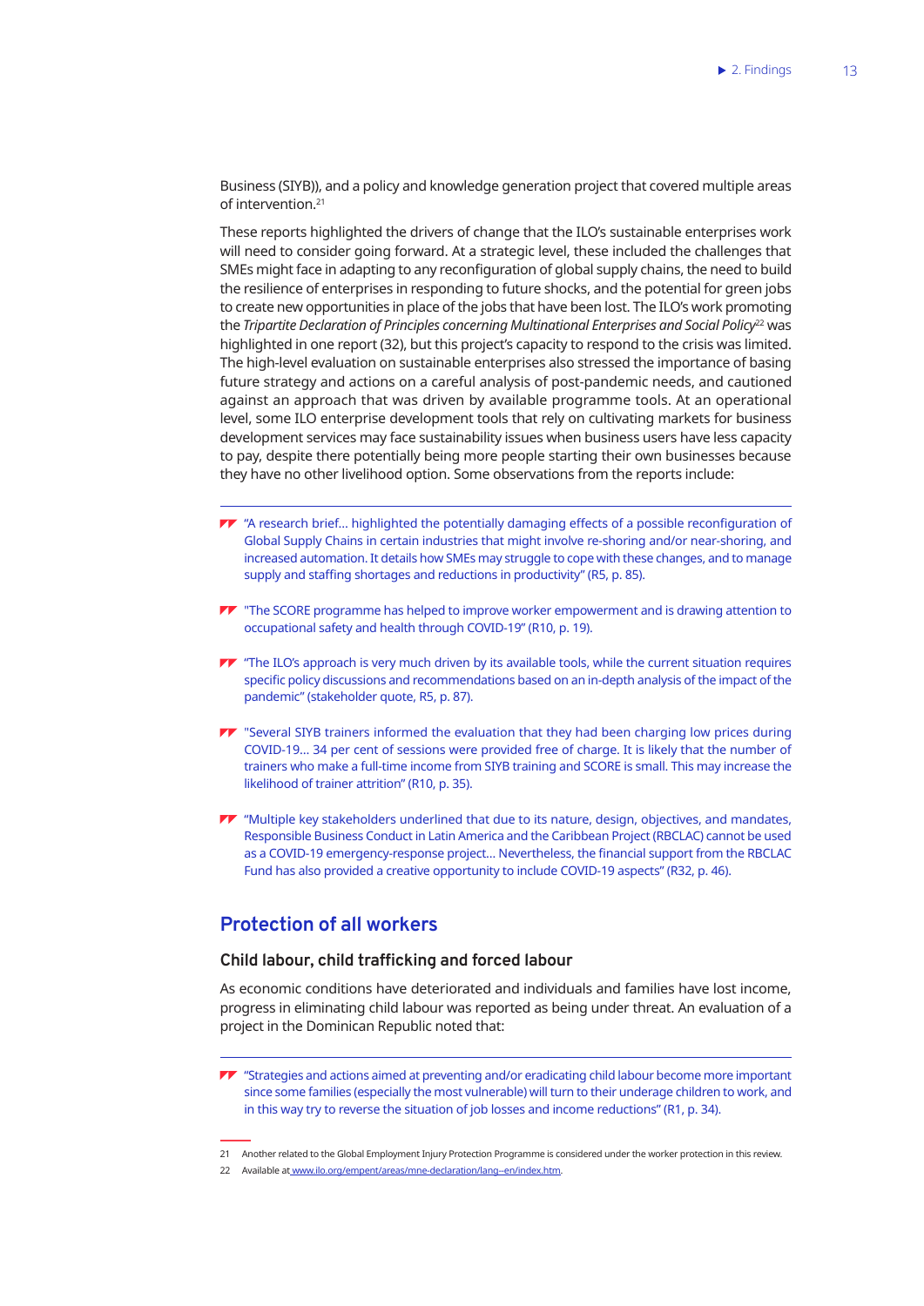Business (SIYB)), and a policy and knowledge generation project that covered multiple areas of intervention.[21]

These reports highlighted the drivers of change that the ILO's sustainable enterprises work will need to consider going forward. At a strategic level, these included the challenges that SMEs might face in adapting to any reconfiguration of global supply chains, the need to build the resilience of enterprises in responding to future shocks, and the potential for green jobs to create new opportunities in place of the jobs that have been lost. The ILO's work promoting the *Tripartite Declaration of Principles concerning Multinational Enterprises and Social Policy*[22] was highlighted in one report (32), but this project's capacity to respond to the crisis was limited. The high-level evaluation on sustainable enterprises also stressed the importance of basing future strategy and actions on a careful analysis of post-pandemic needs, and cautioned against an approach that was driven by available programme tools. At an operational level, some ILO enterprise development tools that rely on cultivating markets for business development services may face sustainability issues when business users have less capacity to pay, despite there potentially being more people starting their own businesses because they have no other livelihood option. Some observations from the reports include:

- "A research brief… highlighted the potentially damaging effects of a possible reconfiguration of Global Supply Chains in certain industries that might involve re-shoring and/or near-shoring, and increased automation. It details how SMEs may struggle to cope with these changes, and to manage supply and staffing shortages and reductions in productivity" (R5, p. 85).
- "The SCORE programme has helped to improve worker empowerment and is drawing attention to occupational safety and health through COVID-19" (R10, p. 19).
- "The ILO's approach is very much driven by its available tools, while the current situation requires specific policy discussions and recommendations based on an in-depth analysis of the impact of the pandemic" (stakeholder quote, R5, p. 87).
- "Several SIYB trainers informed the evaluation that they had been charging low prices during COVID-19… 34 per cent of sessions were provided free of charge. It is likely that the number of trainers who make a full-time income from SIYB training and SCORE is small. This may increase the likelihood of trainer attrition" (R10, p. 35).
- "Multiple key stakeholders underlined that due to its nature, design, objectives, and mandates, Responsible Business Conduct in Latin America and the Caribbean Project (RBCLAC) cannot be used as a COVID-19 emergency-response project… Nevertheless, the financial support from the RBCLAC Fund has also provided a creative opportunity to include COVID-19 aspects" (R32, p. 46).

## Protection of all workers

### Child labour, child trafficking and forced labour

As economic conditions have deteriorated and individuals and families have lost income, progress in eliminating child labour was reported as being under threat. An evaluation of a project in the Dominican Republic noted that:

- "Strategies and actions aimed at preventing and/or eradicating child labour become more important since some families (especially the most vulnerable) will turn to their underage children to work, and in this way try to reverse the situation of job losses and income reductions" (R1, p. 34).

21 Another related to the Global Employment Injury Protection Programme is considered under the worker protection in this review.

22 Available at www.ilo.org/empent/areas/mne-declaration/lang--en/index.htm.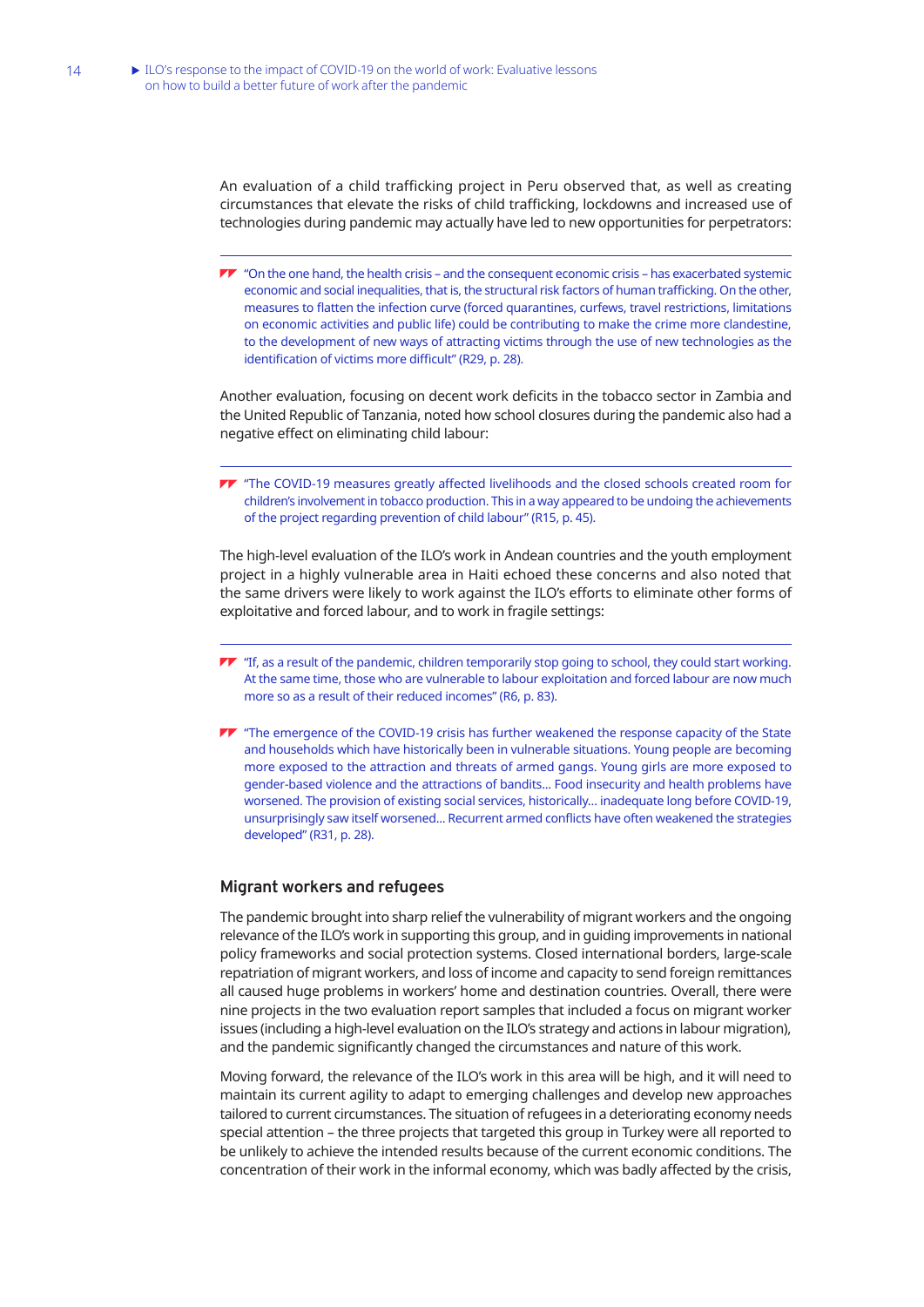An evaluation of a child trafficking project in Peru observed that, as well as creating circumstances that elevate the risks of child trafficking, lockdowns and increased use of technologies during pandemic may actually have led to new opportunities for perpetrators:

> "On the one hand, the health crisis – and the consequent economic crisis – has exacerbated systemic economic and social inequalities, that is, the structural risk factors of human trafficking. On the other, measures to flatten the infection curve (forced quarantines, curfews, travel restrictions, limitations on economic activities and public life) could be contributing to make the crime more clandestine, to the development of new ways of attracting victims through the use of new technologies as the identification of victims more difficult" (R29, p. 28).

Another evaluation, focusing on decent work deficits in the tobacco sector in Zambia and the United Republic of Tanzania, noted how school closures during the pandemic also had a negative effect on eliminating child labour:

> "The COVID-19 measures greatly affected livelihoods and the closed schools created room for children's involvement in tobacco production. This in a way appeared to be undoing the achievements of the project regarding prevention of child labour" (R15, p. 45).

The high-level evaluation of the ILO's work in Andean countries and the youth employment project in a highly vulnerable area in Haiti echoed these concerns and also noted that the same drivers were likely to work against the ILO's efforts to eliminate other forms of exploitative and forced labour, and to work in fragile settings:

> "If, as a result of the pandemic, children temporarily stop going to school, they could start working. At the same time, those who are vulnerable to labour exploitation and forced labour are now much more so as a result of their reduced incomes" (R6, p. 83).

> "The emergence of the COVID-19 crisis has further weakened the response capacity of the State and households which have historically been in vulnerable situations. Young people are becoming more exposed to the attraction and threats of armed gangs. Young girls are more exposed to gender-based violence and the attractions of bandits... Food insecurity and health problems have worsened. The provision of existing social services, historically... inadequate long before COVID-19, unsurprisingly saw itself worsened... Recurrent armed conflicts have often weakened the strategies developed" (R31, p. 28).

### Migrant workers and refugees

The pandemic brought into sharp relief the vulnerability of migrant workers and the ongoing relevance of the ILO's work in supporting this group, and in guiding improvements in national policy frameworks and social protection systems. Closed international borders, large-scale repatriation of migrant workers, and loss of income and capacity to send foreign remittances all caused huge problems in workers' home and destination countries. Overall, there were nine projects in the two evaluation report samples that included a focus on migrant worker issues (including a high-level evaluation on the ILO's strategy and actions in labour migration), and the pandemic significantly changed the circumstances and nature of this work.

Moving forward, the relevance of the ILO's work in this area will be high, and it will need to maintain its current agility to adapt to emerging challenges and develop new approaches tailored to current circumstances. The situation of refugees in a deteriorating economy needs special attention – the three projects that targeted this group in Turkey were all reported to be unlikely to achieve the intended results because of the current economic conditions. The concentration of their work in the informal economy, which was badly affected by the crisis,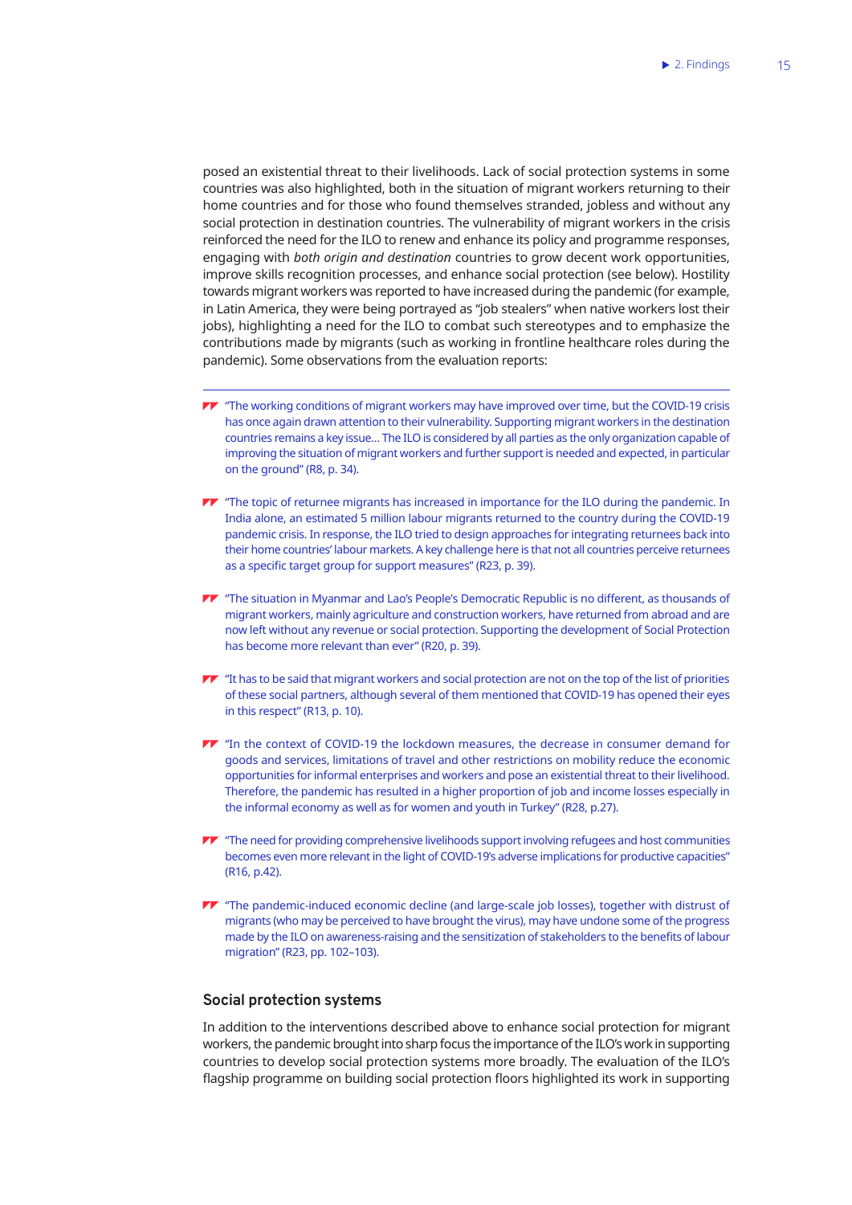posed an existential threat to their livelihoods. Lack of social protection systems in some countries was also highlighted, both in the situation of migrant workers returning to their home countries and for those who found themselves stranded, jobless and without any social protection in destination countries. The vulnerability of migrant workers in the crisis reinforced the need for the ILO to renew and enhance its policy and programme responses, engaging with *both origin and destination* countries to grow decent work opportunities, improve skills recognition processes, and enhance social protection (see below). Hostility towards migrant workers was reported to have increased during the pandemic (for example, in Latin America, they were being portrayed as "job stealers" when native workers lost their jobs), highlighting a need for the ILO to combat such stereotypes and to emphasize the contributions made by migrants (such as working in frontline healthcare roles during the pandemic). Some observations from the evaluation reports:

---

- "The working conditions of migrant workers may have improved over time, but the COVID-19 crisis has once again drawn attention to their vulnerability. Supporting migrant workers in the destination countries remains a key issue… The ILO is considered by all parties as the only organization capable of improving the situation of migrant workers and further support is needed and expected, in particular on the ground" (R8, p. 34).

- "The topic of returnee migrants has increased in importance for the ILO during the pandemic. In India alone, an estimated 5 million labour migrants returned to the country during the COVID-19 pandemic crisis. In response, the ILO tried to design approaches for integrating returnees back into their home countries' labour markets. A key challenge here is that not all countries perceive returnees as a specific target group for support measures" (R23, p. 39).

- "The situation in Myanmar and Lao's People's Democratic Republic is no different, as thousands of migrant workers, mainly agriculture and construction workers, have returned from abroad and are now left without any revenue or social protection. Supporting the development of Social Protection has become more relevant than ever" (R20, p. 39).

- "It has to be said that migrant workers and social protection are not on the top of the list of priorities of these social partners, although several of them mentioned that COVID-19 has opened their eyes in this respect" (R13, p. 10).

- "In the context of COVID-19 the lockdown measures, the decrease in consumer demand for goods and services, limitations of travel and other restrictions on mobility reduce the economic opportunities for informal enterprises and workers and pose an existential threat to their livelihood. Therefore, the pandemic has resulted in a higher proportion of job and income losses especially in the informal economy as well as for women and youth in Turkey" (R28, p.27).

- "The need for providing comprehensive livelihoods support involving refugees and host communities becomes even more relevant in the light of COVID-19's adverse implications for productive capacities" (R16, p.42).

- "The pandemic-induced economic decline (and large-scale job losses), together with distrust of migrants (who may be perceived to have brought the virus), may have undone some of the progress made by the ILO on awareness-raising and the sensitization of stakeholders to the benefits of labour migration" (R23, pp. 102–103).

### Social protection systems

In addition to the interventions described above to enhance social protection for migrant workers, the pandemic brought into sharp focus the importance of the ILO's work in supporting countries to develop social protection systems more broadly. The evaluation of the ILO's flagship programme on building social protection floors highlighted its work in supporting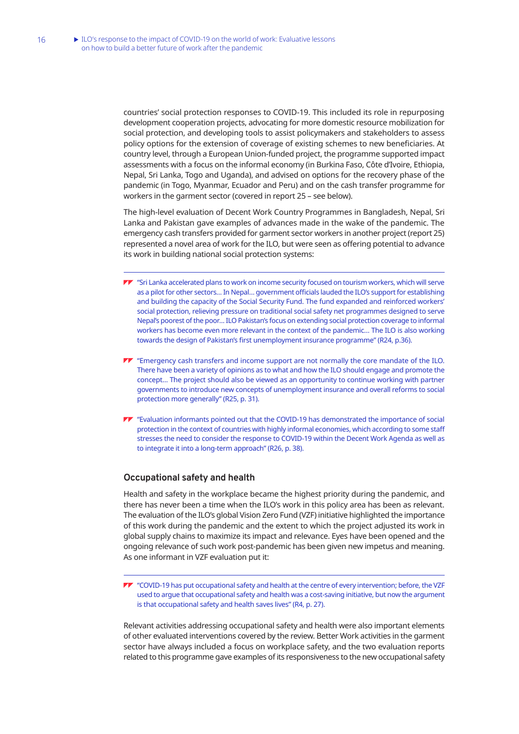countries' social protection responses to COVID-19. This included its role in repurposing development cooperation projects, advocating for more domestic resource mobilization for social protection, and developing tools to assist policymakers and stakeholders to assess policy options for the extension of coverage of existing schemes to new beneficiaries. At country level, through a European Union-funded project, the programme supported impact assessments with a focus on the informal economy (in Burkina Faso, Côte d'Ivoire, Ethiopia, Nepal, Sri Lanka, Togo and Uganda), and advised on options for the recovery phase of the pandemic (in Togo, Myanmar, Ecuador and Peru) and on the cash transfer programme for workers in the garment sector (covered in report 25 – see below).

The high-level evaluation of Decent Work Country Programmes in Bangladesh, Nepal, Sri Lanka and Pakistan gave examples of advances made in the wake of the pandemic. The emergency cash transfers provided for garment sector workers in another project (report 25) represented a novel area of work for the ILO, but were seen as offering potential to advance its work in building national social protection systems:

> "Sri Lanka accelerated plans to work on income security focused on tourism workers, which will serve as a pilot for other sectors... In Nepal... government officials lauded the ILO's support for establishing and building the capacity of the Social Security Fund. The fund expanded and reinforced workers' social protection, relieving pressure on traditional social safety net programmes designed to serve Nepal's poorest of the poor... ILO Pakistan's focus on extending social protection coverage to informal workers has become even more relevant in the context of the pandemic... The ILO is also working towards the design of Pakistan's first unemployment insurance programme" (R24, p.36).

> "Emergency cash transfers and income support are not normally the core mandate of the ILO. There have been a variety of opinions as to what and how the ILO should engage and promote the concept... The project should also be viewed as an opportunity to continue working with partner governments to introduce new concepts of unemployment insurance and overall reforms to social protection more generally" (R25, p. 31).

> "Evaluation informants pointed out that the COVID-19 has demonstrated the importance of social protection in the context of countries with highly informal economies, which according to some staff stresses the need to consider the response to COVID-19 within the Decent Work Agenda as well as to integrate it into a long-term approach" (R26, p. 38).

### Occupational safety and health

Health and safety in the workplace became the highest priority during the pandemic, and there has never been a time when the ILO's work in this policy area has been as relevant. The evaluation of the ILO's global Vision Zero Fund (VZF) initiative highlighted the importance of this work during the pandemic and the extent to which the project adjusted its work in global supply chains to maximize its impact and relevance. Eyes have been opened and the ongoing relevance of such work post-pandemic has been given new impetus and meaning. As one informant in VZF evaluation put it:

> "COVID-19 has put occupational safety and health at the centre of every intervention; before, the VZF used to argue that occupational safety and health was a cost-saving initiative, but now the argument is that occupational safety and health saves lives" (R4, p. 27).

Relevant activities addressing occupational safety and health were also important elements of other evaluated interventions covered by the review. Better Work activities in the garment sector have always included a focus on workplace safety, and the two evaluation reports related to this programme gave examples of its responsiveness to the new occupational safety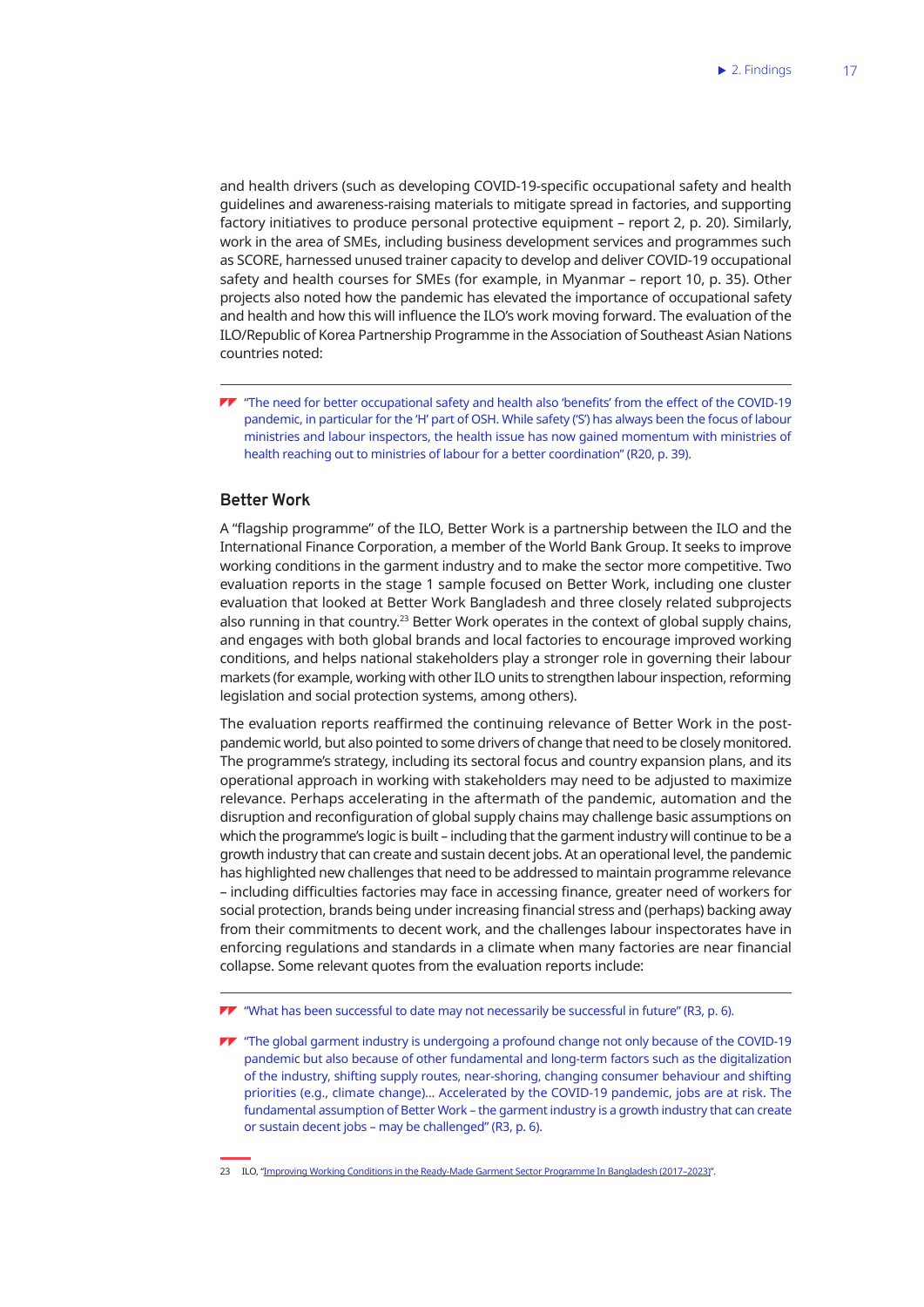and health drivers (such as developing COVID-19-specific occupational safety and health guidelines and awareness-raising materials to mitigate spread in factories, and supporting factory initiatives to produce personal protective equipment – report 2, p. 20). Similarly, work in the area of SMEs, including business development services and programmes such as SCORE, harnessed unused trainer capacity to develop and deliver COVID-19 occupational safety and health courses for SMEs (for example, in Myanmar – report 10, p. 35). Other projects also noted how the pandemic has elevated the importance of occupational safety and health and how this will influence the ILO's work moving forward. The evaluation of the ILO/Republic of Korea Partnership Programme in the Association of Southeast Asian Nations countries noted:

> "The need for better occupational safety and health also 'benefits' from the effect of the COVID-19 pandemic, in particular for the 'H' part of OSH. While safety ('S') has always been the focus of labour ministries and labour inspectors, the health issue has now gained momentum with ministries of health reaching out to ministries of labour for a better coordination" (R20, p. 39).

### Better Work

A "flagship programme" of the ILO, Better Work is a partnership between the ILO and the International Finance Corporation, a member of the World Bank Group. It seeks to improve working conditions in the garment industry and to make the sector more competitive. Two evaluation reports in the stage 1 sample focused on Better Work, including one cluster evaluation that looked at Better Work Bangladesh and three closely related subprojects also running in that country.[23] Better Work operates in the context of global supply chains, and engages with both global brands and local factories to encourage improved working conditions, and helps national stakeholders play a stronger role in governing their labour markets (for example, working with other ILO units to strengthen labour inspection, reforming legislation and social protection systems, among others).

The evaluation reports reaffirmed the continuing relevance of Better Work in the post-pandemic world, but also pointed to some drivers of change that need to be closely monitored. The programme's strategy, including its sectoral focus and country expansion plans, and its operational approach in working with stakeholders may need to be adjusted to maximize relevance. Perhaps accelerating in the aftermath of the pandemic, automation and the disruption and reconfiguration of global supply chains may challenge basic assumptions on which the programme's logic is built – including that the garment industry will continue to be a growth industry that can create and sustain decent jobs. At an operational level, the pandemic has highlighted new challenges that need to be addressed to maintain programme relevance – including difficulties factories may face in accessing finance, greater need of workers for social protection, brands being under increasing financial stress and (perhaps) backing away from their commitments to decent work, and the challenges labour inspectorates have in enforcing regulations and standards in a climate when many factories are near financial collapse. Some relevant quotes from the evaluation reports include:

> "What has been successful to date may not necessarily be successful in future" (R3, p. 6).

> "The global garment industry is undergoing a profound change not only because of the COVID-19 pandemic but also because of other fundamental and long-term factors such as the digitalization of the industry, shifting supply routes, near-shoring, changing consumer behaviour and shifting priorities (e.g., climate change)... Accelerated by the COVID-19 pandemic, jobs are at risk. The fundamental assumption of Better Work – the garment industry is a growth industry that can create or sustain decent jobs – may be challenged" (R3, p. 6).

---

23 ILO, "Improving Working Conditions in the Ready-Made Garment Sector Programme In Bangladesh (2017–2023)".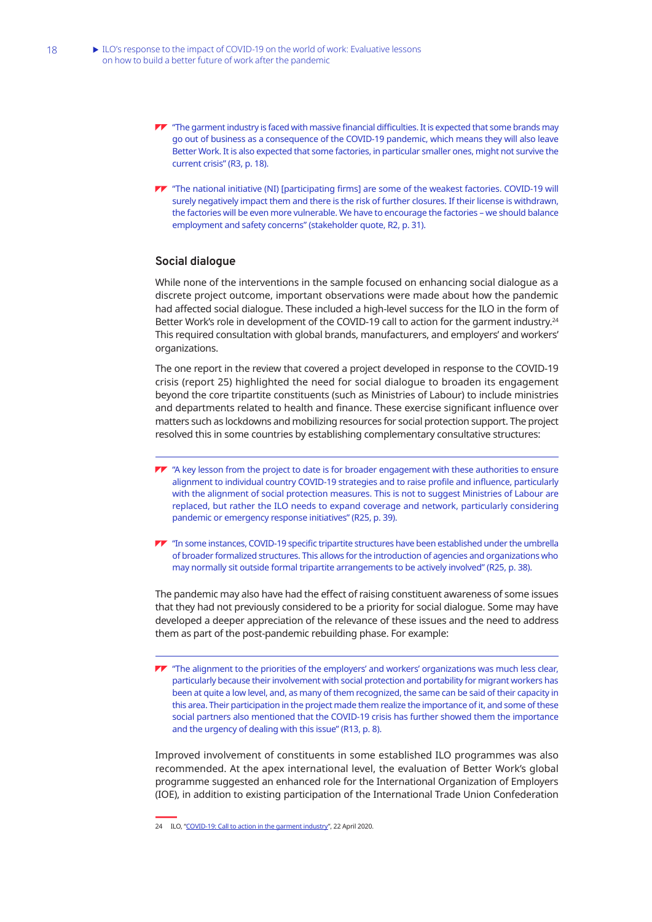> "The garment industry is faced with massive financial difficulties. It is expected that some brands may go out of business as a consequence of the COVID-19 pandemic, which means they will also leave Better Work. It is also expected that some factories, in particular smaller ones, might not survive the current crisis" (R3, p. 18).

> "The national initiative (NI) [participating firms] are some of the weakest factories. COVID-19 will surely negatively impact them and there is the risk of further closures. If their license is withdrawn, the factories will be even more vulnerable. We have to encourage the factories – we should balance employment and safety concerns" (stakeholder quote, R2, p. 31).

### Social dialogue

While none of the interventions in the sample focused on enhancing social dialogue as a discrete project outcome, important observations were made about how the pandemic had affected social dialogue. These included a high-level success for the ILO in the form of Better Work's role in development of the COVID-19 call to action for the garment industry.[24] This required consultation with global brands, manufacturers, and employers' and workers' organizations.

The one report in the review that covered a project developed in response to the COVID-19 crisis (report 25) highlighted the need for social dialogue to broaden its engagement beyond the core tripartite constituents (such as Ministries of Labour) to include ministries and departments related to health and finance. These exercise significant influence over matters such as lockdowns and mobilizing resources for social protection support. The project resolved this in some countries by establishing complementary consultative structures:

> "A key lesson from the project to date is for broader engagement with these authorities to ensure alignment to individual country COVID-19 strategies and to raise profile and influence, particularly with the alignment of social protection measures. This is not to suggest Ministries of Labour are replaced, but rather the ILO needs to expand coverage and network, particularly considering pandemic or emergency response initiatives" (R25, p. 39).

> "In some instances, COVID-19 specific tripartite structures have been established under the umbrella of broader formalized structures. This allows for the introduction of agencies and organizations who may normally sit outside formal tripartite arrangements to be actively involved" (R25, p. 38).

The pandemic may also have had the effect of raising constituent awareness of some issues that they had not previously considered to be a priority for social dialogue. Some may have developed a deeper appreciation of the relevance of these issues and the need to address them as part of the post-pandemic rebuilding phase. For example:

> "The alignment to the priorities of the employers' and workers' organizations was much less clear, particularly because their involvement with social protection and portability for migrant workers has been at quite a low level, and, as many of them recognized, the same can be said of their capacity in this area. Their participation in the project made them realize the importance of it, and some of these social partners also mentioned that the COVID-19 crisis has further showed them the importance and the urgency of dealing with this issue" (R13, p. 8).

Improved involvement of constituents in some established ILO programmes was also recommended. At the apex international level, the evaluation of Better Work's global programme suggested an enhanced role for the International Organization of Employers (IOE), in addition to existing participation of the International Trade Union Confederation

---

24 ILO, "COVID-19: Call to action in the garment industry", 22 April 2020.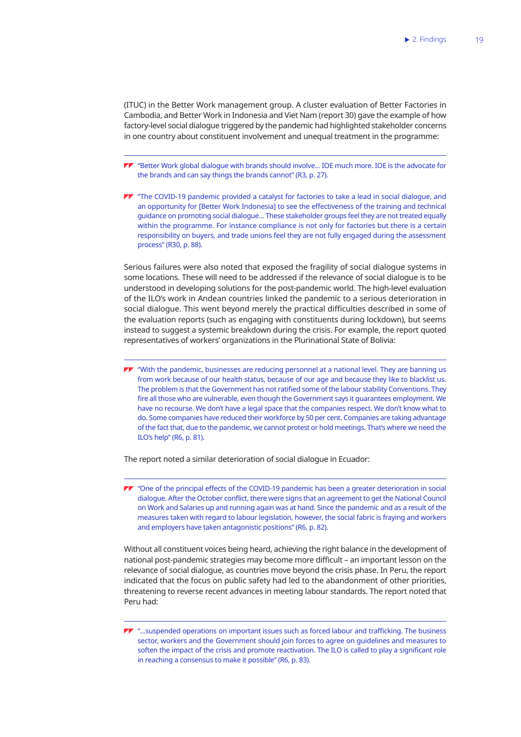(ITUC) in the Better Work management group. A cluster evaluation of Better Factories in Cambodia, and Better Work in Indonesia and Viet Nam (report 30) gave the example of how factory-level social dialogue triggered by the pandemic had highlighted stakeholder concerns in one country about constituent involvement and unequal treatment in the programme:

> "Better Work global dialogue with brands should involve… IOE much more. IOE is the advocate for the brands and can say things the brands cannot" (R3, p. 27).

> "The COVID-19 pandemic provided a catalyst for factories to take a lead in social dialogue, and an opportunity for [Better Work Indonesia] to see the effectiveness of the training and technical guidance on promoting social dialogue… These stakeholder groups feel they are not treated equally within the programme. For instance compliance is not only for factories but there is a certain responsibility on buyers, and trade unions feel they are not fully engaged during the assessment process" (R30, p. 88).

Serious failures were also noted that exposed the fragility of social dialogue systems in some locations. These will need to be addressed if the relevance of social dialogue is to be understood in developing solutions for the post-pandemic world. The high-level evaluation of the ILO's work in Andean countries linked the pandemic to a serious deterioration in social dialogue. This went beyond merely the practical difficulties described in some of the evaluation reports (such as engaging with constituents during lockdown), but seems instead to suggest a systemic breakdown during the crisis. For example, the report quoted representatives of workers' organizations in the Plurinational State of Bolivia:

> "With the pandemic, businesses are reducing personnel at a national level. They are banning us from work because of our health status, because of our age and because they like to blacklist us. The problem is that the Government has not ratified some of the labour stability Conventions. They fire all those who are vulnerable, even though the Government says it guarantees employment. We have no recourse. We don't have a legal space that the companies respect. We don't know what to do. Some companies have reduced their workforce by 50 per cent. Companies are taking advantage of the fact that, due to the pandemic, we cannot protest or hold meetings. That's where we need the ILO's help" (R6, p. 81).

The report noted a similar deterioration of social dialogue in Ecuador:

> "One of the principal effects of the COVID-19 pandemic has been a greater deterioration in social dialogue. After the October conflict, there were signs that an agreement to get the National Council on Work and Salaries up and running again was at hand. Since the pandemic and as a result of the measures taken with regard to labour legislation, however, the social fabric is fraying and workers and employers have taken antagonistic positions" (R6, p. 82).

Without all constituent voices being heard, achieving the right balance in the development of national post-pandemic strategies may become more difficult – an important lesson on the relevance of social dialogue, as countries move beyond the crisis phase. In Peru, the report indicated that the focus on public safety had led to the abandonment of other priorities, threatening to reverse recent advances in meeting labour standards. The report noted that Peru had:

> "…suspended operations on important issues such as forced labour and trafficking. The business sector, workers and the Government should join forces to agree on guidelines and measures to soften the impact of the crisis and promote reactivation. The ILO is called to play a significant role in reaching a consensus to make it possible" (R6, p. 83).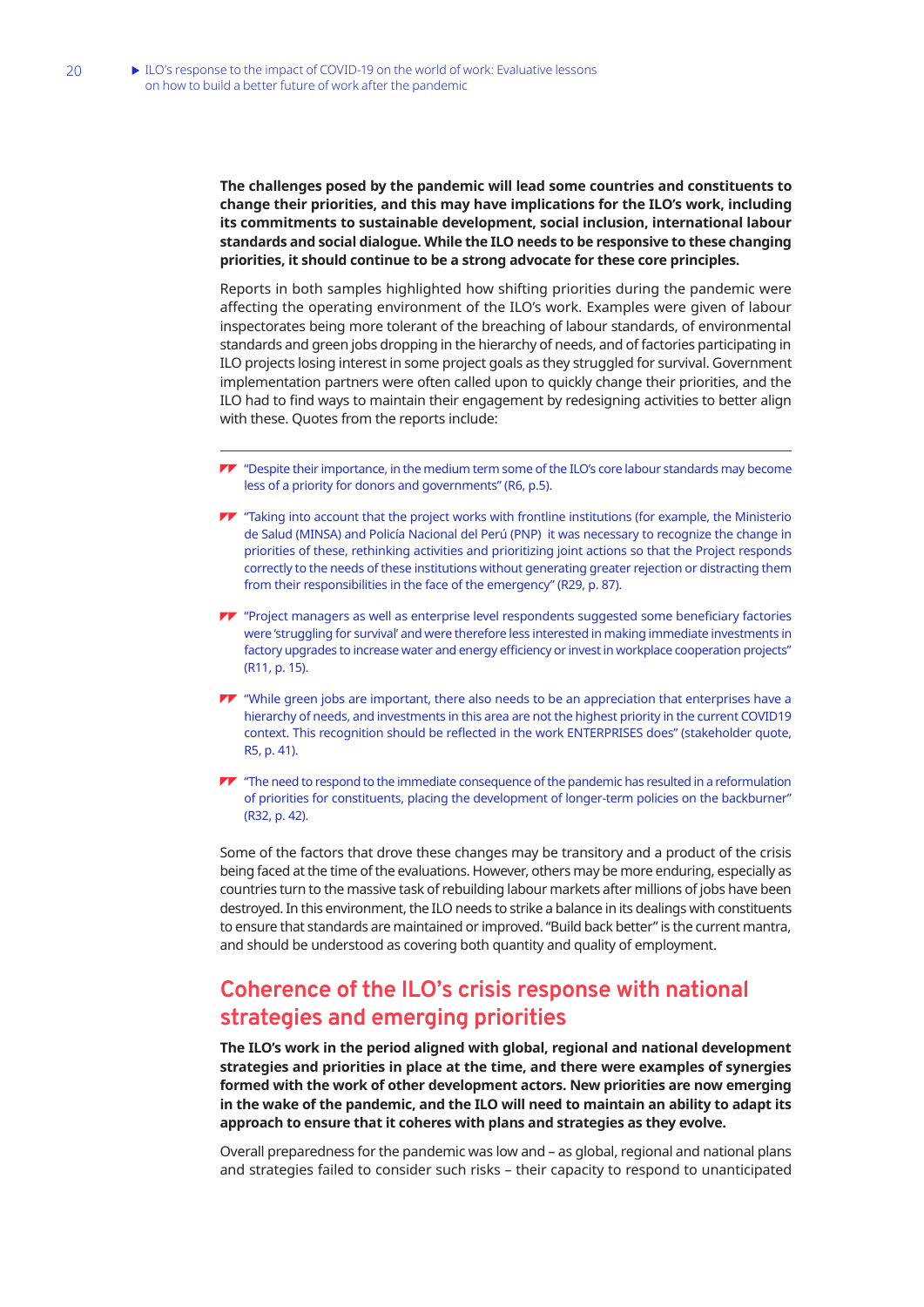**The challenges posed by the pandemic will lead some countries and constituents to change their priorities, and this may have implications for the ILO's work, including its commitments to sustainable development, social inclusion, international labour standards and social dialogue. While the ILO needs to be responsive to these changing priorities, it should continue to be a strong advocate for these core principles.**

Reports in both samples highlighted how shifting priorities during the pandemic were affecting the operating environment of the ILO's work. Examples were given of labour inspectorates being more tolerant of the breaching of labour standards, of environmental standards and green jobs dropping in the hierarchy of needs, and of factories participating in ILO projects losing interest in some project goals as they struggled for survival. Government implementation partners were often called upon to quickly change their priorities, and the ILO had to find ways to maintain their engagement by redesigning activities to better align with these. Quotes from the reports include:

---

- "Despite their importance, in the medium term some of the ILO's core labour standards may become less of a priority for donors and governments" (R6, p.5).
- "Taking into account that the project works with frontline institutions (for example, the Ministerio de Salud (MINSA) and Policía Nacional del Perú (PNP) it was necessary to recognize the change in priorities of these, rethinking activities and prioritizing joint actions so that the Project responds correctly to the needs of these institutions without generating greater rejection or distracting them from their responsibilities in the face of the emergency" (R29, p. 87).
- "Project managers as well as enterprise level respondents suggested some beneficiary factories were 'struggling for survival' and were therefore less interested in making immediate investments in factory upgrades to increase water and energy efficiency or invest in workplace cooperation projects" (R11, p. 15).
- "While green jobs are important, there also needs to be an appreciation that enterprises have a hierarchy of needs, and investments in this area are not the highest priority in the current COVID19 context. This recognition should be reflected in the work ENTERPRISES does" (stakeholder quote, R5, p. 41).
- "The need to respond to the immediate consequence of the pandemic has resulted in a reformulation of priorities for constituents, placing the development of longer-term policies on the backburner" (R32, p. 42).

Some of the factors that drove these changes may be transitory and a product of the crisis being faced at the time of the evaluations. However, others may be more enduring, especially as countries turn to the massive task of rebuilding labour markets after millions of jobs have been destroyed. In this environment, the ILO needs to strike a balance in its dealings with constituents to ensure that standards are maintained or improved. "Build back better" is the current mantra, and should be understood as covering both quantity and quality of employment.

## Coherence of the ILO's crisis response with national strategies and emerging priorities

**The ILO's work in the period aligned with global, regional and national development strategies and priorities in place at the time, and there were examples of synergies formed with the work of other development actors. New priorities are now emerging in the wake of the pandemic, and the ILO will need to maintain an ability to adapt its approach to ensure that it coheres with plans and strategies as they evolve.**

Overall preparedness for the pandemic was low and – as global, regional and national plans and strategies failed to consider such risks – their capacity to respond to unanticipated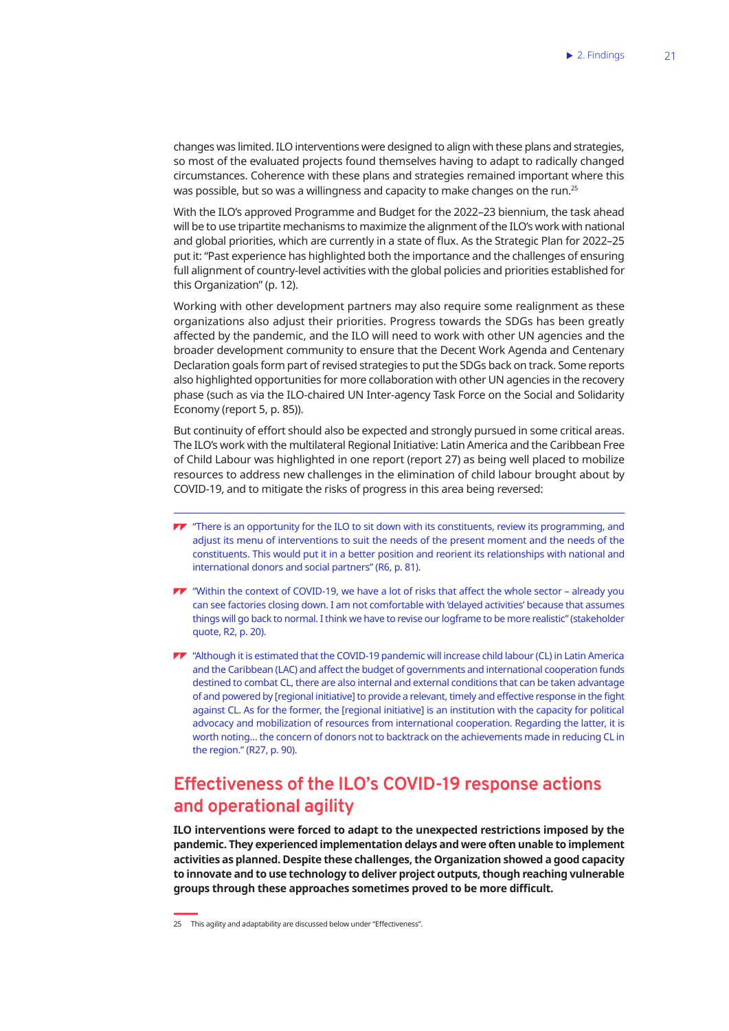changes was limited. ILO interventions were designed to align with these plans and strategies, so most of the evaluated projects found themselves having to adapt to radically changed circumstances. Coherence with these plans and strategies remained important where this was possible, but so was a willingness and capacity to make changes on the run.[25]

With the ILO's approved Programme and Budget for the 2022–23 biennium, the task ahead will be to use tripartite mechanisms to maximize the alignment of the ILO's work with national and global priorities, which are currently in a state of flux. As the Strategic Plan for 2022–25 put it: "Past experience has highlighted both the importance and the challenges of ensuring full alignment of country-level activities with the global policies and priorities established for this Organization" (p. 12).

Working with other development partners may also require some realignment as these organizations also adjust their priorities. Progress towards the SDGs has been greatly affected by the pandemic, and the ILO will need to work with other UN agencies and the broader development community to ensure that the Decent Work Agenda and Centenary Declaration goals form part of revised strategies to put the SDGs back on track. Some reports also highlighted opportunities for more collaboration with other UN agencies in the recovery phase (such as via the ILO-chaired UN Inter-agency Task Force on the Social and Solidarity Economy (report 5, p. 85)).

But continuity of effort should also be expected and strongly pursued in some critical areas. The ILO's work with the multilateral Regional Initiative: Latin America and the Caribbean Free of Child Labour was highlighted in one report (report 27) as being well placed to mobilize resources to address new challenges in the elimination of child labour brought about by COVID-19, and to mitigate the risks of progress in this area being reversed:

---

- "There is an opportunity for the ILO to sit down with its constituents, review its programming, and adjust its menu of interventions to suit the needs of the present moment and the needs of the constituents. This would put it in a better position and reorient its relationships with national and international donors and social partners" (R6, p. 81).

- "Within the context of COVID-19, we have a lot of risks that affect the whole sector – already you can see factories closing down. I am not comfortable with 'delayed activities' because that assumes things will go back to normal. I think we have to revise our logframe to be more realistic" (stakeholder quote, R2, p. 20).

- "Although it is estimated that the COVID-19 pandemic will increase child labour (CL) in Latin America and the Caribbean (LAC) and affect the budget of governments and international cooperation funds destined to combat CL, there are also internal and external conditions that can be taken advantage of and powered by [regional initiative] to provide a relevant, timely and effective response in the fight against CL. As for the former, the [regional initiative] is an institution with the capacity for political advocacy and mobilization of resources from international cooperation. Regarding the latter, it is worth noting... the concern of donors not to backtrack on the achievements made in reducing CL in the region." (R27, p. 90).

## Effectiveness of the ILO's COVID-19 response actions and operational agility

**ILO interventions were forced to adapt to the unexpected restrictions imposed by the pandemic. They experienced implementation delays and were often unable to implement activities as planned. Despite these challenges, the Organization showed a good capacity to innovate and to use technology to deliver project outputs, though reaching vulnerable groups through these approaches sometimes proved to be more difficult.**

---

25 This agility and adaptability are discussed below under "Effectiveness".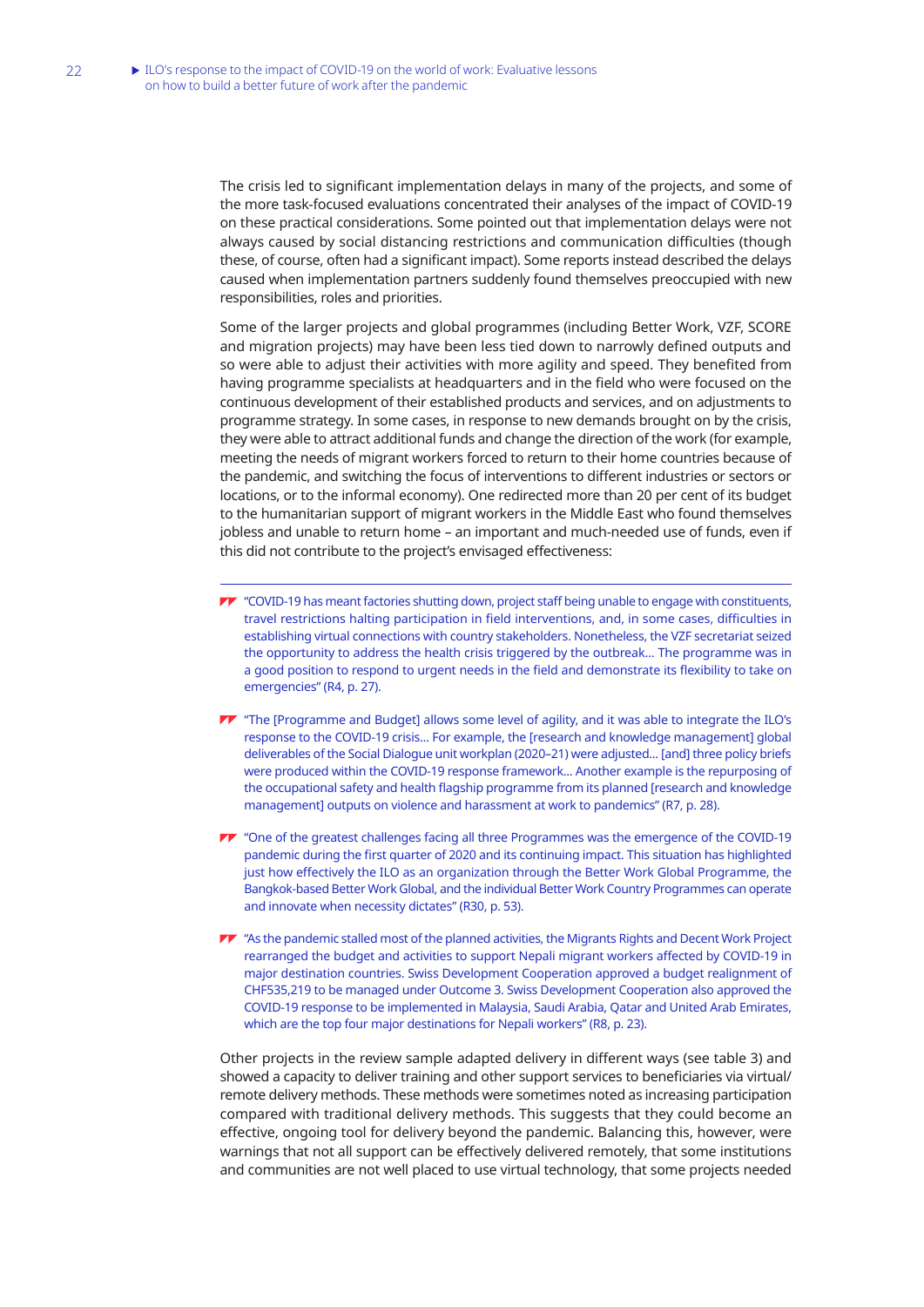The crisis led to significant implementation delays in many of the projects, and some of the more task-focused evaluations concentrated their analyses of the impact of COVID-19 on these practical considerations. Some pointed out that implementation delays were not always caused by social distancing restrictions and communication difficulties (though these, of course, often had a significant impact). Some reports instead described the delays caused when implementation partners suddenly found themselves preoccupied with new responsibilities, roles and priorities.

Some of the larger projects and global programmes (including Better Work, VZF, SCORE and migration projects) may have been less tied down to narrowly defined outputs and so were able to adjust their activities with more agility and speed. They benefited from having programme specialists at headquarters and in the field who were focused on the continuous development of their established products and services, and on adjustments to programme strategy. In some cases, in response to new demands brought on by the crisis, they were able to attract additional funds and change the direction of the work (for example, meeting the needs of migrant workers forced to return to their home countries because of the pandemic, and switching the focus of interventions to different industries or sectors or locations, or to the informal economy). One redirected more than 20 per cent of its budget to the humanitarian support of migrant workers in the Middle East who found themselves jobless and unable to return home – an important and much-needed use of funds, even if this did not contribute to the project's envisaged effectiveness:

---

- "COVID-19 has meant factories shutting down, project staff being unable to engage with constituents, travel restrictions halting participation in field interventions, and, in some cases, difficulties in establishing virtual connections with country stakeholders. Nonetheless, the VZF secretariat seized the opportunity to address the health crisis triggered by the outbreak… The programme was in a good position to respond to urgent needs in the field and demonstrate its flexibility to take on emergencies" (R4, p. 27).

- "The [Programme and Budget] allows some level of agility, and it was able to integrate the ILO's response to the COVID-19 crisis… For example, the [research and knowledge management] global deliverables of the Social Dialogue unit workplan (2020–21) were adjusted… [and] three policy briefs were produced within the COVID-19 response framework… Another example is the repurposing of the occupational safety and health flagship programme from its planned [research and knowledge management] outputs on violence and harassment at work to pandemics" (R7, p. 28).

- "One of the greatest challenges facing all three Programmes was the emergence of the COVID-19 pandemic during the first quarter of 2020 and its continuing impact. This situation has highlighted just how effectively the ILO as an organization through the Better Work Global Programme, the Bangkok-based Better Work Global, and the individual Better Work Country Programmes can operate and innovate when necessity dictates" (R30, p. 53).

- "As the pandemic stalled most of the planned activities, the Migrants Rights and Decent Work Project rearranged the budget and activities to support Nepali migrant workers affected by COVID-19 in major destination countries. Swiss Development Cooperation approved a budget realignment of CHF535,219 to be managed under Outcome 3. Swiss Development Cooperation also approved the COVID-19 response to be implemented in Malaysia, Saudi Arabia, Qatar and United Arab Emirates, which are the top four major destinations for Nepali workers" (R8, p. 23).

Other projects in the review sample adapted delivery in different ways (see table 3) and showed a capacity to deliver training and other support services to beneficiaries via virtual/remote delivery methods. These methods were sometimes noted as increasing participation compared with traditional delivery methods. This suggests that they could become an effective, ongoing tool for delivery beyond the pandemic. Balancing this, however, were warnings that not all support can be effectively delivered remotely, that some institutions and communities are not well placed to use virtual technology, that some projects needed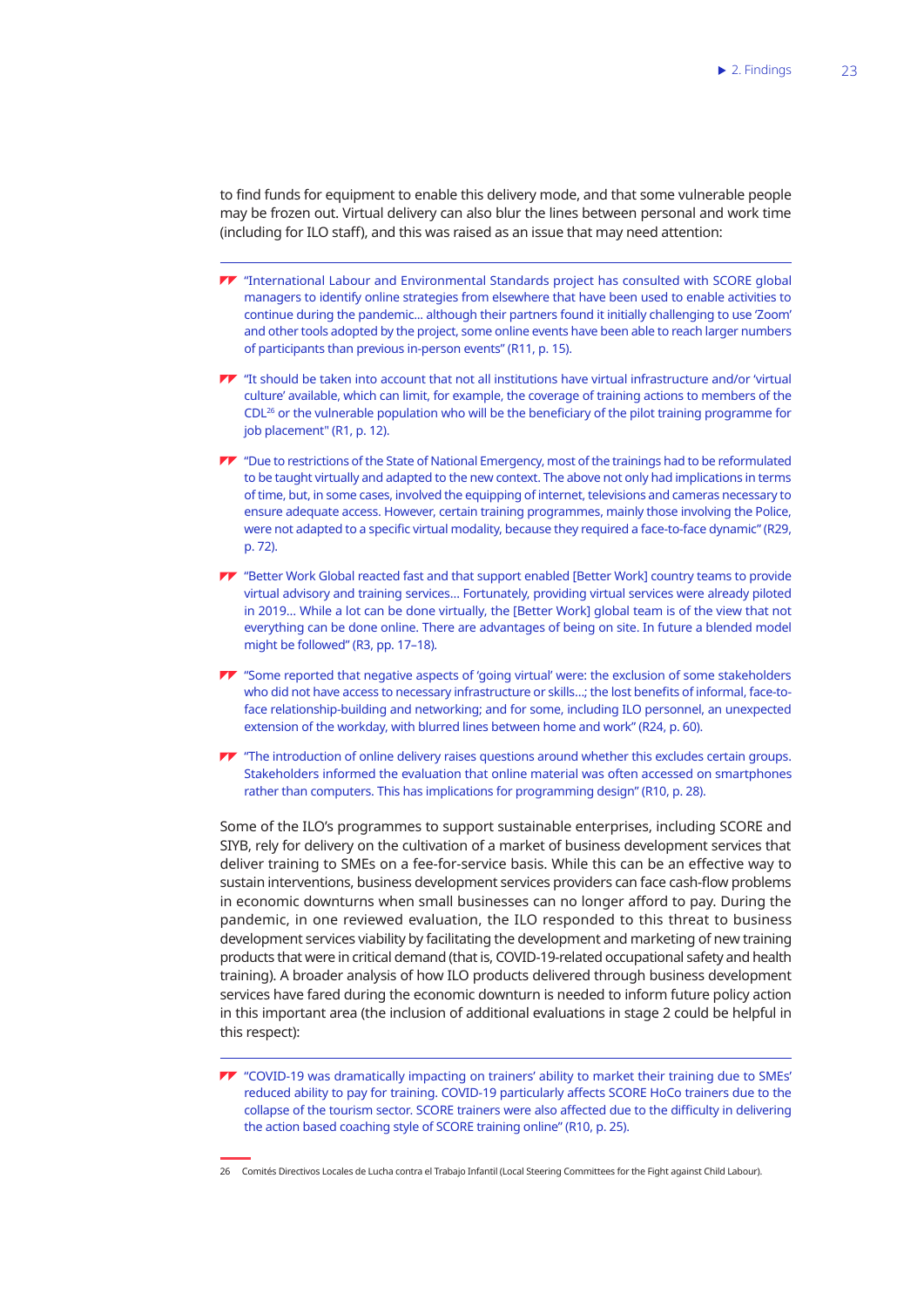to find funds for equipment to enable this delivery mode, and that some vulnerable people may be frozen out. Virtual delivery can also blur the lines between personal and work time (including for ILO staff), and this was raised as an issue that may need attention:

- "International Labour and Environmental Standards project has consulted with SCORE global managers to identify online strategies from elsewhere that have been used to enable activities to continue during the pandemic... although their partners found it initially challenging to use 'Zoom' and other tools adopted by the project, some online events have been able to reach larger numbers of participants than previous in-person events" (R11, p. 15).

- "It should be taken into account that not all institutions have virtual infrastructure and/or 'virtual culture' available, which can limit, for example, the coverage of training actions to members of the CDL[26] or the vulnerable population who will be the beneficiary of the pilot training programme for job placement" (R1, p. 12).

- "Due to restrictions of the State of National Emergency, most of the trainings had to be reformulated to be taught virtually and adapted to the new context. The above not only had implications in terms of time, but, in some cases, involved the equipping of internet, televisions and cameras necessary to ensure adequate access. However, certain training programmes, mainly those involving the Police, were not adapted to a specific virtual modality, because they required a face-to-face dynamic" (R29, p. 72).

- "Better Work Global reacted fast and that support enabled [Better Work] country teams to provide virtual advisory and training services... Fortunately, providing virtual services were already piloted in 2019... While a lot can be done virtually, the [Better Work] global team is of the view that not everything can be done online. There are advantages of being on site. In future a blended model might be followed" (R3, pp. 17–18).

- "Some reported that negative aspects of 'going virtual' were: the exclusion of some stakeholders who did not have access to necessary infrastructure or skills...; the lost benefits of informal, face-to-face relationship-building and networking; and for some, including ILO personnel, an unexpected extension of the workday, with blurred lines between home and work" (R24, p. 60).

- "The introduction of online delivery raises questions around whether this excludes certain groups. Stakeholders informed the evaluation that online material was often accessed on smartphones rather than computers. This has implications for programming design" (R10, p. 28).

Some of the ILO's programmes to support sustainable enterprises, including SCORE and SIYB, rely for delivery on the cultivation of a market of business development services that deliver training to SMEs on a fee-for-service basis. While this can be an effective way to sustain interventions, business development services providers can face cash-flow problems in economic downturns when small businesses can no longer afford to pay. During the pandemic, in one reviewed evaluation, the ILO responded to this threat to business development services viability by facilitating the development and marketing of new training products that were in critical demand (that is, COVID-19-related occupational safety and health training). A broader analysis of how ILO products delivered through business development services have fared during the economic downturn is needed to inform future policy action in this important area (the inclusion of additional evaluations in stage 2 could be helpful in this respect):

- "COVID-19 was dramatically impacting on trainers' ability to market their training due to SMEs' reduced ability to pay for training. COVID-19 particularly affects SCORE HoCo trainers due to the collapse of the tourism sector. SCORE trainers were also affected due to the difficulty in delivering the action based coaching style of SCORE training online" (R10, p. 25).

---

26 Comités Directivos Locales de Lucha contra el Trabajo Infantil (Local Steering Committees for the Fight against Child Labour).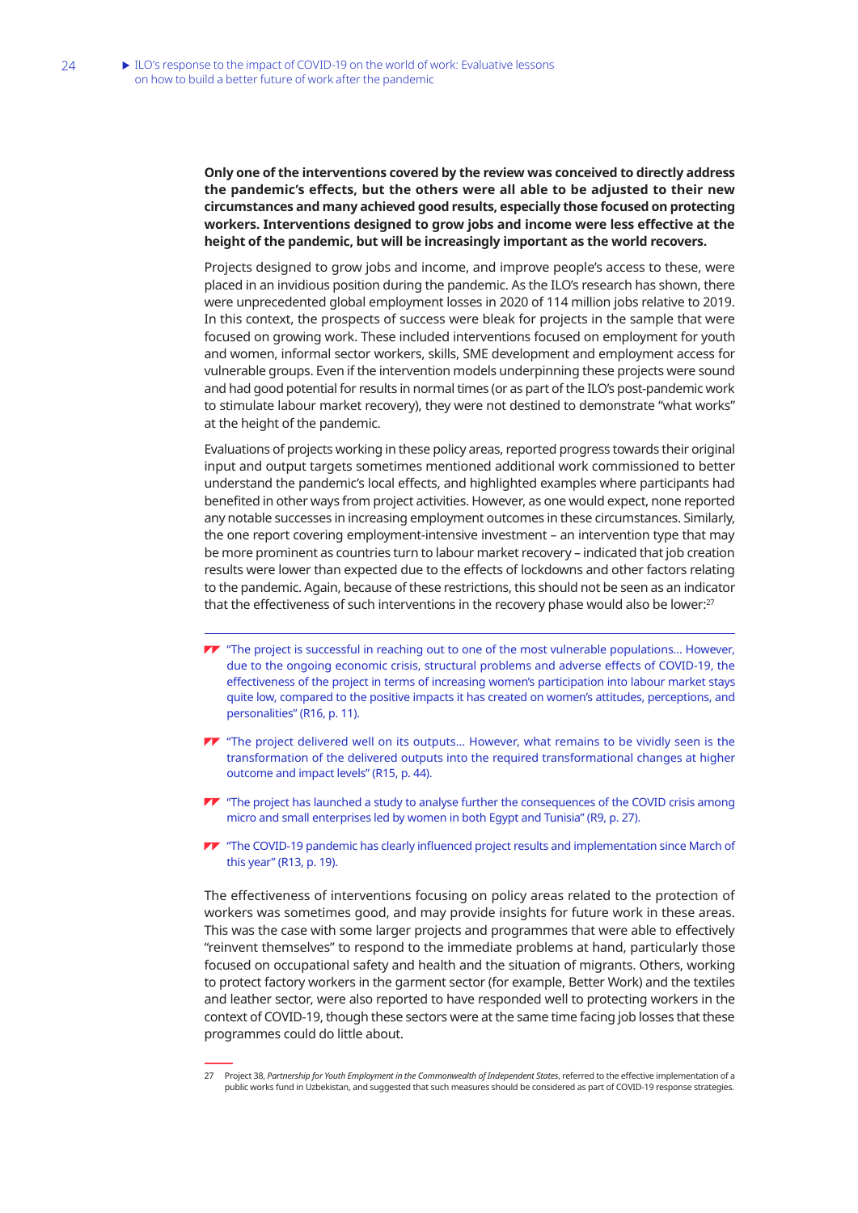**Only one of the interventions covered by the review was conceived to directly address the pandemic's effects, but the others were all able to be adjusted to their new circumstances and many achieved good results, especially those focused on protecting workers. Interventions designed to grow jobs and income were less effective at the height of the pandemic, but will be increasingly important as the world recovers.**

Projects designed to grow jobs and income, and improve people's access to these, were placed in an invidious position during the pandemic. As the ILO's research has shown, there were unprecedented global employment losses in 2020 of 114 million jobs relative to 2019. In this context, the prospects of success were bleak for projects in the sample that were focused on growing work. These included interventions focused on employment for youth and women, informal sector workers, skills, SME development and employment access for vulnerable groups. Even if the intervention models underpinning these projects were sound and had good potential for results in normal times (or as part of the ILO's post-pandemic work to stimulate labour market recovery), they were not destined to demonstrate "what works" at the height of the pandemic.

Evaluations of projects working in these policy areas, reported progress towards their original input and output targets sometimes mentioned additional work commissioned to better understand the pandemic's local effects, and highlighted examples where participants had benefited in other ways from project activities. However, as one would expect, none reported any notable successes in increasing employment outcomes in these circumstances. Similarly, the one report covering employment-intensive investment – an intervention type that may be more prominent as countries turn to labour market recovery – indicated that job creation results were lower than expected due to the effects of lockdowns and other factors relating to the pandemic. Again, because of these restrictions, this should not be seen as an indicator that the effectiveness of such interventions in the recovery phase would also be lower:[27]

- "The project is successful in reaching out to one of the most vulnerable populations... However, due to the ongoing economic crisis, structural problems and adverse effects of COVID-19, the effectiveness of the project in terms of increasing women's participation into labour market stays quite low, compared to the positive impacts it has created on women's attitudes, perceptions, and personalities" (R16, p. 11).
- "The project delivered well on its outputs... However, what remains to be vividly seen is the transformation of the delivered outputs into the required transformational changes at higher outcome and impact levels" (R15, p. 44).
- "The project has launched a study to analyse further the consequences of the COVID crisis among micro and small enterprises led by women in both Egypt and Tunisia" (R9, p. 27).
- "The COVID-19 pandemic has clearly influenced project results and implementation since March of this year" (R13, p. 19).

The effectiveness of interventions focusing on policy areas related to the protection of workers was sometimes good, and may provide insights for future work in these areas. This was the case with some larger projects and programmes that were able to effectively "reinvent themselves" to respond to the immediate problems at hand, particularly those focused on occupational safety and health and the situation of migrants. Others, working to protect factory workers in the garment sector (for example, Better Work) and the textiles and leather sector, were also reported to have responded well to protecting workers in the context of COVID-19, though these sectors were at the same time facing job losses that these programmes could do little about.

27 Project 38, *Partnership for Youth Employment in the Commonwealth of Independent States*, referred to the effective implementation of a public works fund in Uzbekistan, and suggested that such measures should be considered as part of COVID-19 response strategies.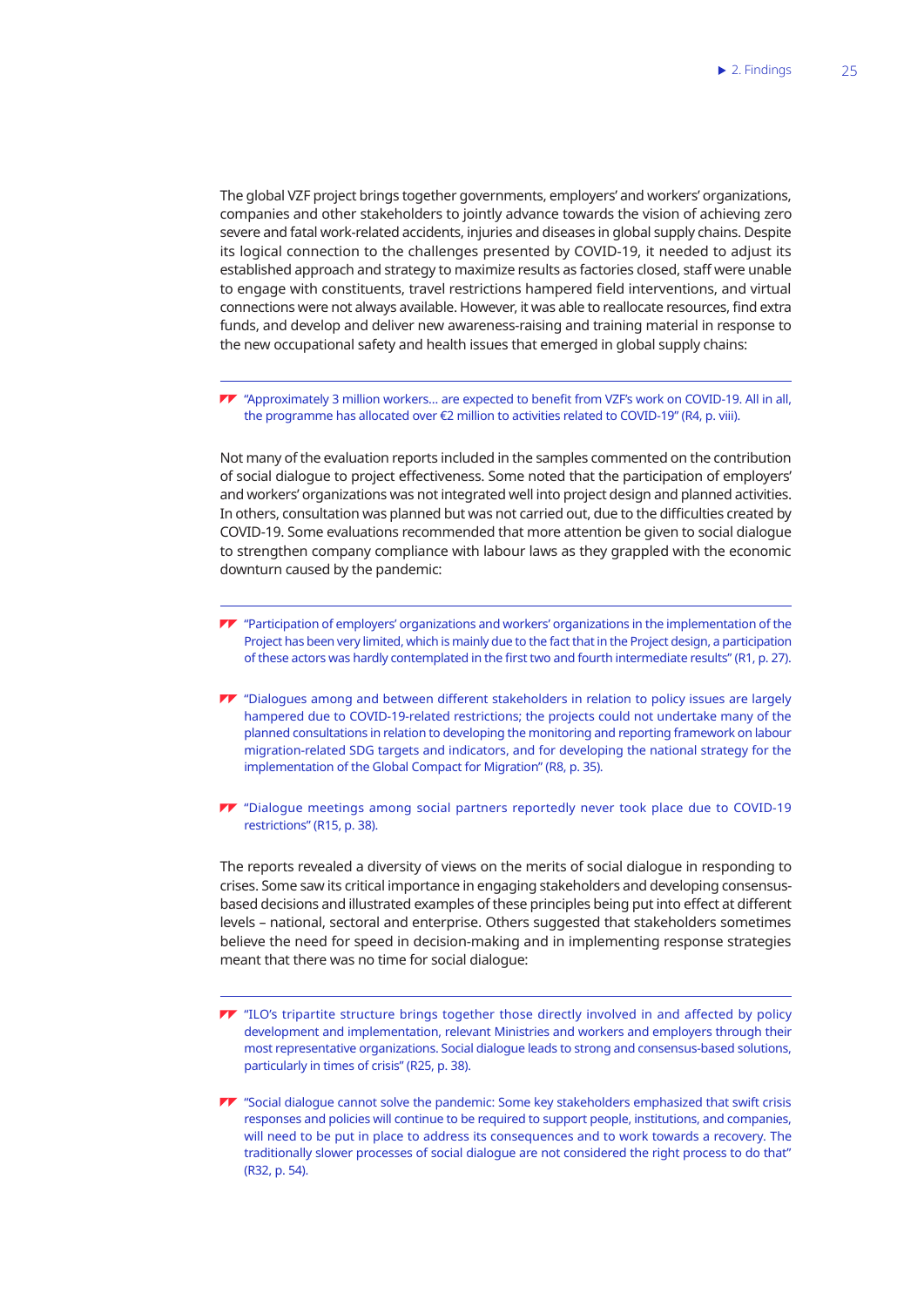The global VZF project brings together governments, employers' and workers' organizations, companies and other stakeholders to jointly advance towards the vision of achieving zero severe and fatal work-related accidents, injuries and diseases in global supply chains. Despite its logical connection to the challenges presented by COVID-19, it needed to adjust its established approach and strategy to maximize results as factories closed, staff were unable to engage with constituents, travel restrictions hampered field interventions, and virtual connections were not always available. However, it was able to reallocate resources, find extra funds, and develop and deliver new awareness-raising and training material in response to the new occupational safety and health issues that emerged in global supply chains:

> "Approximately 3 million workers… are expected to benefit from VZF's work on COVID-19. All in all, the programme has allocated over €2 million to activities related to COVID-19" (R4, p. viii).

Not many of the evaluation reports included in the samples commented on the contribution of social dialogue to project effectiveness. Some noted that the participation of employers' and workers' organizations was not integrated well into project design and planned activities. In others, consultation was planned but was not carried out, due to the difficulties created by COVID-19. Some evaluations recommended that more attention be given to social dialogue to strengthen company compliance with labour laws as they grappled with the economic downturn caused by the pandemic:

> "Participation of employers' organizations and workers' organizations in the implementation of the Project has been very limited, which is mainly due to the fact that in the Project design, a participation of these actors was hardly contemplated in the first two and fourth intermediate results" (R1, p. 27).

> "Dialogues among and between different stakeholders in relation to policy issues are largely hampered due to COVID-19-related restrictions; the projects could not undertake many of the planned consultations in relation to developing the monitoring and reporting framework on labour migration-related SDG targets and indicators, and for developing the national strategy for the implementation of the Global Compact for Migration" (R8, p. 35).

> "Dialogue meetings among social partners reportedly never took place due to COVID-19 restrictions" (R15, p. 38).

The reports revealed a diversity of views on the merits of social dialogue in responding to crises. Some saw its critical importance in engaging stakeholders and developing consensus-based decisions and illustrated examples of these principles being put into effect at different levels – national, sectoral and enterprise. Others suggested that stakeholders sometimes believe the need for speed in decision-making and in implementing response strategies meant that there was no time for social dialogue:

> "ILO's tripartite structure brings together those directly involved in and affected by policy development and implementation, relevant Ministries and workers and employers through their most representative organizations. Social dialogue leads to strong and consensus-based solutions, particularly in times of crisis" (R25, p. 38).

> "Social dialogue cannot solve the pandemic: Some key stakeholders emphasized that swift crisis responses and policies will continue to be required to support people, institutions, and companies, will need to be put in place to address its consequences and to work towards a recovery. The traditionally slower processes of social dialogue are not considered the right process to do that" (R32, p. 54).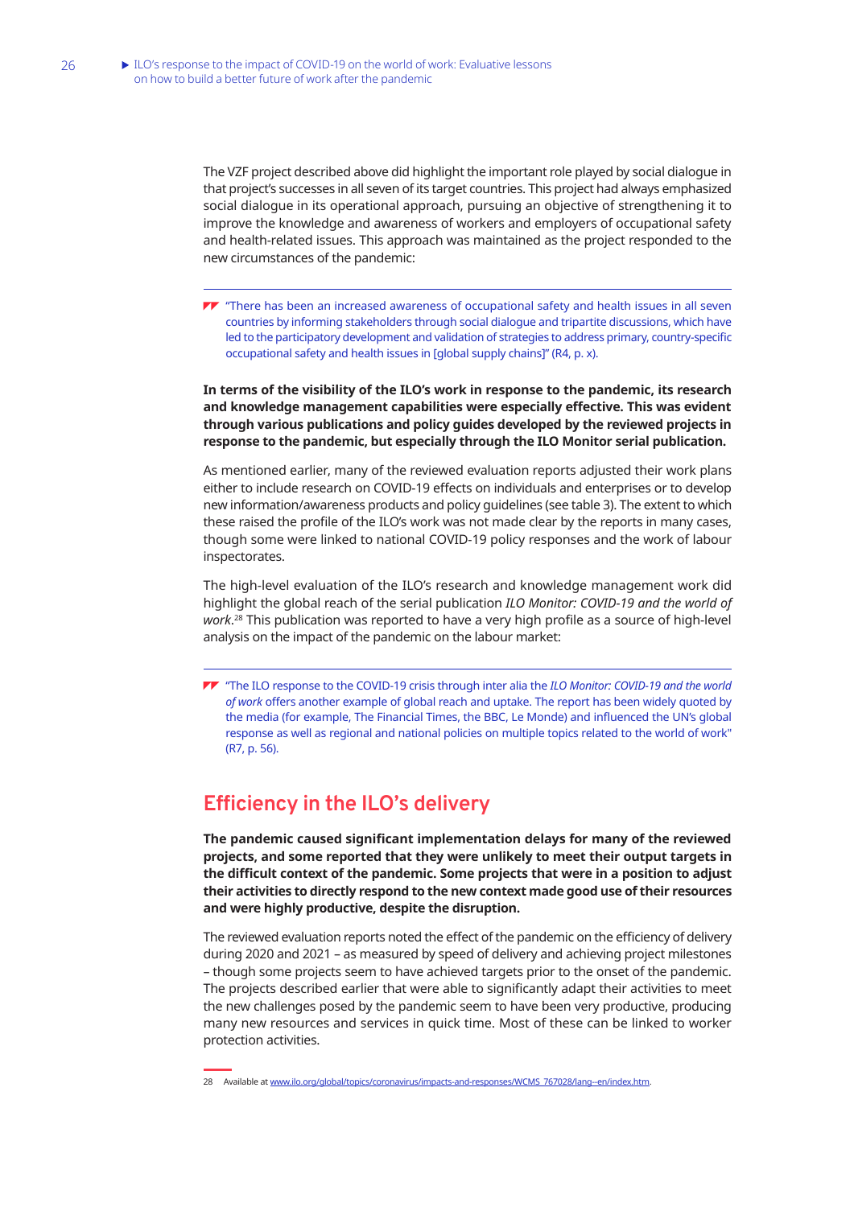The VZF project described above did highlight the important role played by social dialogue in that project's successes in all seven of its target countries. This project had always emphasized social dialogue in its operational approach, pursuing an objective of strengthening it to improve the knowledge and awareness of workers and employers of occupational safety and health-related issues. This approach was maintained as the project responded to the new circumstances of the pandemic:

> "There has been an increased awareness of occupational safety and health issues in all seven countries by informing stakeholders through social dialogue and tripartite discussions, which have led to the participatory development and validation of strategies to address primary, country-specific occupational safety and health issues in [global supply chains]" (R4, p. x).

**In terms of the visibility of the ILO's work in response to the pandemic, its research and knowledge management capabilities were especially effective. This was evident through various publications and policy guides developed by the reviewed projects in response to the pandemic, but especially through the ILO Monitor serial publication.**

As mentioned earlier, many of the reviewed evaluation reports adjusted their work plans either to include research on COVID-19 effects on individuals and enterprises or to develop new information/awareness products and policy guidelines (see table 3). The extent to which these raised the profile of the ILO's work was not made clear by the reports in many cases, though some were linked to national COVID-19 policy responses and the work of labour inspectorates.

The high-level evaluation of the ILO's research and knowledge management work did highlight the global reach of the serial publication *ILO Monitor: COVID-19 and the world of work*.[28] This publication was reported to have a very high profile as a source of high-level analysis on the impact of the pandemic on the labour market:

> "The ILO response to the COVID-19 crisis through inter alia the *ILO Monitor: COVID-19 and the world of work* offers another example of global reach and uptake. The report has been widely quoted by the media (for example, The Financial Times, the BBC, Le Monde) and influenced the UN's global response as well as regional and national policies on multiple topics related to the world of work" (R7, p. 56).

## Efficiency in the ILO's delivery

**The pandemic caused significant implementation delays for many of the reviewed projects, and some reported that they were unlikely to meet their output targets in the difficult context of the pandemic. Some projects that were in a position to adjust their activities to directly respond to the new context made good use of their resources and were highly productive, despite the disruption.**

The reviewed evaluation reports noted the effect of the pandemic on the efficiency of delivery during 2020 and 2021 – as measured by speed of delivery and achieving project milestones – though some projects seem to have achieved targets prior to the onset of the pandemic. The projects described earlier that were able to significantly adapt their activities to meet the new challenges posed by the pandemic seem to have been very productive, producing many new resources and services in quick time. Most of these can be linked to worker protection activities.

28 Available at www.ilo.org/global/topics/coronavirus/impacts-and-responses/WCMS_767028/lang--en/index.htm.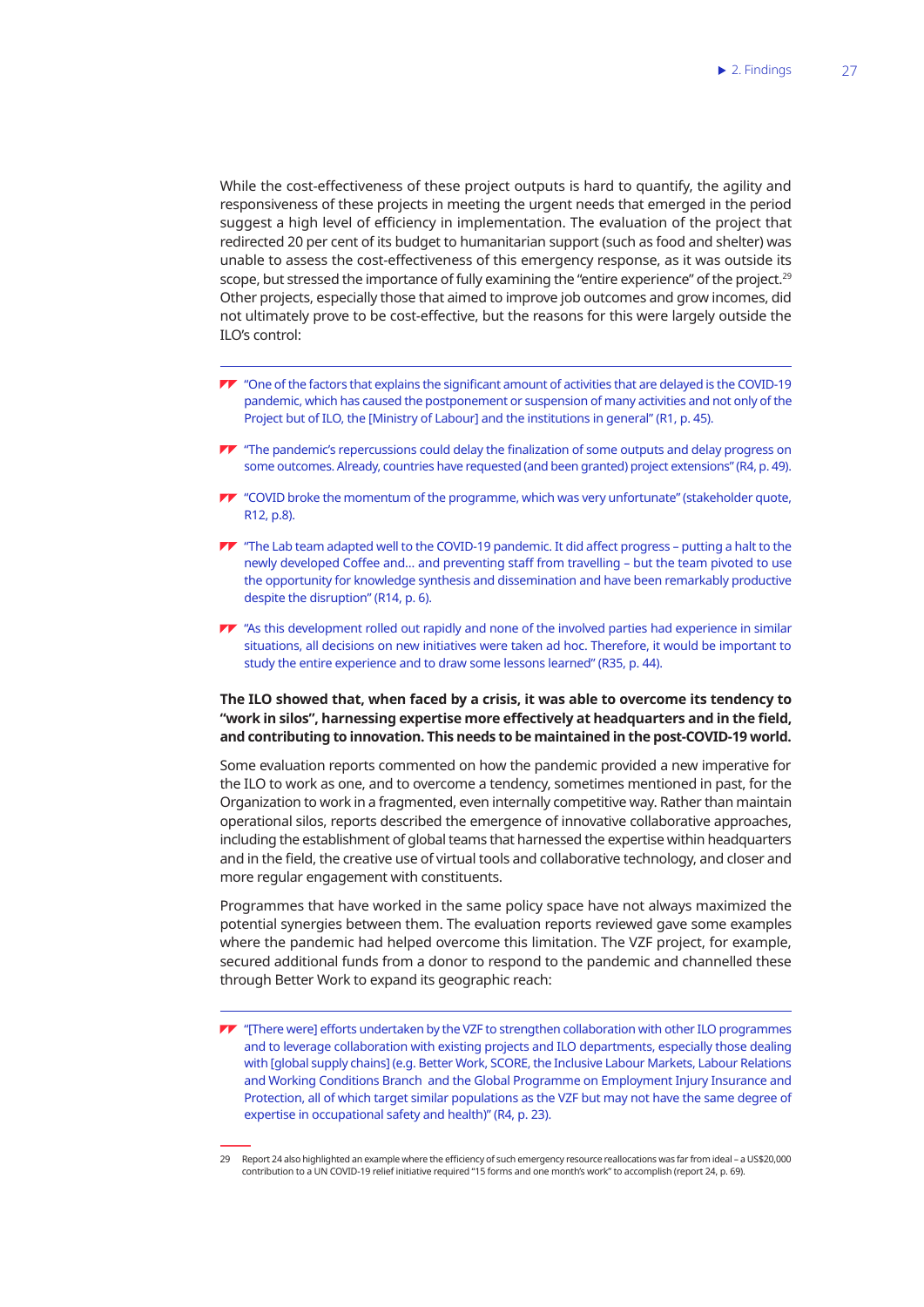While the cost-effectiveness of these project outputs is hard to quantify, the agility and responsiveness of these projects in meeting the urgent needs that emerged in the period suggest a high level of efficiency in implementation. The evaluation of the project that redirected 20 per cent of its budget to humanitarian support (such as food and shelter) was unable to assess the cost-effectiveness of this emergency response, as it was outside its scope, but stressed the importance of fully examining the "entire experience" of the project.[29] Other projects, especially those that aimed to improve job outcomes and grow incomes, did not ultimately prove to be cost-effective, but the reasons for this were largely outside the ILO's control:

- "One of the factors that explains the significant amount of activities that are delayed is the COVID-19 pandemic, which has caused the postponement or suspension of many activities and not only of the Project but of ILO, the [Ministry of Labour] and the institutions in general" (R1, p. 45).
- "The pandemic's repercussions could delay the finalization of some outputs and delay progress on some outcomes. Already, countries have requested (and been granted) project extensions" (R4, p. 49).
- "COVID broke the momentum of the programme, which was very unfortunate" (stakeholder quote, R12, p.8).
- "The Lab team adapted well to the COVID-19 pandemic. It did affect progress – putting a halt to the newly developed Coffee and… and preventing staff from travelling – but the team pivoted to use the opportunity for knowledge synthesis and dissemination and have been remarkably productive despite the disruption" (R14, p. 6).
- "As this development rolled out rapidly and none of the involved parties had experience in similar situations, all decisions on new initiatives were taken ad hoc. Therefore, it would be important to study the entire experience and to draw some lessons learned" (R35, p. 44).

**The ILO showed that, when faced by a crisis, it was able to overcome its tendency to "work in silos", harnessing expertise more effectively at headquarters and in the field, and contributing to innovation. This needs to be maintained in the post-COVID-19 world.**

Some evaluation reports commented on how the pandemic provided a new imperative for the ILO to work as one, and to overcome a tendency, sometimes mentioned in past, for the Organization to work in a fragmented, even internally competitive way. Rather than maintain operational silos, reports described the emergence of innovative collaborative approaches, including the establishment of global teams that harnessed the expertise within headquarters and in the field, the creative use of virtual tools and collaborative technology, and closer and more regular engagement with constituents.

Programmes that have worked in the same policy space have not always maximized the potential synergies between them. The evaluation reports reviewed gave some examples where the pandemic had helped overcome this limitation. The VZF project, for example, secured additional funds from a donor to respond to the pandemic and channelled these through Better Work to expand its geographic reach:

- "[There were] efforts undertaken by the VZF to strengthen collaboration with other ILO programmes and to leverage collaboration with existing projects and ILO departments, especially those dealing with [global supply chains] (e.g. Better Work, SCORE, the Inclusive Labour Markets, Labour Relations and Working Conditions Branch and the Global Programme on Employment Injury Insurance and Protection, all of which target similar populations as the VZF but may not have the same degree of expertise in occupational safety and health)" (R4, p. 23).

---

29 Report 24 also highlighted an example where the efficiency of such emergency resource reallocations was far from ideal – a US$20,000 contribution to a UN COVID-19 relief initiative required "15 forms and one month's work" to accomplish (report 24, p. 69).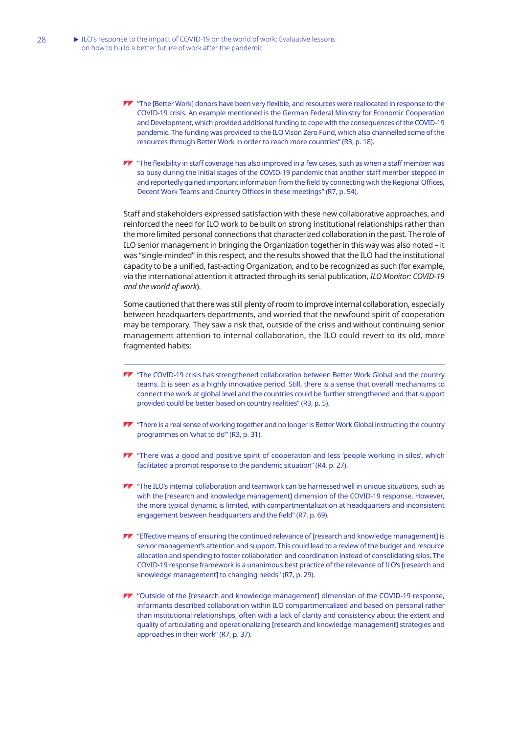- "The [Better Work] donors have been very flexible, and resources were reallocated in response to the COVID-19 crisis. An example mentioned is the German Federal Ministry for Economic Cooperation and Development, which provided additional funding to cope with the consequences of the COVID-19 pandemic. The funding was provided to the ILO Vison Zero Fund, which also channelled some of the resources through Better Work in order to reach more countries" (R3, p. 18).

- "The flexibility in staff coverage has also improved in a few cases, such as when a staff member was so busy during the initial stages of the COVID-19 pandemic that another staff member stepped in and reportedly gained important information from the field by connecting with the Regional Offices, Decent Work Teams and Country Offices in these meetings" (R7, p. 54).

Staff and stakeholders expressed satisfaction with these new collaborative approaches, and reinforced the need for ILO work to be built on strong institutional relationships rather than the more limited personal connections that characterized collaboration in the past. The role of ILO senior management in bringing the Organization together in this way was also noted – it was "single-minded" in this respect, and the results showed that the ILO had the institutional capacity to be a unified, fast-acting Organization, and to be recognized as such (for example, via the international attention it attracted through its serial publication, *ILO Monitor: COVID-19 and the world of work*).

Some cautioned that there was still plenty of room to improve internal collaboration, especially between headquarters departments, and worried that the newfound spirit of cooperation may be temporary. They saw a risk that, outside of the crisis and without continuing senior management attention to internal collaboration, the ILO could revert to its old, more fragmented habits:

---

- "The COVID-19 crisis has strengthened collaboration between Better Work Global and the country teams. It is seen as a highly innovative period. Still, there is a sense that overall mechanisms to connect the work at global level and the countries could be further strengthened and that support provided could be better based on country realities" (R3, p. 5).

- "There is a real sense of working together and no longer is Better Work Global instructing the country programmes on 'what to do'" (R3, p. 31).

- "There was a good and positive spirit of cooperation and less 'people working in silos', which facilitated a prompt response to the pandemic situation" (R4, p. 27).

- "The ILO's internal collaboration and teamwork can be harnessed well in unique situations, such as with the [research and knowledge management] dimension of the COVID-19 response. However, the more typical dynamic is limited, with compartmentalization at headquarters and inconsistent engagement between headquarters and the field" (R7, p. 69).

- "Effective means of ensuring the continued relevance of [research and knowledge management] is senior management's attention and support. This could lead to a review of the budget and resource allocation and spending to foster collaboration and coordination instead of consolidating silos. The COVID-19 response framework is a unanimous best practice of the relevance of ILO's [research and knowledge management] to changing needs" (R7, p. 29).

- "Outside of the [research and knowledge management] dimension of the COVID-19 response, informants described collaboration within ILO compartmentalized and based on personal rather than institutional relationships, often with a lack of clarity and consistency about the extent and quality of articulating and operationalizing [research and knowledge management] strategies and approaches in their work" (R7, p. 37).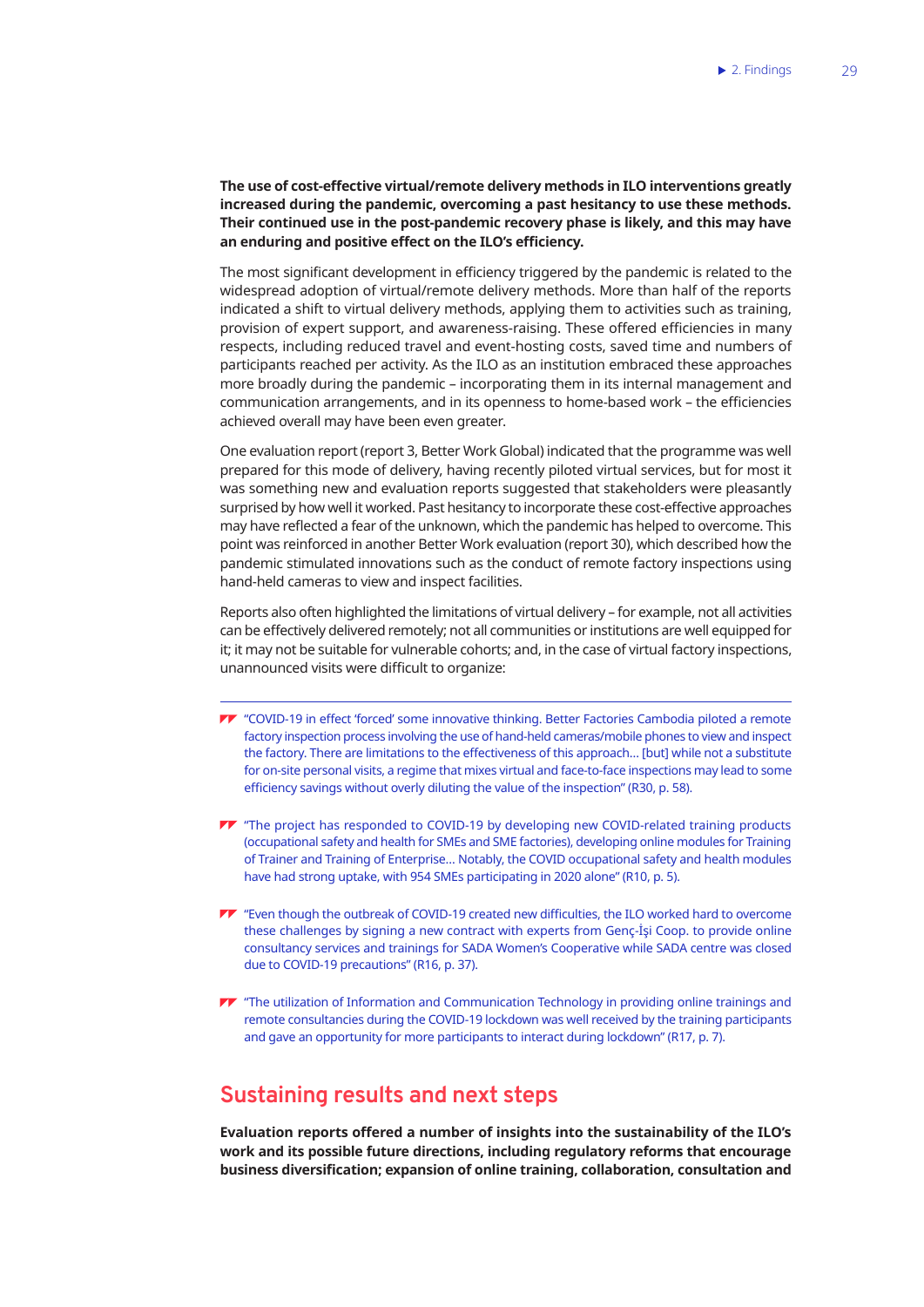**The use of cost-effective virtual/remote delivery methods in ILO interventions greatly increased during the pandemic, overcoming a past hesitancy to use these methods. Their continued use in the post-pandemic recovery phase is likely, and this may have an enduring and positive effect on the ILO's efficiency.**

The most significant development in efficiency triggered by the pandemic is related to the widespread adoption of virtual/remote delivery methods. More than half of the reports indicated a shift to virtual delivery methods, applying them to activities such as training, provision of expert support, and awareness-raising. These offered efficiencies in many respects, including reduced travel and event-hosting costs, saved time and numbers of participants reached per activity. As the ILO as an institution embraced these approaches more broadly during the pandemic – incorporating them in its internal management and communication arrangements, and in its openness to home-based work – the efficiencies achieved overall may have been even greater.

One evaluation report (report 3, Better Work Global) indicated that the programme was well prepared for this mode of delivery, having recently piloted virtual services, but for most it was something new and evaluation reports suggested that stakeholders were pleasantly surprised by how well it worked. Past hesitancy to incorporate these cost-effective approaches may have reflected a fear of the unknown, which the pandemic has helped to overcome. This point was reinforced in another Better Work evaluation (report 30), which described how the pandemic stimulated innovations such as the conduct of remote factory inspections using hand-held cameras to view and inspect facilities.

Reports also often highlighted the limitations of virtual delivery – for example, not all activities can be effectively delivered remotely; not all communities or institutions are well equipped for it; it may not be suitable for vulnerable cohorts; and, in the case of virtual factory inspections, unannounced visits were difficult to organize:

> "COVID-19 in effect 'forced' some innovative thinking. Better Factories Cambodia piloted a remote factory inspection process involving the use of hand-held cameras/mobile phones to view and inspect the factory. There are limitations to the effectiveness of this approach... [but] while not a substitute for on-site personal visits, a regime that mixes virtual and face-to-face inspections may lead to some efficiency savings without overly diluting the value of the inspection" (R30, p. 58).

> "The project has responded to COVID-19 by developing new COVID-related training products (occupational safety and health for SMEs and SME factories), developing online modules for Training of Trainer and Training of Enterprise... Notably, the COVID occupational safety and health modules have had strong uptake, with 954 SMEs participating in 2020 alone" (R10, p. 5).

> "Even though the outbreak of COVID-19 created new difficulties, the ILO worked hard to overcome these challenges by signing a new contract with experts from Genç-İşi Coop. to provide online consultancy services and trainings for SADA Women's Cooperative while SADA centre was closed due to COVID-19 precautions" (R16, p. 37).

> "The utilization of Information and Communication Technology in providing online trainings and remote consultancies during the COVID-19 lockdown was well received by the training participants and gave an opportunity for more participants to interact during lockdown" (R17, p. 7).

## Sustaining results and next steps

**Evaluation reports offered a number of insights into the sustainability of the ILO's work and its possible future directions, including regulatory reforms that encourage business diversification; expansion of online training, collaboration, consultation and**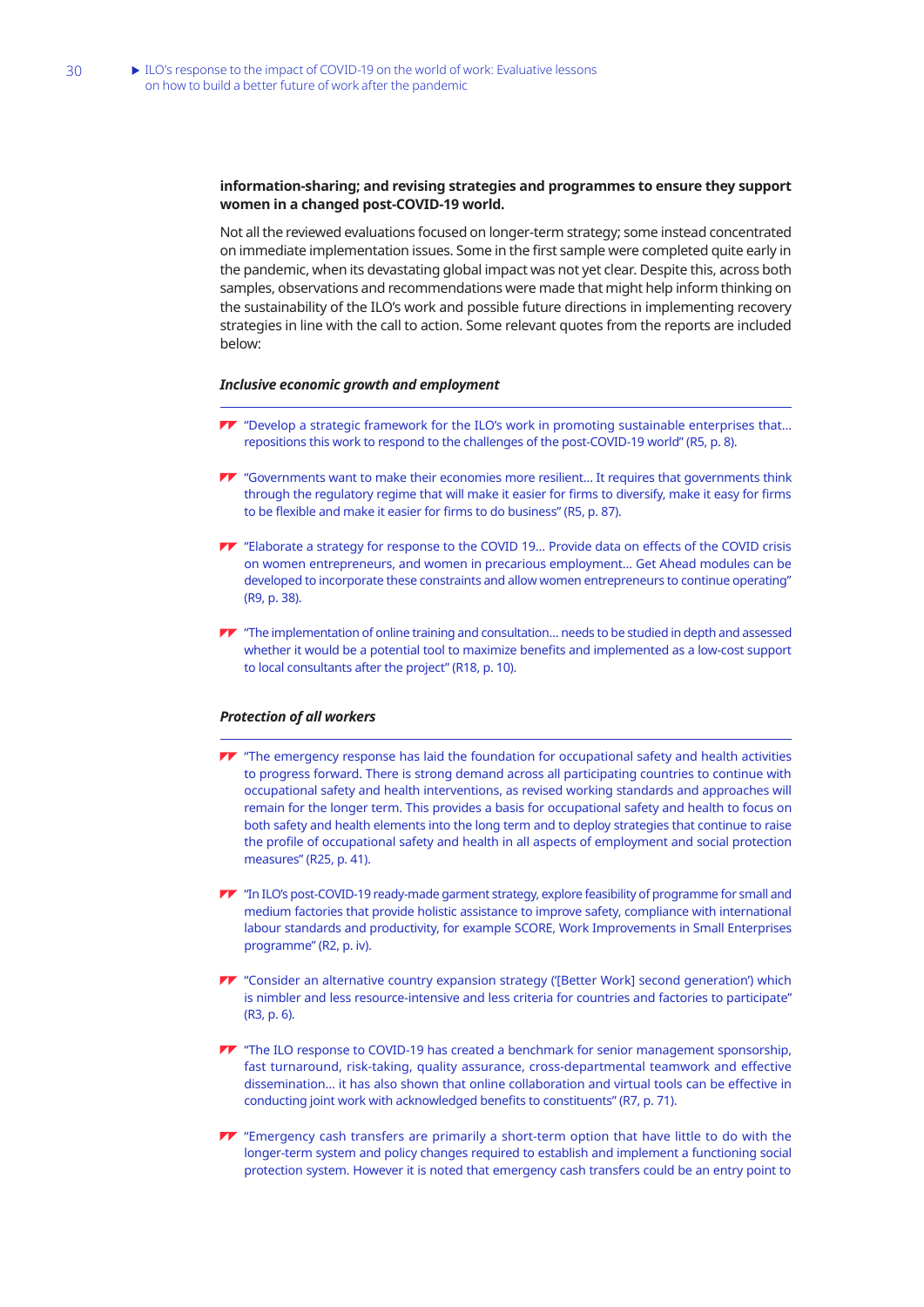**information-sharing; and revising strategies and programmes to ensure they support women in a changed post-COVID-19 world.**

Not all the reviewed evaluations focused on longer-term strategy; some instead concentrated on immediate implementation issues. Some in the first sample were completed quite early in the pandemic, when its devastating global impact was not yet clear. Despite this, across both samples, observations and recommendations were made that might help inform thinking on the sustainability of the ILO's work and possible future directions in implementing recovery strategies in line with the call to action. Some relevant quotes from the reports are included below:

***Inclusive economic growth and employment***

- "Develop a strategic framework for the ILO's work in promoting sustainable enterprises that… repositions this work to respond to the challenges of the post-COVID-19 world" (R5, p. 8).
- "Governments want to make their economies more resilient… It requires that governments think through the regulatory regime that will make it easier for firms to diversify, make it easy for firms to be flexible and make it easier for firms to do business" (R5, p. 87).
- "Elaborate a strategy for response to the COVID 19… Provide data on effects of the COVID crisis on women entrepreneurs, and women in precarious employment… Get Ahead modules can be developed to incorporate these constraints and allow women entrepreneurs to continue operating" (R9, p. 38).
- "The implementation of online training and consultation… needs to be studied in depth and assessed whether it would be a potential tool to maximize benefits and implemented as a low-cost support to local consultants after the project" (R18, p. 10).

***Protection of all workers***

- "The emergency response has laid the foundation for occupational safety and health activities to progress forward. There is strong demand across all participating countries to continue with occupational safety and health interventions, as revised working standards and approaches will remain for the longer term. This provides a basis for occupational safety and health to focus on both safety and health elements into the long term and to deploy strategies that continue to raise the profile of occupational safety and health in all aspects of employment and social protection measures" (R25, p. 41).
- "In ILO's post-COVID-19 ready-made garment strategy, explore feasibility of programme for small and medium factories that provide holistic assistance to improve safety, compliance with international labour standards and productivity, for example SCORE, Work Improvements in Small Enterprises programme" (R2, p. iv).
- "Consider an alternative country expansion strategy ('[Better Work] second generation') which is nimbler and less resource-intensive and less criteria for countries and factories to participate" (R3, p. 6).
- "The ILO response to COVID-19 has created a benchmark for senior management sponsorship, fast turnaround, risk-taking, quality assurance, cross-departmental teamwork and effective dissemination… it has also shown that online collaboration and virtual tools can be effective in conducting joint work with acknowledged benefits to constituents" (R7, p. 71).
- "Emergency cash transfers are primarily a short-term option that have little to do with the longer-term system and policy changes required to establish and implement a functioning social protection system. However it is noted that emergency cash transfers could be an entry point to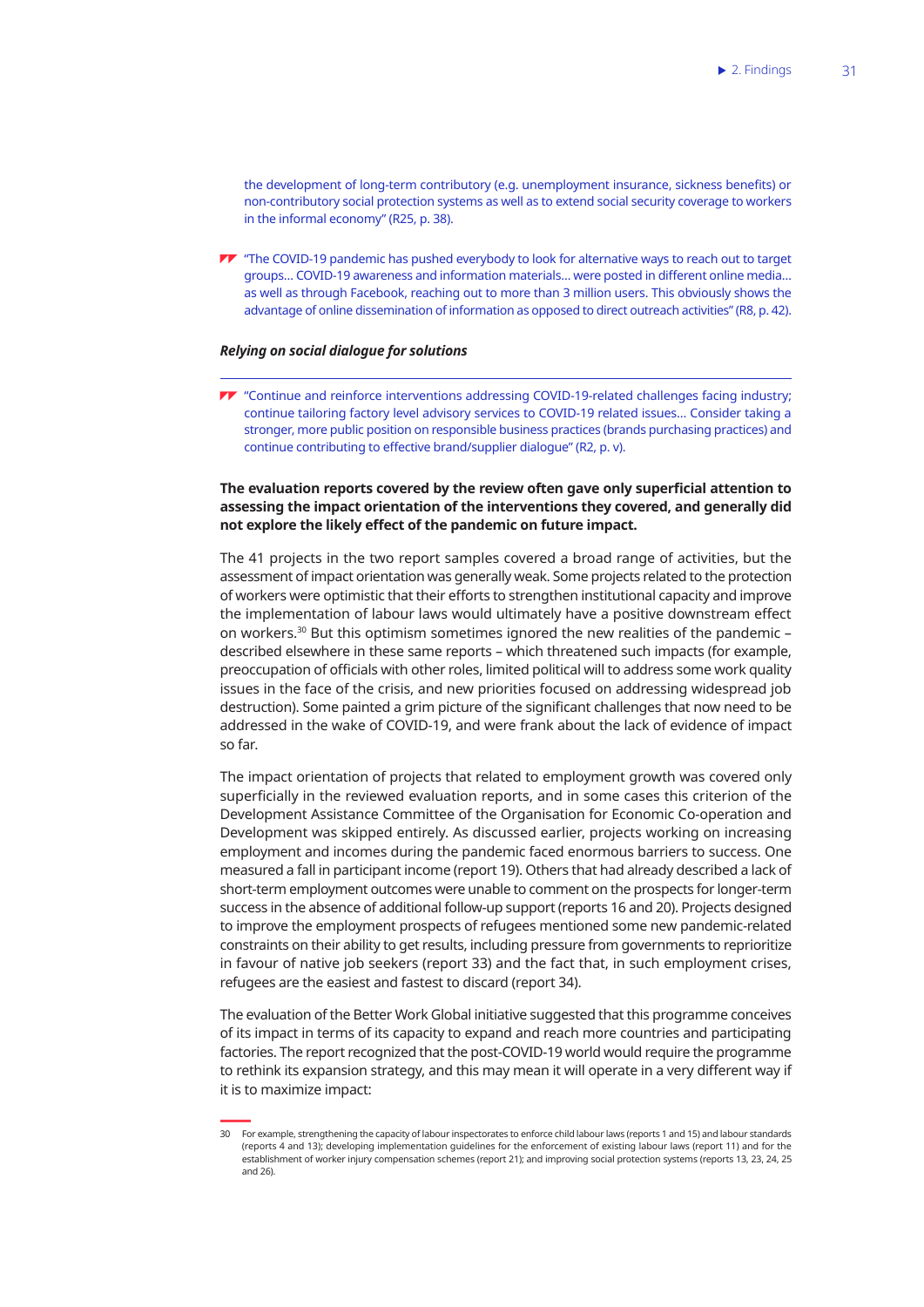the development of long-term contributory (e.g. unemployment insurance, sickness benefits) or non-contributory social protection systems as well as to extend social security coverage to workers in the informal economy" (R25, p. 38).

> "The COVID-19 pandemic has pushed everybody to look for alternative ways to reach out to target groups… COVID-19 awareness and information materials… were posted in different online media… as well as through Facebook, reaching out to more than 3 million users. This obviously shows the advantage of online dissemination of information as opposed to direct outreach activities" (R8, p. 42).

***Relying on social dialogue for solutions***

> "Continue and reinforce interventions addressing COVID-19-related challenges facing industry; continue tailoring factory level advisory services to COVID-19 related issues… Consider taking a stronger, more public position on responsible business practices (brands purchasing practices) and continue contributing to effective brand/supplier dialogue" (R2, p. v).

**The evaluation reports covered by the review often gave only superficial attention to assessing the impact orientation of the interventions they covered, and generally did not explore the likely effect of the pandemic on future impact.**

The 41 projects in the two report samples covered a broad range of activities, but the assessment of impact orientation was generally weak. Some projects related to the protection of workers were optimistic that their efforts to strengthen institutional capacity and improve the implementation of labour laws would ultimately have a positive downstream effect on workers.[30] But this optimism sometimes ignored the new realities of the pandemic – described elsewhere in these same reports – which threatened such impacts (for example, preoccupation of officials with other roles, limited political will to address some work quality issues in the face of the crisis, and new priorities focused on addressing widespread job destruction). Some painted a grim picture of the significant challenges that now need to be addressed in the wake of COVID-19, and were frank about the lack of evidence of impact so far.

The impact orientation of projects that related to employment growth was covered only superficially in the reviewed evaluation reports, and in some cases this criterion of the Development Assistance Committee of the Organisation for Economic Co-operation and Development was skipped entirely. As discussed earlier, projects working on increasing employment and incomes during the pandemic faced enormous barriers to success. One measured a fall in participant income (report 19). Others that had already described a lack of short-term employment outcomes were unable to comment on the prospects for longer-term success in the absence of additional follow-up support (reports 16 and 20). Projects designed to improve the employment prospects of refugees mentioned some new pandemic-related constraints on their ability to get results, including pressure from governments to reprioritize in favour of native job seekers (report 33) and the fact that, in such employment crises, refugees are the easiest and fastest to discard (report 34).

The evaluation of the Better Work Global initiative suggested that this programme conceives of its impact in terms of its capacity to expand and reach more countries and participating factories. The report recognized that the post-COVID-19 world would require the programme to rethink its expansion strategy, and this may mean it will operate in a very different way if it is to maximize impact:

---

30 For example, strengthening the capacity of labour inspectorates to enforce child labour laws (reports 1 and 15) and labour standards (reports 4 and 13); developing implementation guidelines for the enforcement of existing labour laws (report 11) and for the establishment of worker injury compensation schemes (report 21); and improving social protection systems (reports 13, 23, 24, 25 and 26).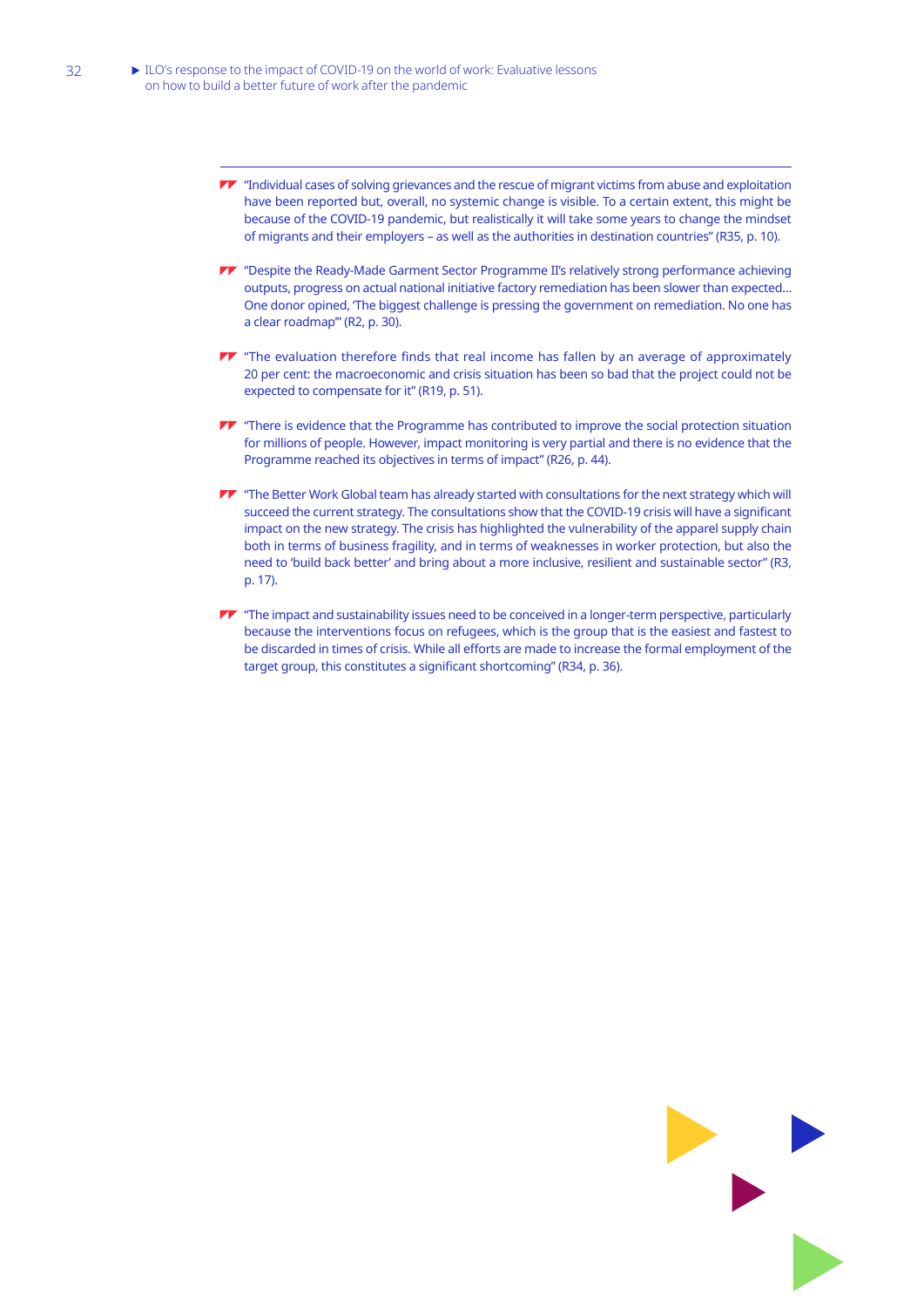- "Individual cases of solving grievances and the rescue of migrant victims from abuse and exploitation have been reported but, overall, no systemic change is visible. To a certain extent, this might be because of the COVID-19 pandemic, but realistically it will take some years to change the mindset of migrants and their employers – as well as the authorities in destination countries" (R35, p. 10).

- "Despite the Ready-Made Garment Sector Programme II's relatively strong performance achieving outputs, progress on actual national initiative factory remediation has been slower than expected… One donor opined, 'The biggest challenge is pressing the government on remediation. No one has a clear roadmap'" (R2, p. 30).

- "The evaluation therefore finds that real income has fallen by an average of approximately 20 per cent: the macroeconomic and crisis situation has been so bad that the project could not be expected to compensate for it" (R19, p. 51).

- "There is evidence that the Programme has contributed to improve the social protection situation for millions of people. However, impact monitoring is very partial and there is no evidence that the Programme reached its objectives in terms of impact" (R26, p. 44).

- "The Better Work Global team has already started with consultations for the next strategy which will succeed the current strategy. The consultations show that the COVID-19 crisis will have a significant impact on the new strategy. The crisis has highlighted the vulnerability of the apparel supply chain both in terms of business fragility, and in terms of weaknesses in worker protection, but also the need to 'build back better' and bring about a more inclusive, resilient and sustainable sector" (R3, p. 17).

- "The impact and sustainability issues need to be conceived in a longer-term perspective, particularly because the interventions focus on refugees, which is the group that is the easiest and fastest to be discarded in times of crisis. While all efforts are made to increase the formal employment of the target group, this constitutes a significant shortcoming" (R34, p. 36).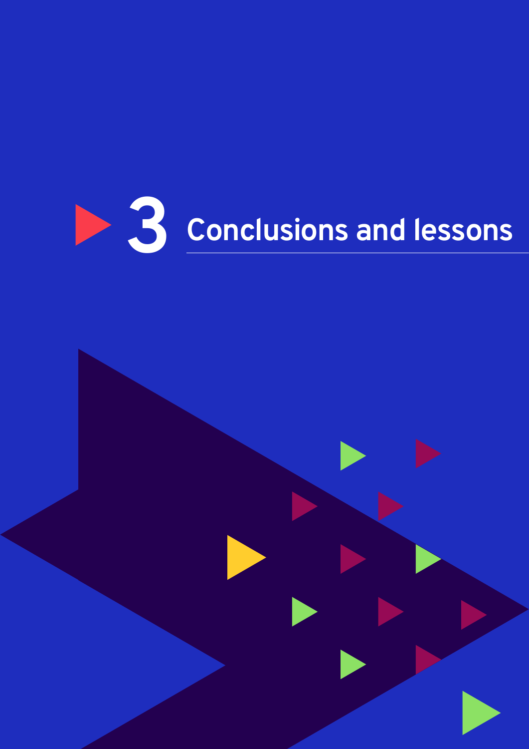# 3 Conclusions and lessons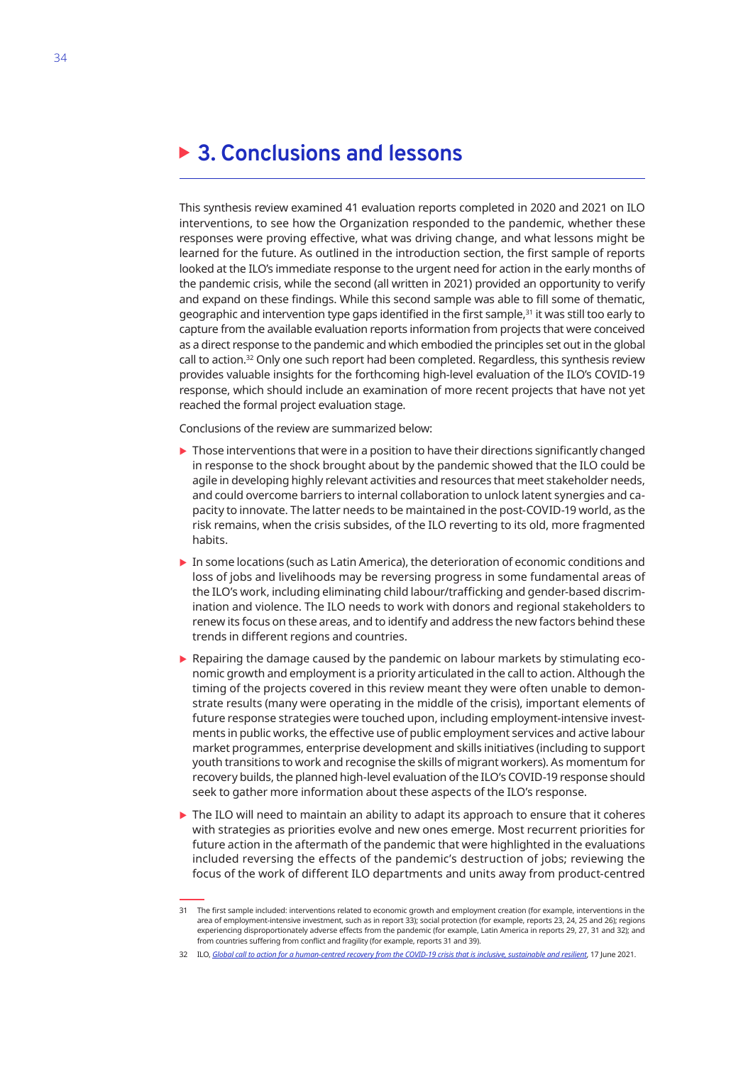# 3. Conclusions and lessons

This synthesis review examined 41 evaluation reports completed in 2020 and 2021 on ILO interventions, to see how the Organization responded to the pandemic, whether these responses were proving effective, what was driving change, and what lessons might be learned for the future. As outlined in the introduction section, the first sample of reports looked at the ILO's immediate response to the urgent need for action in the early months of the pandemic crisis, while the second (all written in 2021) provided an opportunity to verify and expand on these findings. While this second sample was able to fill some of thematic, geographic and intervention type gaps identified in the first sample,[31] it was still too early to capture from the available evaluation reports information from projects that were conceived as a direct response to the pandemic and which embodied the principles set out in the global call to action.[32] Only one such report had been completed. Regardless, this synthesis review provides valuable insights for the forthcoming high-level evaluation of the ILO's COVID-19 response, which should include an examination of more recent projects that have not yet reached the formal project evaluation stage.

Conclusions of the review are summarized below:

- Those interventions that were in a position to have their directions significantly changed in response to the shock brought about by the pandemic showed that the ILO could be agile in developing highly relevant activities and resources that meet stakeholder needs, and could overcome barriers to internal collaboration to unlock latent synergies and capacity to innovate. The latter needs to be maintained in the post-COVID-19 world, as the risk remains, when the crisis subsides, of the ILO reverting to its old, more fragmented habits.
- In some locations (such as Latin America), the deterioration of economic conditions and loss of jobs and livelihoods may be reversing progress in some fundamental areas of the ILO's work, including eliminating child labour/trafficking and gender-based discrimination and violence. The ILO needs to work with donors and regional stakeholders to renew its focus on these areas, and to identify and address the new factors behind these trends in different regions and countries.
- Repairing the damage caused by the pandemic on labour markets by stimulating economic growth and employment is a priority articulated in the call to action. Although the timing of the projects covered in this review meant they were often unable to demonstrate results (many were operating in the middle of the crisis), important elements of future response strategies were touched upon, including employment-intensive investments in public works, the effective use of public employment services and active labour market programmes, enterprise development and skills initiatives (including to support youth transitions to work and recognise the skills of migrant workers). As momentum for recovery builds, the planned high-level evaluation of the ILO's COVID-19 response should seek to gather more information about these aspects of the ILO's response.
- The ILO will need to maintain an ability to adapt its approach to ensure that it coheres with strategies as priorities evolve and new ones emerge. Most recurrent priorities for future action in the aftermath of the pandemic that were highlighted in the evaluations included reversing the effects of the pandemic's destruction of jobs; reviewing the focus of the work of different ILO departments and units away from product-centred

---

31 The first sample included: interventions related to economic growth and employment creation (for example, interventions in the area of employment-intensive investment, such as in report 33); social protection (for example, reports 23, 24, 25 and 26); regions experiencing disproportionately adverse effects from the pandemic (for example, Latin America in reports 29, 27, 31 and 32); and from countries suffering from conflict and fragility (for example, reports 31 and 39).

32 ILO, *Global call to action for a human-centred recovery from the COVID-19 crisis that is inclusive, sustainable and resilient*, 17 June 2021.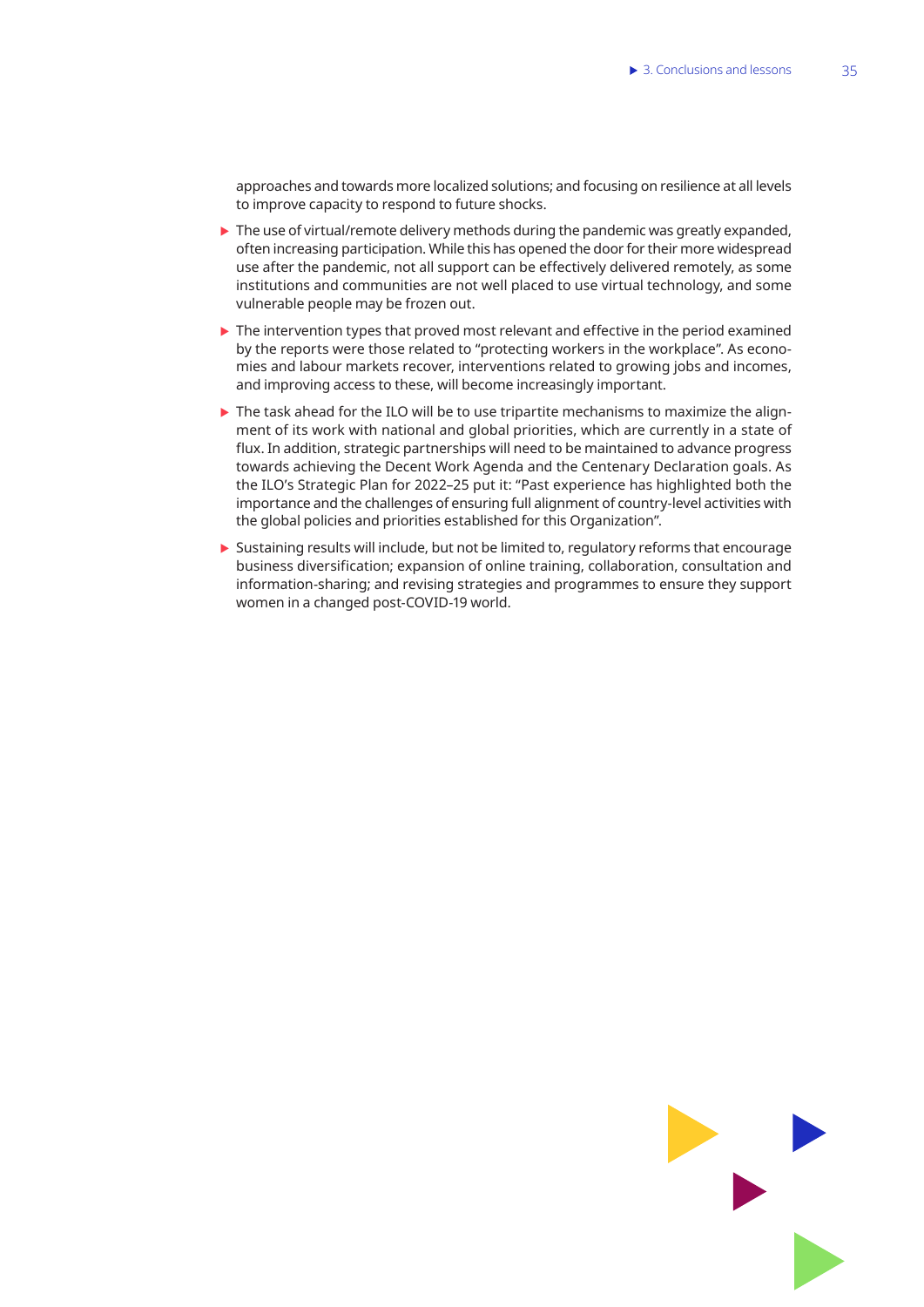approaches and towards more localized solutions; and focusing on resilience at all levels to improve capacity to respond to future shocks.

- The use of virtual/remote delivery methods during the pandemic was greatly expanded, often increasing participation. While this has opened the door for their more widespread use after the pandemic, not all support can be effectively delivered remotely, as some institutions and communities are not well placed to use virtual technology, and some vulnerable people may be frozen out.
- The intervention types that proved most relevant and effective in the period examined by the reports were those related to "protecting workers in the workplace". As economies and labour markets recover, interventions related to growing jobs and incomes, and improving access to these, will become increasingly important.
- The task ahead for the ILO will be to use tripartite mechanisms to maximize the alignment of its work with national and global priorities, which are currently in a state of flux. In addition, strategic partnerships will need to be maintained to advance progress towards achieving the Decent Work Agenda and the Centenary Declaration goals. As the ILO's Strategic Plan for 2022–25 put it: "Past experience has highlighted both the importance and the challenges of ensuring full alignment of country-level activities with the global policies and priorities established for this Organization".
- Sustaining results will include, but not be limited to, regulatory reforms that encourage business diversification; expansion of online training, collaboration, consultation and information-sharing; and revising strategies and programmes to ensure they support women in a changed post-COVID-19 world.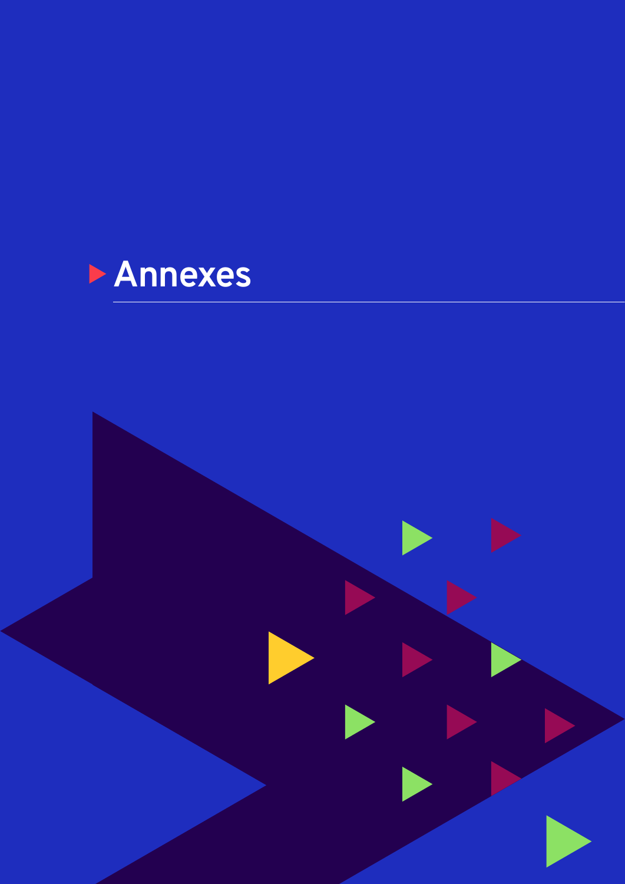# Annexes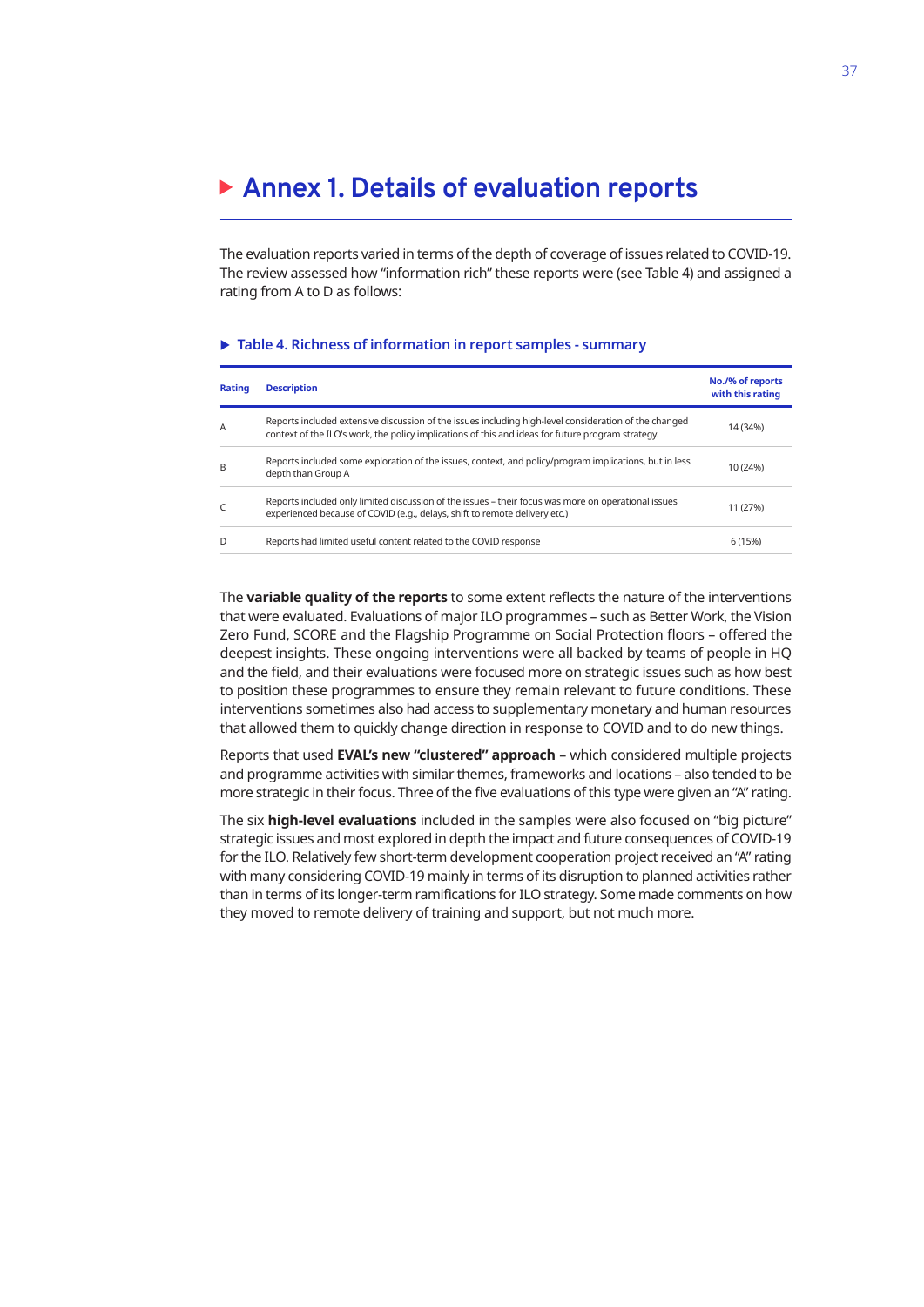# Annex 1. Details of evaluation reports

The evaluation reports varied in terms of the depth of coverage of issues related to COVID-19. The review assessed how "information rich" these reports were (see Table 4) and assigned a rating from A to D as follows:

### Table 4. Richness of information in report samples - summary

| Rating | Description | No./% of reports with this rating |
|---|---|---|
| A | Reports included extensive discussion of the issues including high-level consideration of the changed context of the ILO's work, the policy implications of this and ideas for future program strategy. | 14 (34%) |
| B | Reports included some exploration of the issues, context, and policy/program implications, but in less depth than Group A | 10 (24%) |
| C | Reports included only limited discussion of the issues – their focus was more on operational issues experienced because of COVID (e.g., delays, shift to remote delivery etc.) | 11 (27%) |
| D | Reports had limited useful content related to the COVID response | 6 (15%) |

The **variable quality of the reports** to some extent reflects the nature of the interventions that were evaluated. Evaluations of major ILO programmes – such as Better Work, the Vision Zero Fund, SCORE and the Flagship Programme on Social Protection floors – offered the deepest insights. These ongoing interventions were all backed by teams of people in HQ and the field, and their evaluations were focused more on strategic issues such as how best to position these programmes to ensure they remain relevant to future conditions. These interventions sometimes also had access to supplementary monetary and human resources that allowed them to quickly change direction in response to COVID and to do new things.

Reports that used **EVAL's new "clustered" approach** – which considered multiple projects and programme activities with similar themes, frameworks and locations – also tended to be more strategic in their focus. Three of the five evaluations of this type were given an "A" rating.

The six **high-level evaluations** included in the samples were also focused on "big picture" strategic issues and most explored in depth the impact and future consequences of COVID-19 for the ILO. Relatively few short-term development cooperation project received an "A" rating with many considering COVID-19 mainly in terms of its disruption to planned activities rather than in terms of its longer-term ramifications for ILO strategy. Some made comments on how they moved to remote delivery of training and support, but not much more.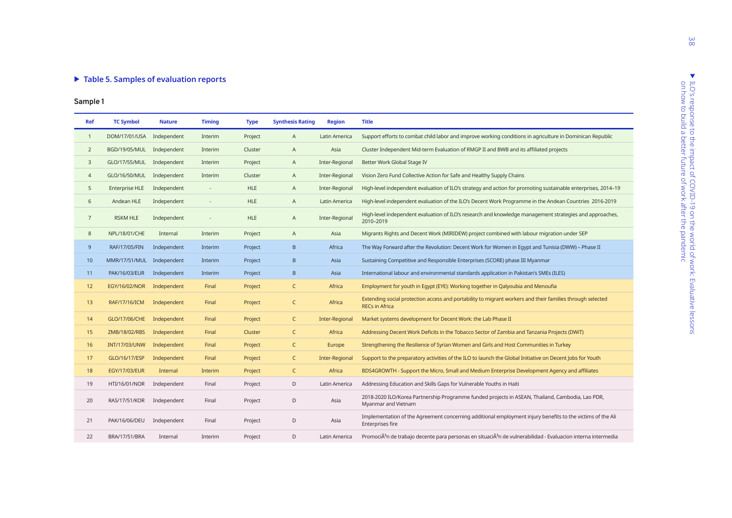### ▶ Table 5. Samples of evaluation reports

**Sample 1**

| Ref | TC Symbol | Nature | Timing | Type | Synthesis Rating | Region | Title |
|---|---|---|---|---|---|---|---|
| 1 | DOM/17/01/USA | Independent | Interim | Project | A | Latin America | Support efforts to combat child labor and improve working conditions in agriculture in Dominican Republic |
| 2 | BGD/19/05/MUL | Independent | Interim | Cluster | A | Asia | Cluster Independent Mid-term Evaluation of RMGP II and BWB and its affiliated projects |
| 3 | GLO/17/55/MUL | Independent | Interim | Project | A | Inter-Regional | Better Work Global Stage IV |
| 4 | GLO/16/50/MUL | Independent | Interim | Cluster | A | Inter-Regional | Vision Zero Fund Collective Action for Safe and Healthy Supply Chains |
| 5 | Enterprise HLE | Independent | - | HLE | A | Inter-Regional | High-level independent evaluation of ILO's strategy and action for promoting sustainable enterprises, 2014–19 |
| 6 | Andean HLE | Independent | - | HLE | A | Latin America | High-level independent evaluation of the ILO's Decent Work Programme in the Andean Countries 2016-2019 |
| 7 | RSKM HLE | Independent | - | HLE | A | Inter-Regional | High-level independent evaluation of ILO's research and knowledge management strategies and approaches, 2010–2019 |
| 8 | NPL/18/01/CHE | Internal | Interim | Project | A | Asia | Migrants Rights and Decent Work (MIRIDEW) project combined with labour migration under SEP |
| 9 | RAF/17/05/FIN | Independent | Interim | Project | B | Africa | The Way Forward after the Revolution: Decent Work for Women in Egypt and Tunisia (DWW) – Phase II |
| 10 | MMR/17/51/MUL | Independent | Interim | Project | B | Asia | Sustaining Competitive and Responsible Enterprises (SCORE) phase III Myanmar |
| 11 | PAK/16/03/EUR | Independent | Interim | Project | B | Asia | International labour and environmental standards application in Pakistan's SMEs (ILES) |
| 12 | EGY/16/02/NOR | Independent | Final | Project | C | Africa | Employment for youth in Egypt (EYE): Working together in Qalyoubia and Menoufia |
| 13 | RAF/17/16/ICM | Independent | Final | Project | C | Africa | Extending social protection access and portability to migrant workers and their families through selected RECs in Africa |
| 14 | GLO/17/06/CHE | Independent | Final | Project | C | Inter-Regional | Market systems development for Decent Work: the Lab Phase II |
| 15 | ZMB/18/02/RBS | Independent | Final | Cluster | C | Africa | Addressing Decent Work Deficits in the Tobacco Sector of Zambia and Tanzania Projects (DWiT) |
| 16 | INT/17/03/UNW | Independent | Final | Project | C | Europe | Strengthening the Resilience of Syrian Women and Girls and Host Communities in Turkey |
| 17 | GLO/16/17/ESP | Independent | Final | Project | C | Inter-Regional | Support to the preparatory activities of the ILO to launch the Global Initiative on Decent Jobs for Youth |
| 18 | EGY/17/03/EUR | Internal | Interim | Project | C | Africa | BDS4GROWTH - Support the Micro, Small and Medium Enterprise Development Agency and affiliates |
| 19 | HTI/16/01/NOR | Independent | Final | Project | D | Latin America | Addressing Education and Skills Gaps for Vulnerable Youths in Haiti |
| 20 | RAS/17/51/KOR | Independent | Final | Project | D | Asia | 2018-2020 ILO/Korea Partnership Programme funded projects in ASEAN, Thailand, Cambodia, Lao PDR, Myanmar and Vietnam |
| 21 | PAK/16/06/DEU | Independent | Final | Project | D | Asia | Implementation of the Agreement concerning additional employment injury benefits to the victims of the Ali Enterprises fire |
| 22 | BRA/17/51/BRA | Internal | Interim | Project | D | Latin America | PromociÃ³n de trabajo decente para personas en situaciÃ³n de vulnerabilidad - Evaluacion interna intermedia |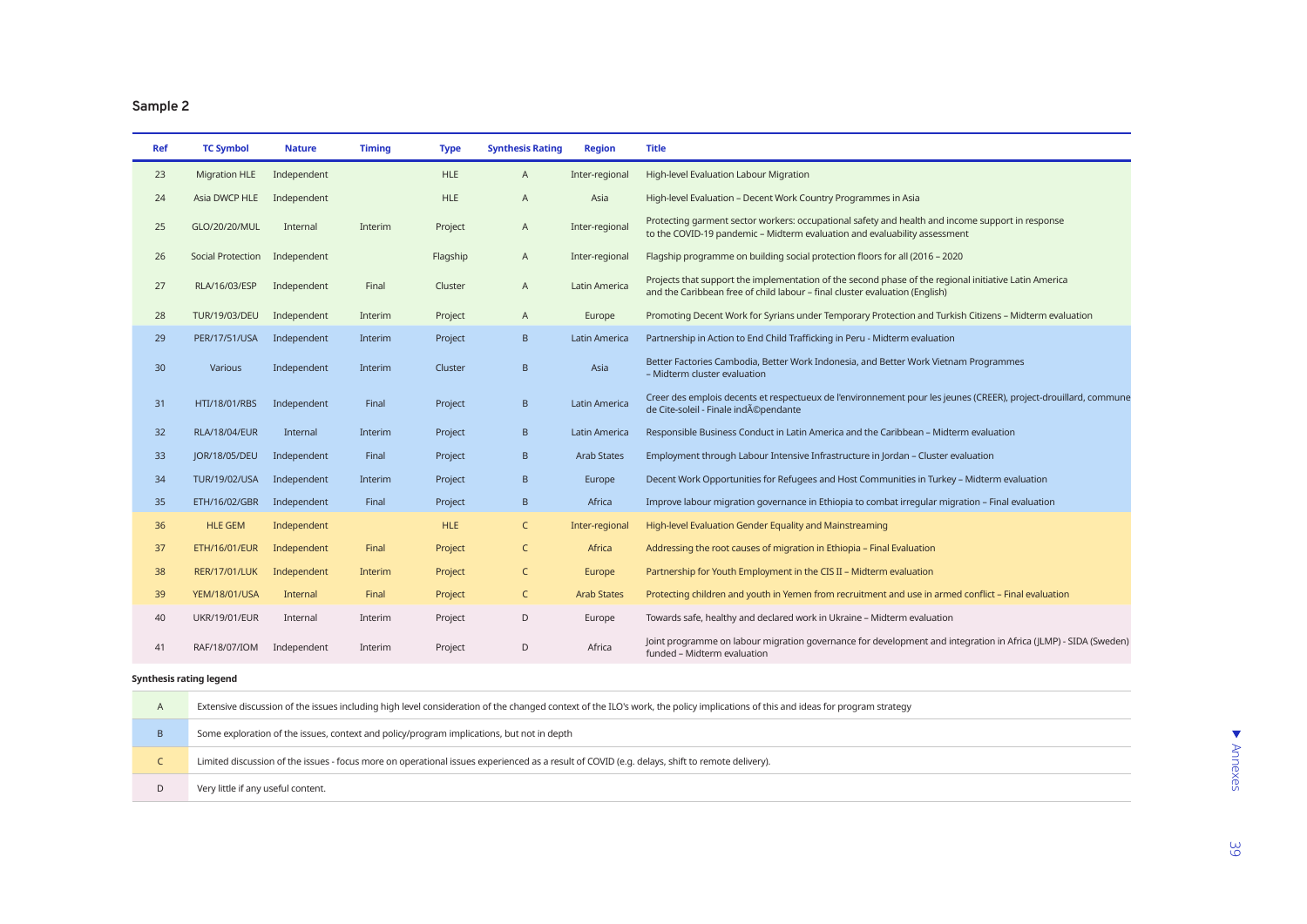## Sample 2

| Ref | TC Symbol | Nature | Timing | Type | Synthesis Rating | Region | Title |
|---|---|---|---|---|---|---|---|
| 23 | Migration HLE | Independent | | HLE | A | Inter-regional | High-level Evaluation Labour Migration |
| 24 | Asia DWCP HLE | Independent | | HLE | A | Asia | High-level Evaluation – Decent Work Country Programmes in Asia |
| 25 | GLO/20/20/MUL | Internal | Interim | Project | A | Inter-regional | Protecting garment sector workers: occupational safety and health and income support in response to the COVID-19 pandemic – Midterm evaluation and evaluability assessment |
| 26 | Social Protection | Independent | | Flagship | A | Inter-regional | Flagship programme on building social protection floors for all (2016 – 2020 |
| 27 | RLA/16/03/ESP | Independent | Final | Cluster | A | Latin America | Projects that support the implementation of the second phase of the regional initiative Latin America and the Caribbean free of child labour – final cluster evaluation (English) |
| 28 | TUR/19/03/DEU | Independent | Interim | Project | A | Europe | Promoting Decent Work for Syrians under Temporary Protection and Turkish Citizens – Midterm evaluation |
| 29 | PER/17/51/USA | Independent | Interim | Project | B | Latin America | Partnership in Action to End Child Trafficking in Peru - Midterm evaluation |
| 30 | Various | Independent | Interim | Cluster | B | Asia | Better Factories Cambodia, Better Work Indonesia, and Better Work Vietnam Programmes – Midterm cluster evaluation |
| 31 | HTI/18/01/RBS | Independent | Final | Project | B | Latin America | Creer des emplois decents et respectueux de l'environnement pour les jeunes (CREER), project-drouillard, commune de Cite-soleil - Finale indÃ©pendante |
| 32 | RLA/18/04/EUR | Internal | Interim | Project | B | Latin America | Responsible Business Conduct in Latin America and the Caribbean – Midterm evaluation |
| 33 | JOR/18/05/DEU | Independent | Final | Project | B | Arab States | Employment through Labour Intensive Infrastructure in Jordan – Cluster evaluation |
| 34 | TUR/19/02/USA | Independent | Interim | Project | B | Europe | Decent Work Opportunities for Refugees and Host Communities in Turkey – Midterm evaluation |
| 35 | ETH/16/02/GBR | Independent | Final | Project | B | Africa | Improve labour migration governance in Ethiopia to combat irregular migration – Final evaluation |
| 36 | HLE GEM | Independent | | HLE | C | Inter-regional | High-level Evaluation Gender Equality and Mainstreaming |
| 37 | ETH/16/01/EUR | Independent | Final | Project | C | Africa | Addressing the root causes of migration in Ethiopia – Final Evaluation |
| 38 | RER/17/01/LUK | Independent | Interim | Project | C | Europe | Partnership for Youth Employment in the CIS II – Midterm evaluation |
| 39 | YEM/18/01/USA | Internal | Final | Project | C | Arab States | Protecting children and youth in Yemen from recruitment and use in armed conflict – Final evaluation |
| 40 | UKR/19/01/EUR | Internal | Interim | Project | D | Europe | Towards safe, healthy and declared work in Ukraine – Midterm evaluation |
| 41 | RAF/18/07/IOM | Independent | Interim | Project | D | Africa | Joint programme on labour migration governance for development and integration in Africa (JLMP) - SIDA (Sweden) funded – Midterm evaluation |

**Synthesis rating legend**

| | |
|---|---|
| A | Extensive discussion of the issues including high level consideration of the changed context of the ILO's work, the policy implications of this and ideas for program strategy |
| B | Some exploration of the issues, context and policy/program implications, but not in depth |
| C | Limited discussion of the issues - focus more on operational issues experienced as a result of COVID (e.g. delays, shift to remote delivery). |
| D | Very little if any useful content. |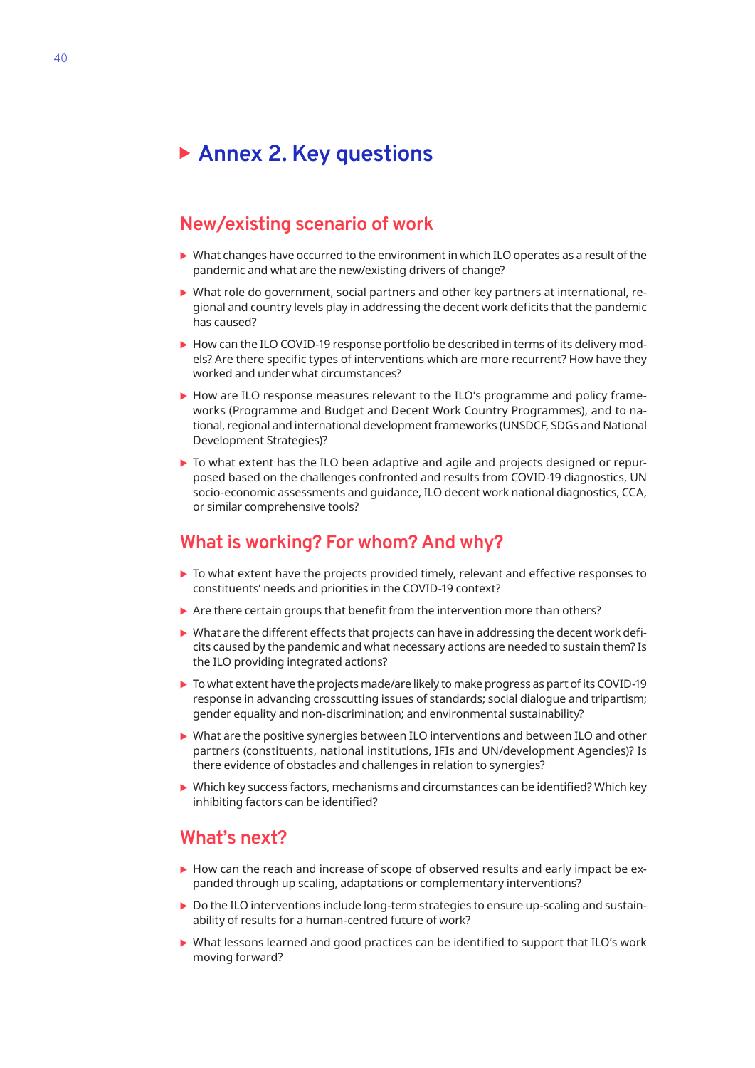# Annex 2. Key questions

## New/existing scenario of work

- What changes have occurred to the environment in which ILO operates as a result of the pandemic and what are the new/existing drivers of change?
- What role do government, social partners and other key partners at international, regional and country levels play in addressing the decent work deficits that the pandemic has caused?
- How can the ILO COVID-19 response portfolio be described in terms of its delivery models? Are there specific types of interventions which are more recurrent? How have they worked and under what circumstances?
- How are ILO response measures relevant to the ILO's programme and policy frameworks (Programme and Budget and Decent Work Country Programmes), and to national, regional and international development frameworks (UNSDCF, SDGs and National Development Strategies)?
- To what extent has the ILO been adaptive and agile and projects designed or repurposed based on the challenges confronted and results from COVID-19 diagnostics, UN socio-economic assessments and guidance, ILO decent work national diagnostics, CCA, or similar comprehensive tools?

## What is working? For whom? And why?

- To what extent have the projects provided timely, relevant and effective responses to constituents' needs and priorities in the COVID-19 context?
- Are there certain groups that benefit from the intervention more than others?
- What are the different effects that projects can have in addressing the decent work deficits caused by the pandemic and what necessary actions are needed to sustain them? Is the ILO providing integrated actions?
- To what extent have the projects made/are likely to make progress as part of its COVID-19 response in advancing crosscutting issues of standards; social dialogue and tripartism; gender equality and non-discrimination; and environmental sustainability?
- What are the positive synergies between ILO interventions and between ILO and other partners (constituents, national institutions, IFIs and UN/development Agencies)? Is there evidence of obstacles and challenges in relation to synergies?
- Which key success factors, mechanisms and circumstances can be identified? Which key inhibiting factors can be identified?

## What's next?

- How can the reach and increase of scope of observed results and early impact be expanded through up scaling, adaptations or complementary interventions?
- Do the ILO interventions include long-term strategies to ensure up-scaling and sustainability of results for a human-centred future of work?
- What lessons learned and good practices can be identified to support that ILO's work moving forward?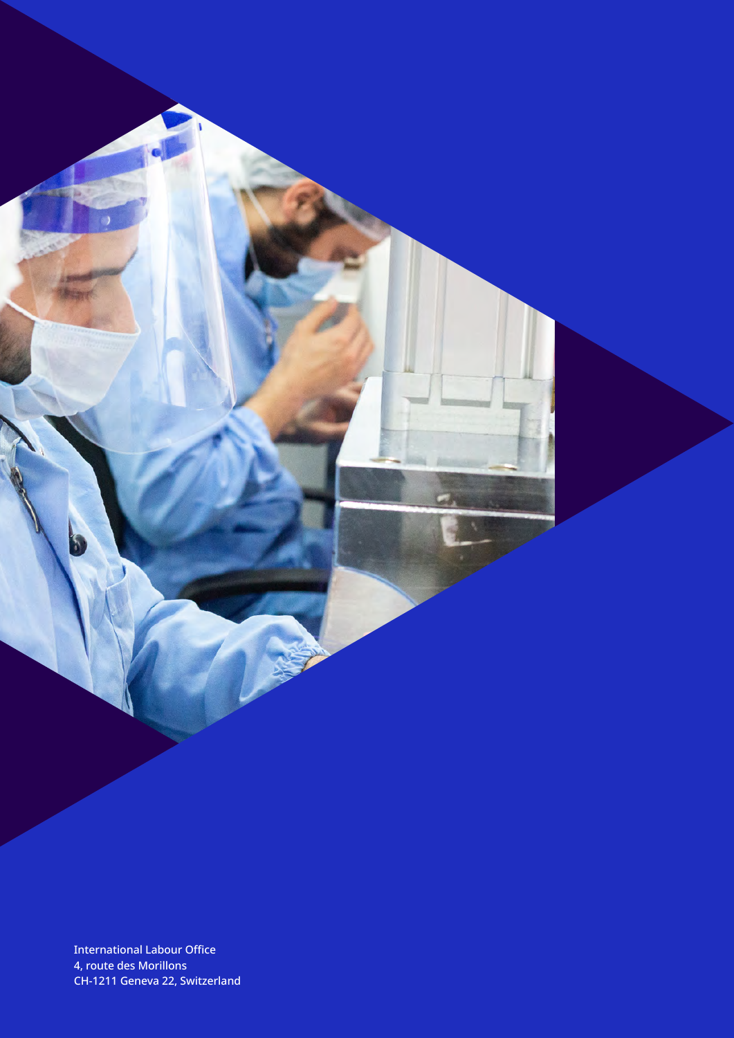International Labour Office
4, route des Morillons
CH-1211 Geneva 22, Switzerland